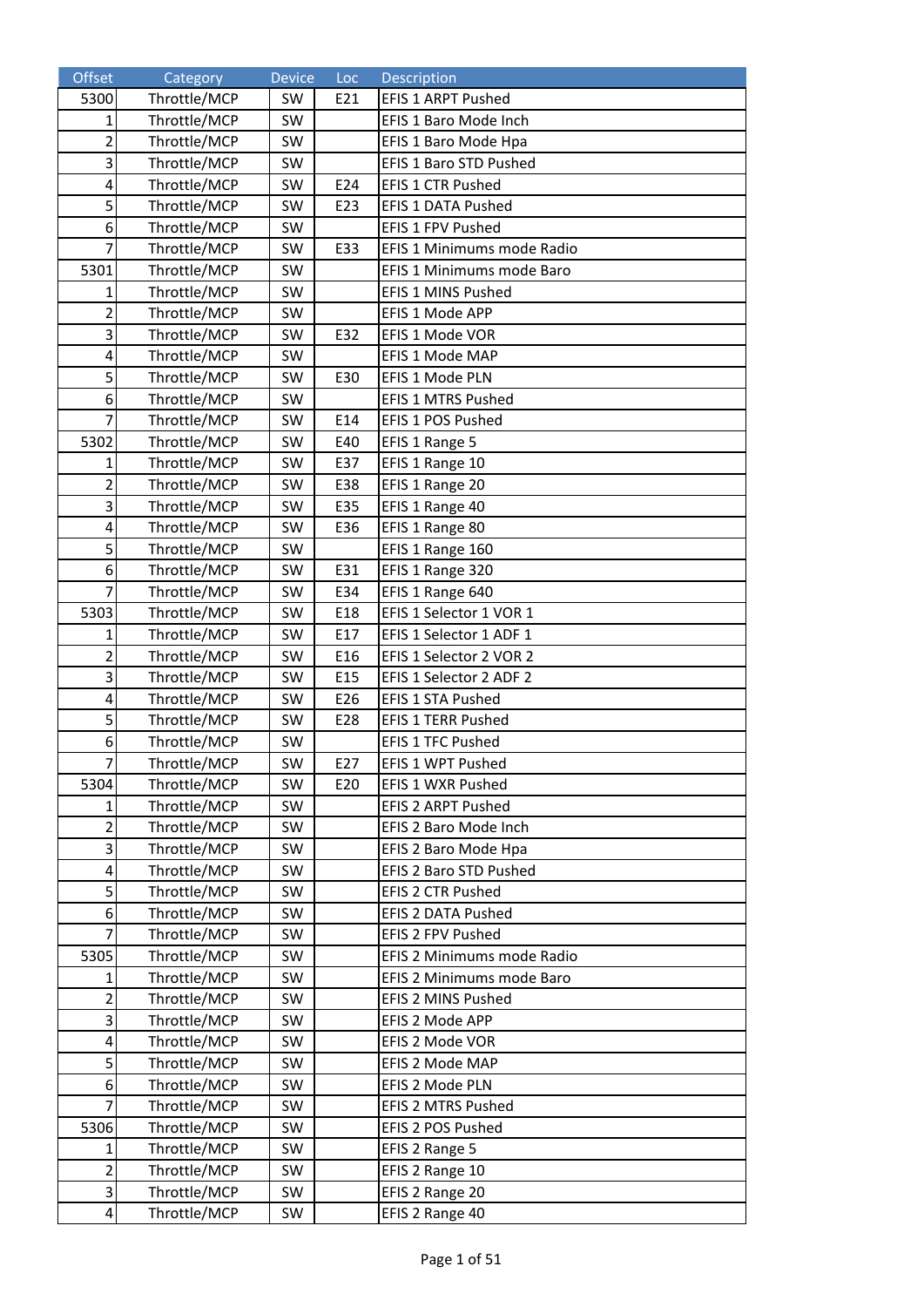| Offset | Category | Device | Loc | Description |
|---|---|---|---|---|
| 5300 | Throttle/MCP | SW | E21 | EFIS 1 ARPT Pushed |
| 1 | Throttle/MCP | SW | | EFIS 1 Baro Mode Inch |
| 2 | Throttle/MCP | SW | | EFIS 1 Baro Mode Hpa |
| 3 | Throttle/MCP | SW | | EFIS 1 Baro STD Pushed |
| 4 | Throttle/MCP | SW | E24 | EFIS 1 CTR Pushed |
| 5 | Throttle/MCP | SW | E23 | EFIS 1 DATA Pushed |
| 6 | Throttle/MCP | SW | | EFIS 1 FPV Pushed |
| 7 | Throttle/MCP | SW | E33 | EFIS 1 Minimums mode Radio |
| 5301 | Throttle/MCP | SW | | EFIS 1 Minimums mode Baro |
| 1 | Throttle/MCP | SW | | EFIS 1 MINS Pushed |
| 2 | Throttle/MCP | SW | | EFIS 1 Mode APP |
| 3 | Throttle/MCP | SW | E32 | EFIS 1 Mode VOR |
| 4 | Throttle/MCP | SW | | EFIS 1 Mode MAP |
| 5 | Throttle/MCP | SW | E30 | EFIS 1 Mode PLN |
| 6 | Throttle/MCP | SW | | EFIS 1 MTRS Pushed |
| 7 | Throttle/MCP | SW | E14 | EFIS 1 POS Pushed |
| 5302 | Throttle/MCP | SW | E40 | EFIS 1 Range 5 |
| 1 | Throttle/MCP | SW | E37 | EFIS 1 Range 10 |
| 2 | Throttle/MCP | SW | E38 | EFIS 1 Range 20 |
| 3 | Throttle/MCP | SW | E35 | EFIS 1 Range 40 |
| 4 | Throttle/MCP | SW | E36 | EFIS 1 Range 80 |
| 5 | Throttle/MCP | SW | | EFIS 1 Range 160 |
| 6 | Throttle/MCP | SW | E31 | EFIS 1 Range 320 |
| 7 | Throttle/MCP | SW | E34 | EFIS 1 Range 640 |
| 5303 | Throttle/MCP | SW | E18 | EFIS 1 Selector 1 VOR 1 |
| 1 | Throttle/MCP | SW | E17 | EFIS 1 Selector 1 ADF 1 |
| 2 | Throttle/MCP | SW | E16 | EFIS 1 Selector 2 VOR 2 |
| 3 | Throttle/MCP | SW | E15 | EFIS 1 Selector 2 ADF 2 |
| 4 | Throttle/MCP | SW | E26 | EFIS 1 STA Pushed |
| 5 | Throttle/MCP | SW | E28 | EFIS 1 TERR Pushed |
| 6 | Throttle/MCP | SW | | EFIS 1 TFC Pushed |
| 7 | Throttle/MCP | SW | E27 | EFIS 1 WPT Pushed |
| 5304 | Throttle/MCP | SW | E20 | EFIS 1 WXR Pushed |
| 1 | Throttle/MCP | SW | | EFIS 2 ARPT Pushed |
| 2 | Throttle/MCP | SW | | EFIS 2 Baro Mode Inch |
| 3 | Throttle/MCP | SW | | EFIS 2 Baro Mode Hpa |
| 4 | Throttle/MCP | SW | | EFIS 2 Baro STD Pushed |
| 5 | Throttle/MCP | SW | | EFIS 2 CTR Pushed |
| 6 | Throttle/MCP | SW | | EFIS 2 DATA Pushed |
| 7 | Throttle/MCP | SW | | EFIS 2 FPV Pushed |
| 5305 | Throttle/MCP | SW | | EFIS 2 Minimums mode Radio |
| 1 | Throttle/MCP | SW | | EFIS 2 Minimums mode Baro |
| 2 | Throttle/MCP | SW | | EFIS 2 MINS Pushed |
| 3 | Throttle/MCP | SW | | EFIS 2 Mode APP |
| 4 | Throttle/MCP | SW | | EFIS 2 Mode VOR |
| 5 | Throttle/MCP | SW | | EFIS 2 Mode MAP |
| 6 | Throttle/MCP | SW | | EFIS 2 Mode PLN |
| 7 | Throttle/MCP | SW | | EFIS 2 MTRS Pushed |
| 5306 | Throttle/MCP | SW | | EFIS 2 POS Pushed |
| 1 | Throttle/MCP | SW | | EFIS 2 Range 5 |
| 2 | Throttle/MCP | SW | | EFIS 2 Range 10 |
| 3 | Throttle/MCP | SW | | EFIS 2 Range 20 |
| 4 | Throttle/MCP | SW | | EFIS 2 Range 40 |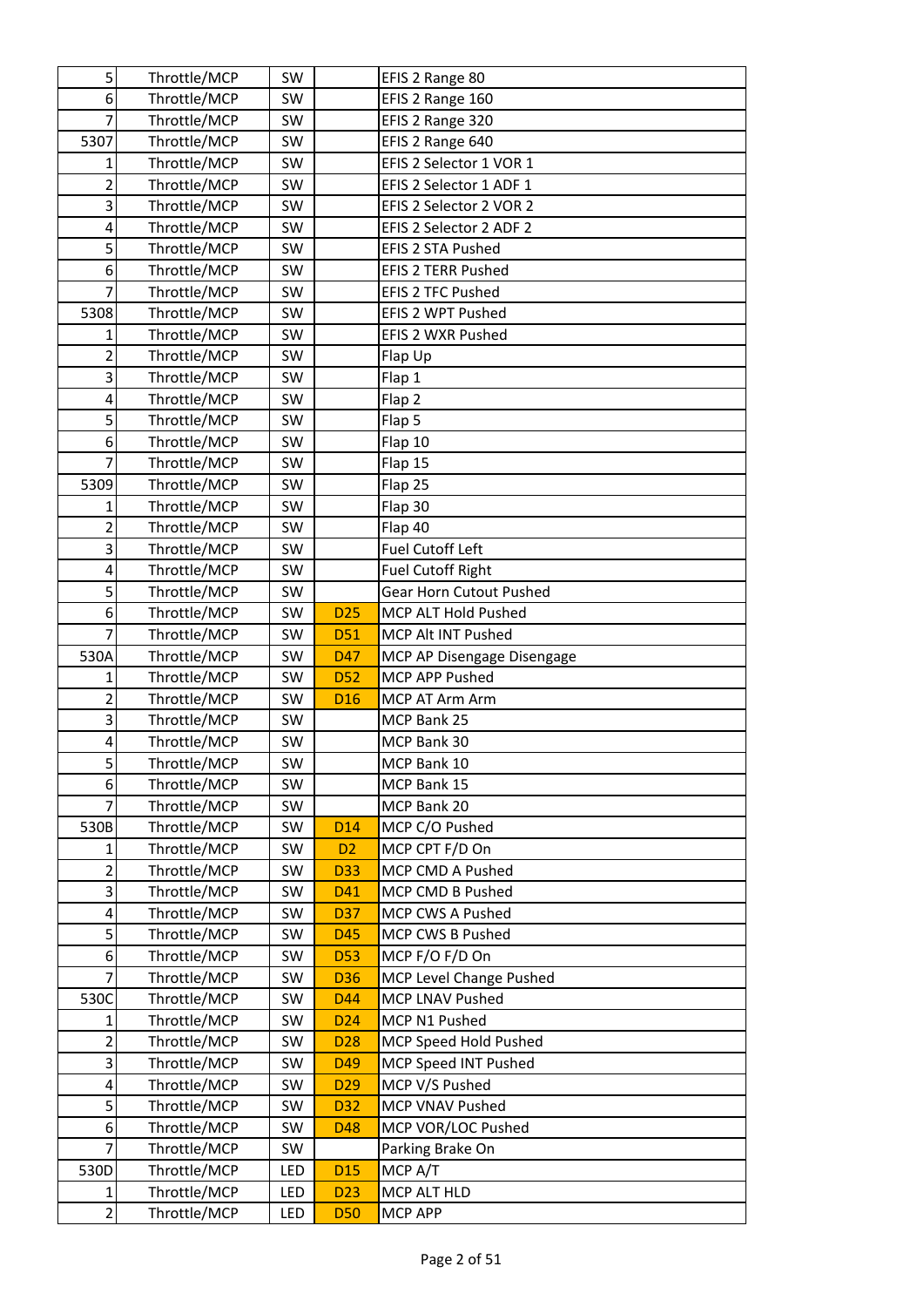| | | | | |
|---|---|---|---|---|
| 5 | Throttle/MCP | SW | | EFIS 2 Range 80 |
| 6 | Throttle/MCP | SW | | EFIS 2 Range 160 |
| 7 | Throttle/MCP | SW | | EFIS 2 Range 320 |
| 5307 | Throttle/MCP | SW | | EFIS 2 Range 640 |
| 1 | Throttle/MCP | SW | | EFIS 2 Selector 1 VOR 1 |
| 2 | Throttle/MCP | SW | | EFIS 2 Selector 1 ADF 1 |
| 3 | Throttle/MCP | SW | | EFIS 2 Selector 2 VOR 2 |
| 4 | Throttle/MCP | SW | | EFIS 2 Selector 2 ADF 2 |
| 5 | Throttle/MCP | SW | | EFIS 2 STA Pushed |
| 6 | Throttle/MCP | SW | | EFIS 2 TERR Pushed |
| 7 | Throttle/MCP | SW | | EFIS 2 TFC Pushed |
| 5308 | Throttle/MCP | SW | | EFIS 2 WPT Pushed |
| 1 | Throttle/MCP | SW | | EFIS 2 WXR Pushed |
| 2 | Throttle/MCP | SW | | Flap Up |
| 3 | Throttle/MCP | SW | | Flap 1 |
| 4 | Throttle/MCP | SW | | Flap 2 |
| 5 | Throttle/MCP | SW | | Flap 5 |
| 6 | Throttle/MCP | SW | | Flap 10 |
| 7 | Throttle/MCP | SW | | Flap 15 |
| 5309 | Throttle/MCP | SW | | Flap 25 |
| 1 | Throttle/MCP | SW | | Flap 30 |
| 2 | Throttle/MCP | SW | | Flap 40 |
| 3 | Throttle/MCP | SW | | Fuel Cutoff Left |
| 4 | Throttle/MCP | SW | | Fuel Cutoff Right |
| 5 | Throttle/MCP | SW | | Gear Horn Cutout Pushed |
| 6 | Throttle/MCP | SW | D25 | MCP ALT Hold Pushed |
| 7 | Throttle/MCP | SW | D51 | MCP Alt INT Pushed |
| 530A | Throttle/MCP | SW | D47 | MCP AP Disengage Disengage |
| 1 | Throttle/MCP | SW | D52 | MCP APP Pushed |
| 2 | Throttle/MCP | SW | D16 | MCP AT Arm Arm |
| 3 | Throttle/MCP | SW | | MCP Bank 25 |
| 4 | Throttle/MCP | SW | | MCP Bank 30 |
| 5 | Throttle/MCP | SW | | MCP Bank 10 |
| 6 | Throttle/MCP | SW | | MCP Bank 15 |
| 7 | Throttle/MCP | SW | | MCP Bank 20 |
| 530B | Throttle/MCP | SW | D14 | MCP C/O Pushed |
| 1 | Throttle/MCP | SW | D2 | MCP CPT F/D On |
| 2 | Throttle/MCP | SW | D33 | MCP CMD A Pushed |
| 3 | Throttle/MCP | SW | D41 | MCP CMD B Pushed |
| 4 | Throttle/MCP | SW | D37 | MCP CWS A Pushed |
| 5 | Throttle/MCP | SW | D45 | MCP CWS B Pushed |
| 6 | Throttle/MCP | SW | D53 | MCP F/O F/D On |
| 7 | Throttle/MCP | SW | D36 | MCP Level Change Pushed |
| 530C | Throttle/MCP | SW | D44 | MCP LNAV Pushed |
| 1 | Throttle/MCP | SW | D24 | MCP N1 Pushed |
| 2 | Throttle/MCP | SW | D28 | MCP Speed Hold Pushed |
| 3 | Throttle/MCP | SW | D49 | MCP Speed INT Pushed |
| 4 | Throttle/MCP | SW | D29 | MCP V/S Pushed |
| 5 | Throttle/MCP | SW | D32 | MCP VNAV Pushed |
| 6 | Throttle/MCP | SW | D48 | MCP VOR/LOC Pushed |
| 7 | Throttle/MCP | SW | | Parking Brake On |
| 530D | Throttle/MCP | LED | D15 | MCP A/T |
| 1 | Throttle/MCP | LED | D23 | MCP ALT HLD |
| 2 | Throttle/MCP | LED | D50 | MCP APP |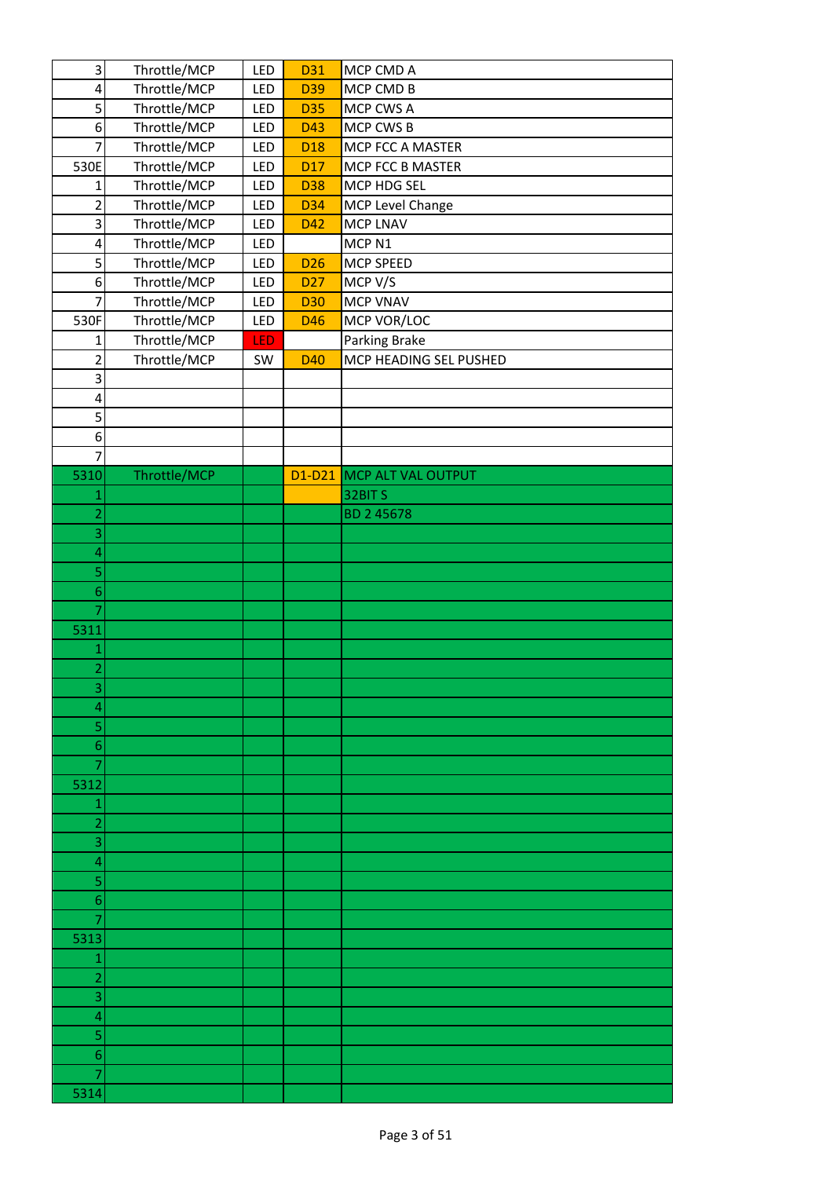| | | | | |
|---|---|---|---|---|
| 3 | Throttle/MCP | LED | D31 | MCP CMD A |
| 4 | Throttle/MCP | LED | D39 | MCP CMD B |
| 5 | Throttle/MCP | LED | D35 | MCP CWS A |
| 6 | Throttle/MCP | LED | D43 | MCP CWS B |
| 7 | Throttle/MCP | LED | D18 | MCP FCC A MASTER |
| 530E | Throttle/MCP | LED | D17 | MCP FCC B MASTER |
| 1 | Throttle/MCP | LED | D38 | MCP HDG SEL |
| 2 | Throttle/MCP | LED | D34 | MCP Level Change |
| 3 | Throttle/MCP | LED | D42 | MCP LNAV |
| 4 | Throttle/MCP | LED | | MCP N1 |
| 5 | Throttle/MCP | LED | D26 | MCP SPEED |
| 6 | Throttle/MCP | LED | D27 | MCP V/S |
| 7 | Throttle/MCP | LED | D30 | MCP VNAV |
| 530F | Throttle/MCP | LED | D46 | MCP VOR/LOC |
| 1 | Throttle/MCP | LED | | Parking Brake |
| 2 | Throttle/MCP | SW | D40 | MCP HEADING SEL PUSHED |
| 3 | | | | |
| 4 | | | | |
| 5 | | | | |
| 6 | | | | |
| 7 | | | | |
| 5310 | Throttle/MCP | | D1-D21 | MCP ALT VAL OUTPUT |
| 1 | | | | 32BIT S |
| 2 | | | | BD 2 45678 |
| 3 | | | | |
| 4 | | | | |
| 5 | | | | |
| 6 | | | | |
| 7 | | | | |
| 5311 | | | | |
| 1 | | | | |
| 2 | | | | |
| 3 | | | | |
| 4 | | | | |
| 5 | | | | |
| 6 | | | | |
| 7 | | | | |
| 5312 | | | | |
| 1 | | | | |
| 2 | | | | |
| 3 | | | | |
| 4 | | | | |
| 5 | | | | |
| 6 | | | | |
| 7 | | | | |
| 5313 | | | | |
| 1 | | | | |
| 2 | | | | |
| 3 | | | | |
| 4 | | | | |
| 5 | | | | |
| 6 | | | | |
| 7 | | | | |
| 5314 | | | | |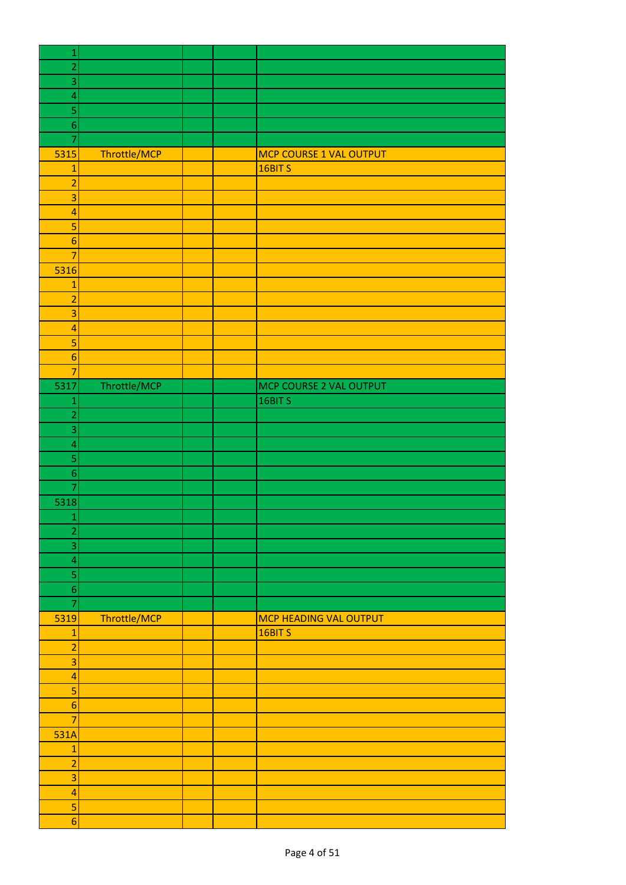| | | | | |
|---|---|---|---|---|
| 1 | | | | |
| 2 | | | | |
| 3 | | | | |
| 4 | | | | |
| 5 | | | | |
| 6 | | | | |
| 7 | | | | |
| 5315 | Throttle/MCP | | | MCP COURSE 1 VAL OUTPUT |
| 1 | | | | 16BIT S |
| 2 | | | | |
| 3 | | | | |
| 4 | | | | |
| 5 | | | | |
| 6 | | | | |
| 7 | | | | |
| 5316 | | | | |
| 1 | | | | |
| 2 | | | | |
| 3 | | | | |
| 4 | | | | |
| 5 | | | | |
| 6 | | | | |
| 7 | | | | |
| 5317 | Throttle/MCP | | | MCP COURSE 2 VAL OUTPUT |
| 1 | | | | 16BIT S |
| 2 | | | | |
| 3 | | | | |
| 4 | | | | |
| 5 | | | | |
| 6 | | | | |
| 7 | | | | |
| 5318 | | | | |
| 1 | | | | |
| 2 | | | | |
| 3 | | | | |
| 4 | | | | |
| 5 | | | | |
| 6 | | | | |
| 7 | | | | |
| 5319 | Throttle/MCP | | | MCP HEADING VAL OUTPUT |
| 1 | | | | 16BIT S |
| 2 | | | | |
| 3 | | | | |
| 4 | | | | |
| 5 | | | | |
| 6 | | | | |
| 7 | | | | |
| 531A | | | | |
| 1 | | | | |
| 2 | | | | |
| 3 | | | | |
| 4 | | | | |
| 5 | | | | |
| 6 | | | | |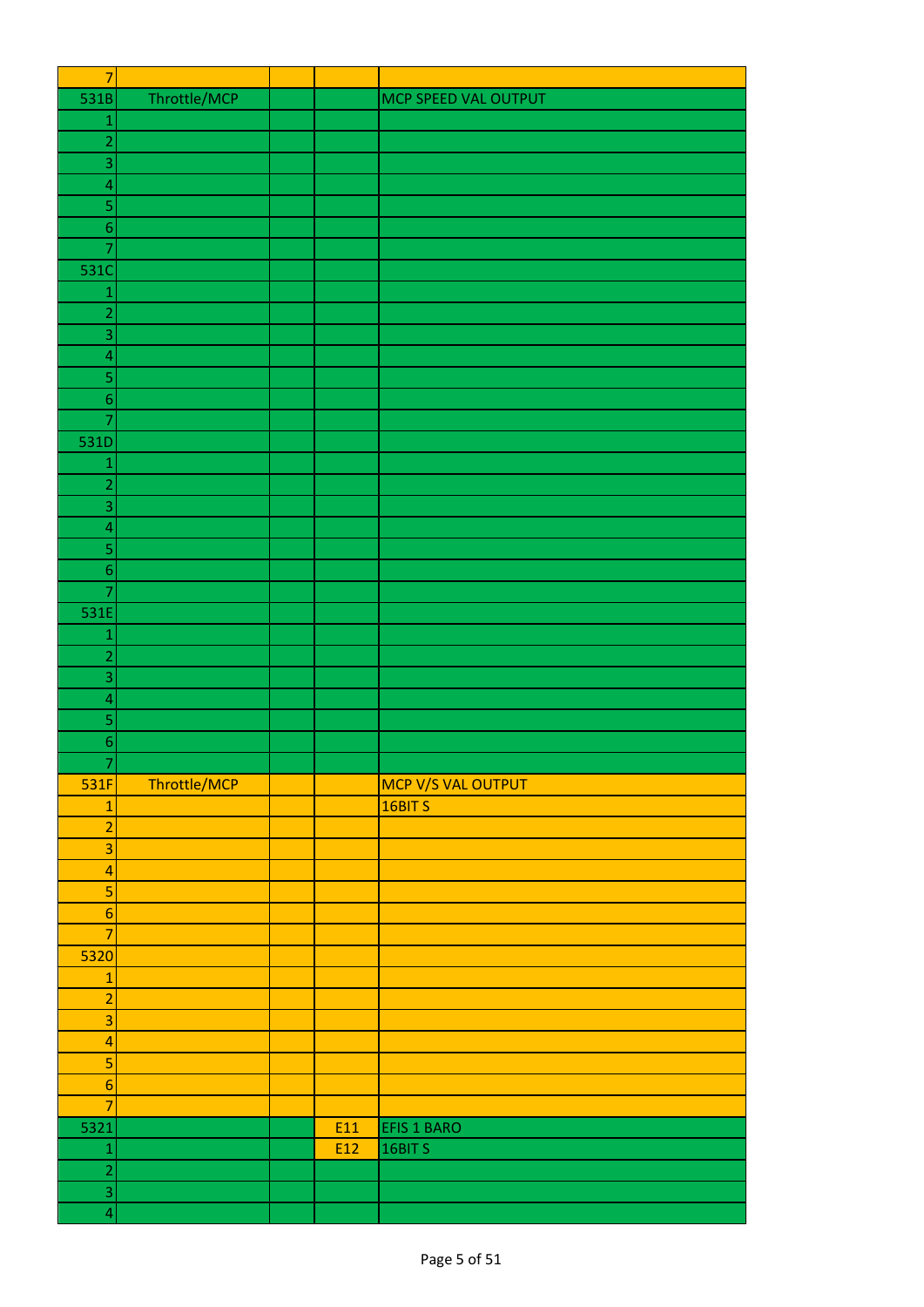| | | | | |
|---|---|---|---|---|
| 7 | | | | |
| 531B | Throttle/MCP | | | MCP SPEED VAL OUTPUT |
| 1 | | | | |
| 2 | | | | |
| 3 | | | | |
| 4 | | | | |
| 5 | | | | |
| 6 | | | | |
| 7 | | | | |
| 531C | | | | |
| 1 | | | | |
| 2 | | | | |
| 3 | | | | |
| 4 | | | | |
| 5 | | | | |
| 6 | | | | |
| 7 | | | | |
| 531D | | | | |
| 1 | | | | |
| 2 | | | | |
| 3 | | | | |
| 4 | | | | |
| 5 | | | | |
| 6 | | | | |
| 7 | | | | |
| 531E | | | | |
| 1 | | | | |
| 2 | | | | |
| 3 | | | | |
| 4 | | | | |
| 5 | | | | |
| 6 | | | | |
| 7 | | | | |
| 531F | Throttle/MCP | | | MCP V/S VAL OUTPUT |
| 1 | | | | 16BIT S |
| 2 | | | | |
| 3 | | | | |
| 4 | | | | |
| 5 | | | | |
| 6 | | | | |
| 7 | | | | |
| 5320 | | | | |
| 1 | | | | |
| 2 | | | | |
| 3 | | | | |
| 4 | | | | |
| 5 | | | | |
| 6 | | | | |
| 7 | | | | |
| 5321 | | | E11 | EFIS 1 BARO |
| 1 | | | E12 | 16BIT S |
| 2 | | | | |
| 3 | | | | |
| 4 | | | | |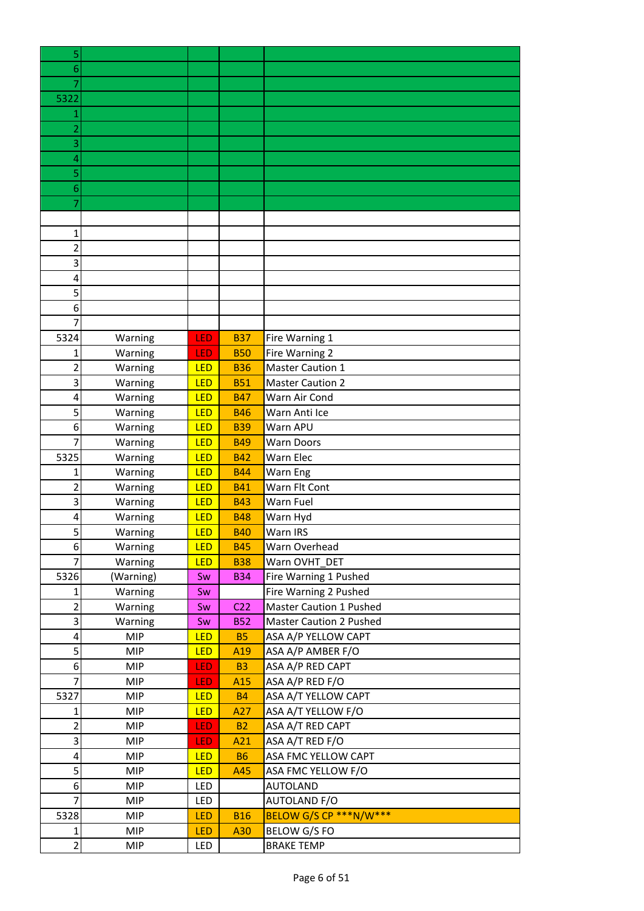| | | | | |
|---|---|---|---|---|
| 5 | | | | |
| 6 | | | | |
| 7 | | | | |
| 5322 | | | | |
| 1 | | | | |
| 2 | | | | |
| 3 | | | | |
| 4 | | | | |
| 5 | | | | |
| 6 | | | | |
| 7 | | | | |
| | | | | |
| 1 | | | | |
| 2 | | | | |
| 3 | | | | |
| 4 | | | | |
| 5 | | | | |
| 6 | | | | |
| 7 | | | | |
| 5324 | Warning | LED | B37 | Fire Warning 1 |
| 1 | Warning | LED | B50 | Fire Warning 2 |
| 2 | Warning | LED | B36 | Master Caution 1 |
| 3 | Warning | LED | B51 | Master Caution 2 |
| 4 | Warning | LED | B47 | Warn Air Cond |
| 5 | Warning | LED | B46 | Warn Anti Ice |
| 6 | Warning | LED | B39 | Warn APU |
| 7 | Warning | LED | B49 | Warn Doors |
| 5325 | Warning | LED | B42 | Warn Elec |
| 1 | Warning | LED | B44 | Warn Eng |
| 2 | Warning | LED | B41 | Warn Flt Cont |
| 3 | Warning | LED | B43 | Warn Fuel |
| 4 | Warning | LED | B48 | Warn Hyd |
| 5 | Warning | LED | B40 | Warn IRS |
| 6 | Warning | LED | B45 | Warn Overhead |
| 7 | Warning | LED | B38 | Warn OVHT_DET |
| 5326 | (Warning) | Sw | B34 | Fire Warning 1 Pushed |
| 1 | Warning | Sw | | Fire Warning 2 Pushed |
| 2 | Warning | Sw | C22 | Master Caution 1 Pushed |
| 3 | Warning | Sw | B52 | Master Caution 2 Pushed |
| 4 | MIP | LED | B5 | ASA A/P YELLOW CAPT |
| 5 | MIP | LED | A19 | ASA A/P AMBER F/O |
| 6 | MIP | LED | B3 | ASA A/P RED CAPT |
| 7 | MIP | LED | A15 | ASA A/P RED F/O |
| 5327 | MIP | LED | B4 | ASA A/T YELLOW CAPT |
| 1 | MIP | LED | A27 | ASA A/T YELLOW F/O |
| 2 | MIP | LED | B2 | ASA A/T RED CAPT |
| 3 | MIP | LED | A21 | ASA A/T RED F/O |
| 4 | MIP | LED | B6 | ASA FMC YELLOW CAPT |
| 5 | MIP | LED | A45 | ASA FMC YELLOW F/O |
| 6 | MIP | LED | | AUTOLAND |
| 7 | MIP | LED | | AUTOLAND F/O |
| 5328 | MIP | LED | B16 | BELOW G/S CP ***N/W*** |
| 1 | MIP | LED | A30 | BELOW G/S FO |
| 2 | MIP | LED | | BRAKE TEMP |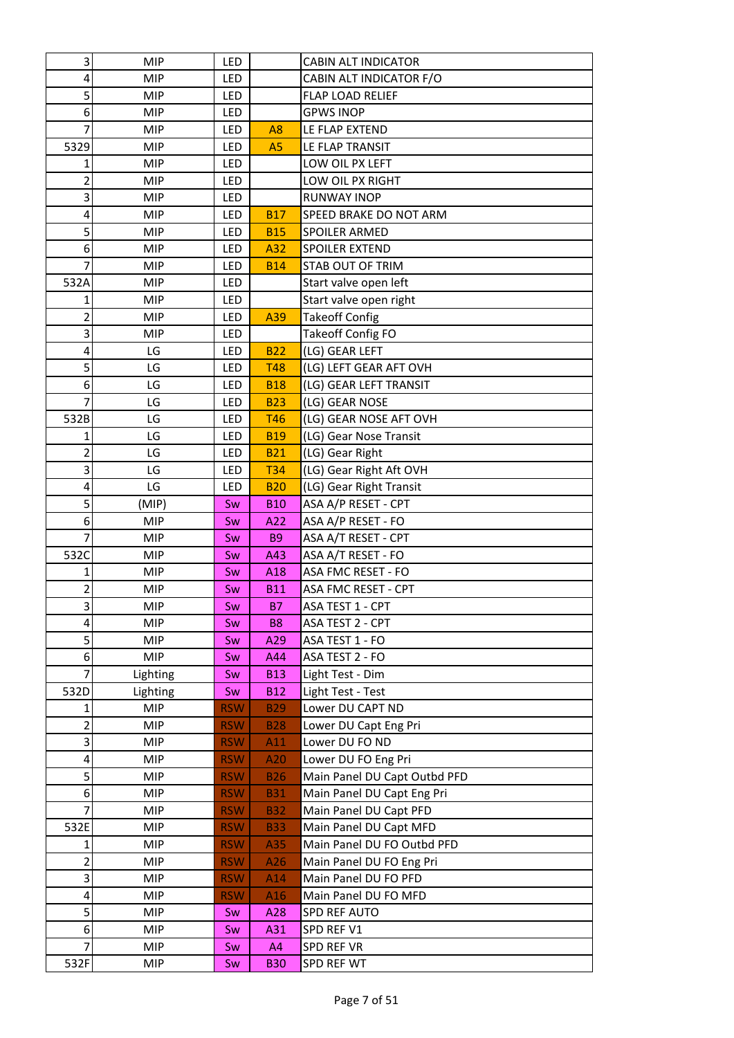| | | | | |
|---|---|---|---|---|
| 3 | MIP | LED | | CABIN ALT INDICATOR |
| 4 | MIP | LED | | CABIN ALT INDICATOR F/O |
| 5 | MIP | LED | | FLAP LOAD RELIEF |
| 6 | MIP | LED | | GPWS INOP |
| 7 | MIP | LED | A8 | LE FLAP EXTEND |
| 5329 | MIP | LED | A5 | LE FLAP TRANSIT |
| 1 | MIP | LED | | LOW OIL PX LEFT |
| 2 | MIP | LED | | LOW OIL PX RIGHT |
| 3 | MIP | LED | | RUNWAY INOP |
| 4 | MIP | LED | B17 | SPEED BRAKE DO NOT ARM |
| 5 | MIP | LED | B15 | SPOILER ARMED |
| 6 | MIP | LED | A32 | SPOILER EXTEND |
| 7 | MIP | LED | B14 | STAB OUT OF TRIM |
| 532A | MIP | LED | | Start valve open left |
| 1 | MIP | LED | | Start valve open right |
| 2 | MIP | LED | A39 | Takeoff Config |
| 3 | MIP | LED | | Takeoff Config FO |
| 4 | LG | LED | B22 | (LG) GEAR LEFT |
| 5 | LG | LED | T48 | (LG) LEFT GEAR AFT OVH |
| 6 | LG | LED | B18 | (LG) GEAR LEFT TRANSIT |
| 7 | LG | LED | B23 | (LG) GEAR NOSE |
| 532B | LG | LED | T46 | (LG) GEAR NOSE AFT OVH |
| 1 | LG | LED | B19 | (LG) Gear Nose Transit |
| 2 | LG | LED | B21 | (LG) Gear Right |
| 3 | LG | LED | T34 | (LG) Gear Right Aft OVH |
| 4 | LG | LED | B20 | (LG) Gear Right Transit |
| 5 | (MIP) | Sw | B10 | ASA A/P RESET - CPT |
| 6 | MIP | Sw | A22 | ASA A/P RESET - FO |
| 7 | MIP | Sw | B9 | ASA A/T RESET - CPT |
| 532C | MIP | Sw | A43 | ASA A/T RESET - FO |
| 1 | MIP | Sw | A18 | ASA FMC RESET - FO |
| 2 | MIP | Sw | B11 | ASA FMC RESET - CPT |
| 3 | MIP | Sw | B7 | ASA TEST 1 - CPT |
| 4 | MIP | Sw | B8 | ASA TEST 2 - CPT |
| 5 | MIP | Sw | A29 | ASA TEST 1 - FO |
| 6 | MIP | Sw | A44 | ASA TEST 2 - FO |
| 7 | Lighting | Sw | B13 | Light Test - Dim |
| 532D | Lighting | Sw | B12 | Light Test - Test |
| 1 | MIP | RSW | B29 | Lower DU CAPT ND |
| 2 | MIP | RSW | B28 | Lower DU Capt Eng Pri |
| 3 | MIP | RSW | A11 | Lower DU FO ND |
| 4 | MIP | RSW | A20 | Lower DU FO Eng Pri |
| 5 | MIP | RSW | B26 | Main Panel DU Capt Outbd PFD |
| 6 | MIP | RSW | B31 | Main Panel DU Capt Eng Pri |
| 7 | MIP | RSW | B32 | Main Panel DU Capt PFD |
| 532E | MIP | RSW | B33 | Main Panel DU Capt MFD |
| 1 | MIP | RSW | A35 | Main Panel DU FO Outbd PFD |
| 2 | MIP | RSW | A26 | Main Panel DU FO Eng Pri |
| 3 | MIP | RSW | A14 | Main Panel DU FO PFD |
| 4 | MIP | RSW | A16 | Main Panel DU FO MFD |
| 5 | MIP | Sw | A28 | SPD REF AUTO |
| 6 | MIP | Sw | A31 | SPD REF V1 |
| 7 | MIP | Sw | A4 | SPD REF VR |
| 532F | MIP | Sw | B30 | SPD REF WT |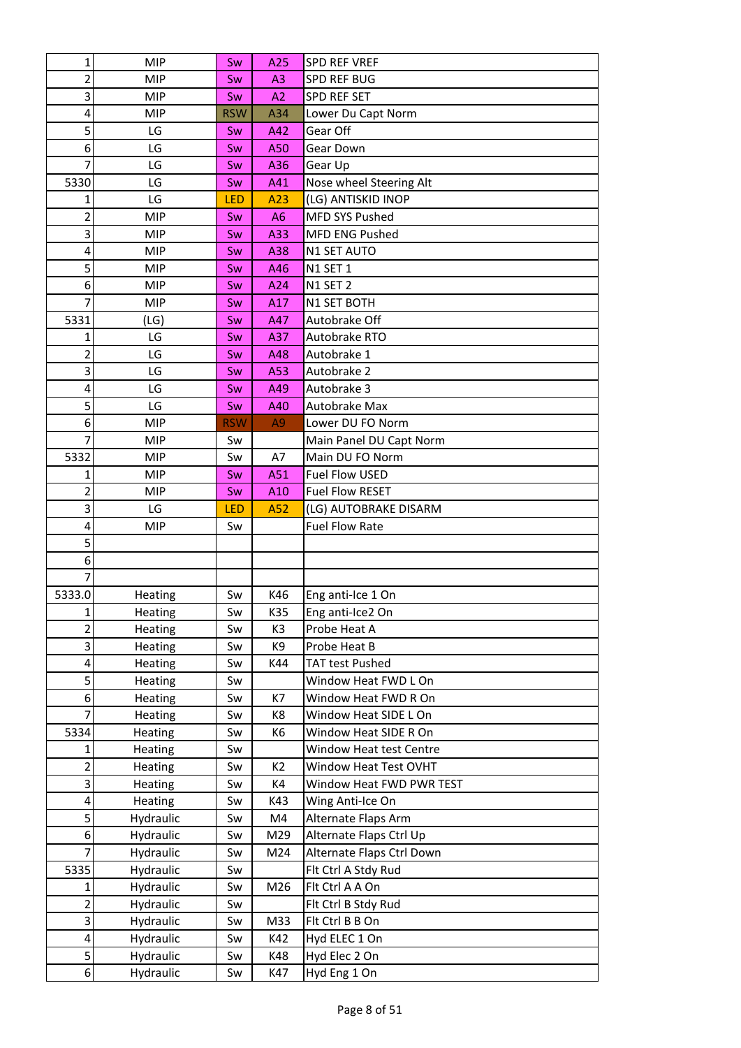| | | | | |
|---|---|---|---|---|
| 1 | MIP | Sw | A25 | SPD REF VREF |
| 2 | MIP | Sw | A3 | SPD REF BUG |
| 3 | MIP | Sw | A2 | SPD REF SET |
| 4 | MIP | RSW | A34 | Lower Du Capt Norm |
| 5 | LG | Sw | A42 | Gear Off |
| 6 | LG | Sw | A50 | Gear Down |
| 7 | LG | Sw | A36 | Gear Up |
| 5330 | LG | Sw | A41 | Nose wheel Steering Alt |
| 1 | LG | LED | A23 | (LG) ANTISKID INOP |
| 2 | MIP | Sw | A6 | MFD SYS Pushed |
| 3 | MIP | Sw | A33 | MFD ENG Pushed |
| 4 | MIP | Sw | A38 | N1 SET AUTO |
| 5 | MIP | Sw | A46 | N1 SET 1 |
| 6 | MIP | Sw | A24 | N1 SET 2 |
| 7 | MIP | Sw | A17 | N1 SET BOTH |
| 5331 | (LG) | Sw | A47 | Autobrake Off |
| 1 | LG | Sw | A37 | Autobrake RTO |
| 2 | LG | Sw | A48 | Autobrake 1 |
| 3 | LG | Sw | A53 | Autobrake 2 |
| 4 | LG | Sw | A49 | Autobrake 3 |
| 5 | LG | Sw | A40 | Autobrake Max |
| 6 | MIP | RSW | A9 | Lower DU FO Norm |
| 7 | MIP | Sw | | Main Panel DU Capt Norm |
| 5332 | MIP | Sw | A7 | Main DU FO Norm |
| 1 | MIP | Sw | A51 | Fuel Flow USED |
| 2 | MIP | Sw | A10 | Fuel Flow RESET |
| 3 | LG | LED | A52 | (LG) AUTOBRAKE DISARM |
| 4 | MIP | Sw | | Fuel Flow Rate |
| 5 | | | | |
| 6 | | | | |
| 7 | | | | |
| 5333.0 | Heating | Sw | K46 | Eng anti-Ice 1 On |
| 1 | Heating | Sw | K35 | Eng anti-Ice2 On |
| 2 | Heating | Sw | K3 | Probe Heat A |
| 3 | Heating | Sw | K9 | Probe Heat B |
| 4 | Heating | Sw | K44 | TAT test Pushed |
| 5 | Heating | Sw | | Window Heat FWD L On |
| 6 | Heating | Sw | K7 | Window Heat FWD R On |
| 7 | Heating | Sw | K8 | Window Heat SIDE L On |
| 5334 | Heating | Sw | K6 | Window Heat SIDE R On |
| 1 | Heating | Sw | | Window Heat test Centre |
| 2 | Heating | Sw | K2 | Window Heat Test OVHT |
| 3 | Heating | Sw | K4 | Window Heat FWD PWR TEST |
| 4 | Heating | Sw | K43 | Wing Anti-Ice On |
| 5 | Hydraulic | Sw | M4 | Alternate Flaps Arm |
| 6 | Hydraulic | Sw | M29 | Alternate Flaps Ctrl Up |
| 7 | Hydraulic | Sw | M24 | Alternate Flaps Ctrl Down |
| 5335 | Hydraulic | Sw | | Flt Ctrl A Stdy Rud |
| 1 | Hydraulic | Sw | M26 | Flt Ctrl A A On |
| 2 | Hydraulic | Sw | | Flt Ctrl B Stdy Rud |
| 3 | Hydraulic | Sw | M33 | Flt Ctrl B B On |
| 4 | Hydraulic | Sw | K42 | Hyd ELEC 1 On |
| 5 | Hydraulic | Sw | K48 | Hyd Elec 2 On |
| 6 | Hydraulic | Sw | K47 | Hyd Eng 1 On |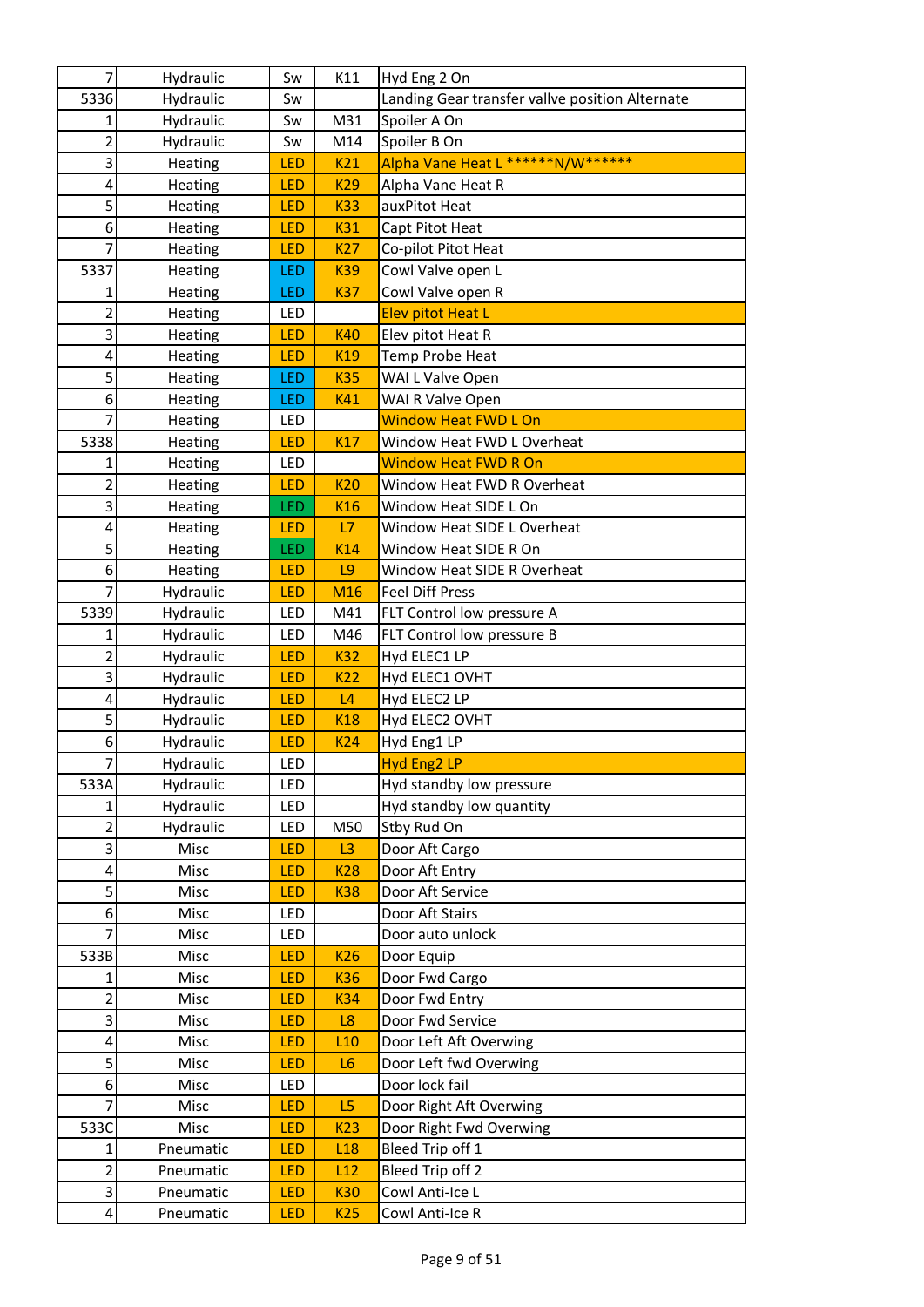| | | | | |
|---|---|---|---|---|
| 7 | Hydraulic | Sw | K11 | Hyd Eng 2 On |
| 5336 | Hydraulic | Sw | | Landing Gear transfer valve position Alternate |
| 1 | Hydraulic | Sw | M31 | Spoiler A On |
| 2 | Hydraulic | Sw | M14 | Spoiler B On |
| 3 | Heating | LED | K21 | Alpha Vane Heat L ******N/W****** |
| 4 | Heating | LED | K29 | Alpha Vane Heat R |
| 5 | Heating | LED | K33 | auxPitot Heat |
| 6 | Heating | LED | K31 | Capt Pitot Heat |
| 7 | Heating | LED | K27 | Co-pilot Pitot Heat |
| 5337 | Heating | LED | K39 | Cowl Valve open L |
| 1 | Heating | LED | K37 | Cowl Valve open R |
| 2 | Heating | LED | | Elev pitot Heat L |
| 3 | Heating | LED | K40 | Elev pitot Heat R |
| 4 | Heating | LED | K19 | Temp Probe Heat |
| 5 | Heating | LED | K35 | WAI L Valve Open |
| 6 | Heating | LED | K41 | WAI R Valve Open |
| 7 | Heating | LED | | Window Heat FWD L On |
| 5338 | Heating | LED | K17 | Window Heat FWD L Overheat |
| 1 | Heating | LED | | Window Heat FWD R On |
| 2 | Heating | LED | K20 | Window Heat FWD R Overheat |
| 3 | Heating | LED | K16 | Window Heat SIDE L On |
| 4 | Heating | LED | L7 | Window Heat SIDE L Overheat |
| 5 | Heating | LED | K14 | Window Heat SIDE R On |
| 6 | Heating | LED | L9 | Window Heat SIDE R Overheat |
| 7 | Hydraulic | LED | M16 | Feel Diff Press |
| 5339 | Hydraulic | LED | M41 | FLT Control low pressure A |
| 1 | Hydraulic | LED | M46 | FLT Control low pressure B |
| 2 | Hydraulic | LED | K32 | Hyd ELEC1 LP |
| 3 | Hydraulic | LED | K22 | Hyd ELEC1 OVHT |
| 4 | Hydraulic | LED | L4 | Hyd ELEC2 LP |
| 5 | Hydraulic | LED | K18 | Hyd ELEC2 OVHT |
| 6 | Hydraulic | LED | K24 | Hyd Eng1 LP |
| 7 | Hydraulic | LED | | Hyd Eng2 LP |
| 533A | Hydraulic | LED | | Hyd standby low pressure |
| 1 | Hydraulic | LED | | Hyd standby low quantity |
| 2 | Hydraulic | LED | M50 | Stby Rud On |
| 3 | Misc | LED | L3 | Door Aft Cargo |
| 4 | Misc | LED | K28 | Door Aft Entry |
| 5 | Misc | LED | K38 | Door Aft Service |
| 6 | Misc | LED | | Door Aft Stairs |
| 7 | Misc | LED | | Door auto unlock |
| 533B | Misc | LED | K26 | Door Equip |
| 1 | Misc | LED | K36 | Door Fwd Cargo |
| 2 | Misc | LED | K34 | Door Fwd Entry |
| 3 | Misc | LED | L8 | Door Fwd Service |
| 4 | Misc | LED | L10 | Door Left Aft Overwing |
| 5 | Misc | LED | L6 | Door Left fwd Overwing |
| 6 | Misc | LED | | Door lock fail |
| 7 | Misc | LED | L5 | Door Right Aft Overwing |
| 533C | Misc | LED | K23 | Door Right Fwd Overwing |
| 1 | Pneumatic | LED | L18 | Bleed Trip off 1 |
| 2 | Pneumatic | LED | L12 | Bleed Trip off 2 |
| 3 | Pneumatic | LED | K30 | Cowl Anti-Ice L |
| 4 | Pneumatic | LED | K25 | Cowl Anti-Ice R |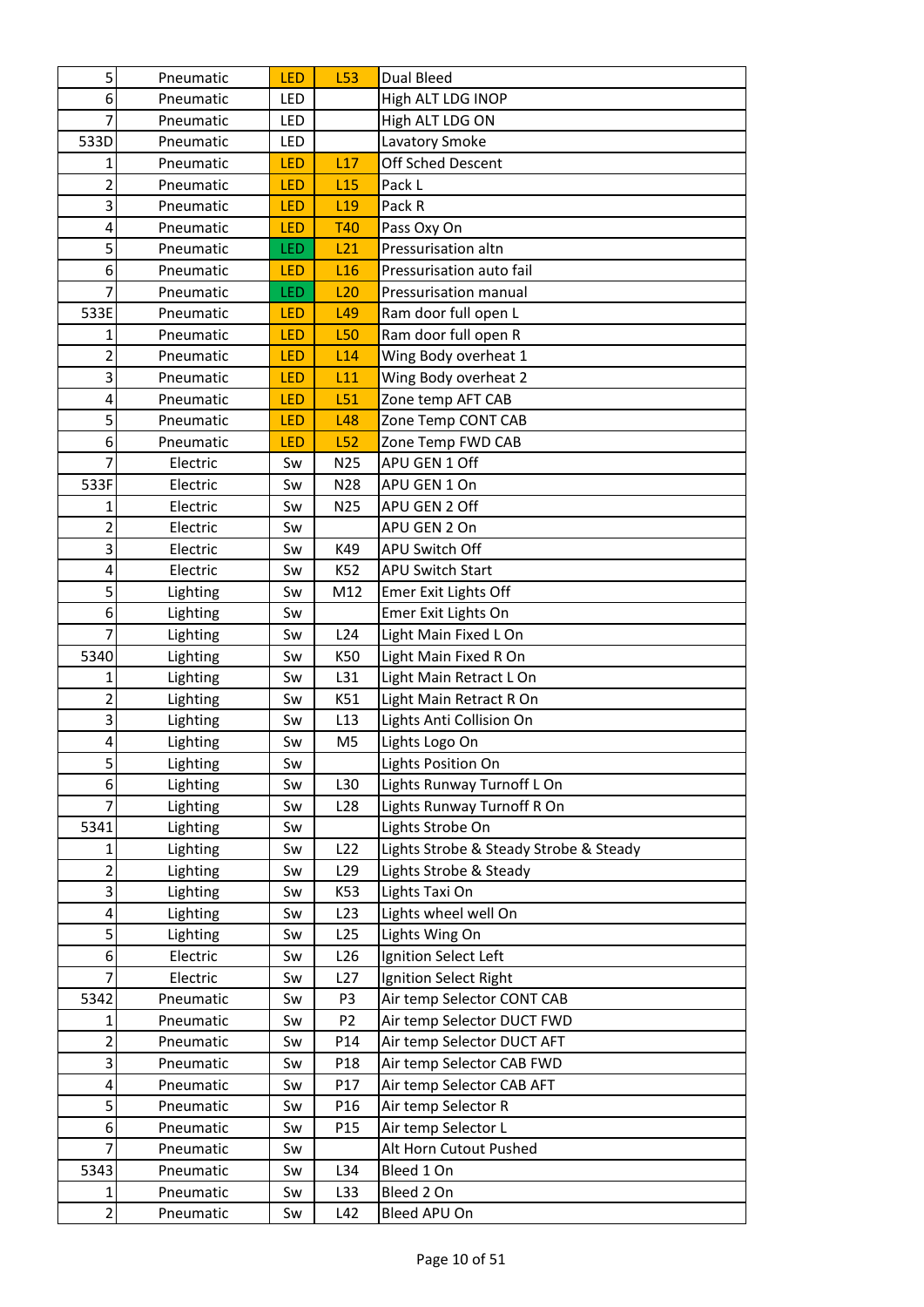| | | | | |
|---|---|---|---|---|
| 5 | Pneumatic | LED | L53 | Dual Bleed |
| 6 | Pneumatic | LED | | High ALT LDG INOP |
| 7 | Pneumatic | LED | | High ALT LDG ON |
| 533D | Pneumatic | LED | | Lavatory Smoke |
| 1 | Pneumatic | LED | L17 | Off Sched Descent |
| 2 | Pneumatic | LED | L15 | Pack L |
| 3 | Pneumatic | LED | L19 | Pack R |
| 4 | Pneumatic | LED | T40 | Pass Oxy On |
| 5 | Pneumatic | LED | L21 | Pressurisation altn |
| 6 | Pneumatic | LED | L16 | Pressurisation auto fail |
| 7 | Pneumatic | LED | L20 | Pressurisation manual |
| 533E | Pneumatic | LED | L49 | Ram door full open L |
| 1 | Pneumatic | LED | L50 | Ram door full open R |
| 2 | Pneumatic | LED | L14 | Wing Body overheat 1 |
| 3 | Pneumatic | LED | L11 | Wing Body overheat 2 |
| 4 | Pneumatic | LED | L51 | Zone temp AFT CAB |
| 5 | Pneumatic | LED | L48 | Zone Temp CONT CAB |
| 6 | Pneumatic | LED | L52 | Zone Temp FWD CAB |
| 7 | Electric | Sw | N25 | APU GEN 1 Off |
| 533F | Electric | Sw | N28 | APU GEN 1 On |
| 1 | Electric | Sw | N25 | APU GEN 2 Off |
| 2 | Electric | Sw | | APU GEN 2 On |
| 3 | Electric | Sw | K49 | APU Switch Off |
| 4 | Electric | Sw | K52 | APU Switch Start |
| 5 | Lighting | Sw | M12 | Emer Exit Lights Off |
| 6 | Lighting | Sw | | Emer Exit Lights On |
| 7 | Lighting | Sw | L24 | Light Main Fixed L On |
| 5340 | Lighting | Sw | K50 | Light Main Fixed R On |
| 1 | Lighting | Sw | L31 | Light Main Retract L On |
| 2 | Lighting | Sw | K51 | Light Main Retract R On |
| 3 | Lighting | Sw | L13 | Lights Anti Collision On |
| 4 | Lighting | Sw | M5 | Lights Logo On |
| 5 | Lighting | Sw | | Lights Position On |
| 6 | Lighting | Sw | L30 | Lights Runway Turnoff L On |
| 7 | Lighting | Sw | L28 | Lights Runway Turnoff R On |
| 5341 | Lighting | Sw | | Lights Strobe On |
| 1 | Lighting | Sw | L22 | Lights Strobe & Steady Strobe & Steady |
| 2 | Lighting | Sw | L29 | Lights Strobe & Steady |
| 3 | Lighting | Sw | K53 | Lights Taxi On |
| 4 | Lighting | Sw | L23 | Lights wheel well On |
| 5 | Lighting | Sw | L25 | Lights Wing On |
| 6 | Electric | Sw | L26 | Ignition Select Left |
| 7 | Electric | Sw | L27 | Ignition Select Right |
| 5342 | Pneumatic | Sw | P3 | Air temp Selector CONT CAB |
| 1 | Pneumatic | Sw | P2 | Air temp Selector DUCT FWD |
| 2 | Pneumatic | Sw | P14 | Air temp Selector DUCT AFT |
| 3 | Pneumatic | Sw | P18 | Air temp Selector CAB FWD |
| 4 | Pneumatic | Sw | P17 | Air temp Selector CAB AFT |
| 5 | Pneumatic | Sw | P16 | Air temp Selector R |
| 6 | Pneumatic | Sw | P15 | Air temp Selector L |
| 7 | Pneumatic | Sw | | Alt Horn Cutout Pushed |
| 5343 | Pneumatic | Sw | L34 | Bleed 1 On |
| 1 | Pneumatic | Sw | L33 | Bleed 2 On |
| 2 | Pneumatic | Sw | L42 | Bleed APU On |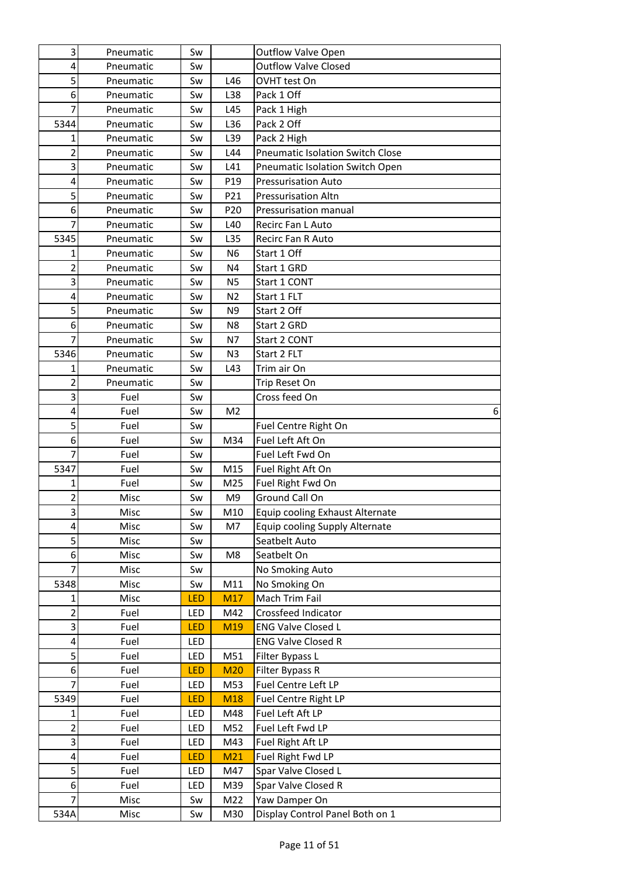| | | | | |
|---|---|---|---|---|
| 3 | Pneumatic | Sw | | Outflow Valve Open |
| 4 | Pneumatic | Sw | | Outflow Valve Closed |
| 5 | Pneumatic | Sw | L46 | OVHT test On |
| 6 | Pneumatic | Sw | L38 | Pack 1 Off |
| 7 | Pneumatic | Sw | L45 | Pack 1 High |
| 5344 | Pneumatic | Sw | L36 | Pack 2 Off |
| 1 | Pneumatic | Sw | L39 | Pack 2 High |
| 2 | Pneumatic | Sw | L44 | Pneumatic Isolation Switch Close |
| 3 | Pneumatic | Sw | L41 | Pneumatic Isolation Switch Open |
| 4 | Pneumatic | Sw | P19 | Pressurisation Auto |
| 5 | Pneumatic | Sw | P21 | Pressurisation Altn |
| 6 | Pneumatic | Sw | P20 | Pressurisation manual |
| 7 | Pneumatic | Sw | L40 | Recirc Fan L Auto |
| 5345 | Pneumatic | Sw | L35 | Recirc Fan R Auto |
| 1 | Pneumatic | Sw | N6 | Start 1 Off |
| 2 | Pneumatic | Sw | N4 | Start 1 GRD |
| 3 | Pneumatic | Sw | N5 | Start 1 CONT |
| 4 | Pneumatic | Sw | N2 | Start 1 FLT |
| 5 | Pneumatic | Sw | N9 | Start 2 Off |
| 6 | Pneumatic | Sw | N8 | Start 2 GRD |
| 7 | Pneumatic | Sw | N7 | Start 2 CONT |
| 5346 | Pneumatic | Sw | N3 | Start 2 FLT |
| 1 | Pneumatic | Sw | L43 | Trim air On |
| 2 | Pneumatic | Sw | | Trip Reset On |
| 3 | Fuel | Sw | | Cross feed On |
| 4 | Fuel | Sw | M2 | 6 |
| 5 | Fuel | Sw | | Fuel Centre Right On |
| 6 | Fuel | Sw | M34 | Fuel Left Aft On |
| 7 | Fuel | Sw | | Fuel Left Fwd On |
| 5347 | Fuel | Sw | M15 | Fuel Right Aft On |
| 1 | Fuel | Sw | M25 | Fuel Right Fwd On |
| 2 | Misc | Sw | M9 | Ground Call On |
| 3 | Misc | Sw | M10 | Equip cooling Exhaust Alternate |
| 4 | Misc | Sw | M7 | Equip cooling Supply Alternate |
| 5 | Misc | Sw | | Seatbelt Auto |
| 6 | Misc | Sw | M8 | Seatbelt On |
| 7 | Misc | Sw | | No Smoking Auto |
| 5348 | Misc | Sw | M11 | No Smoking On |
| 1 | Misc | LED | M17 | Mach Trim Fail |
| 2 | Fuel | LED | M42 | Crossfeed Indicator |
| 3 | Fuel | LED | M19 | ENG Valve Closed L |
| 4 | Fuel | LED | | ENG Valve Closed R |
| 5 | Fuel | LED | M51 | Filter Bypass L |
| 6 | Fuel | LED | M20 | Filter Bypass R |
| 7 | Fuel | LED | M53 | Fuel Centre Left LP |
| 5349 | Fuel | LED | M18 | Fuel Centre Right LP |
| 1 | Fuel | LED | M48 | Fuel Left Aft LP |
| 2 | Fuel | LED | M52 | Fuel Left Fwd LP |
| 3 | Fuel | LED | M43 | Fuel Right Aft LP |
| 4 | Fuel | LED | M21 | Fuel Right Fwd LP |
| 5 | Fuel | LED | M47 | Spar Valve Closed L |
| 6 | Fuel | LED | M39 | Spar Valve Closed R |
| 7 | Misc | Sw | M22 | Yaw Damper On |
| 534A | Misc | Sw | M30 | Display Control Panel Both on 1 |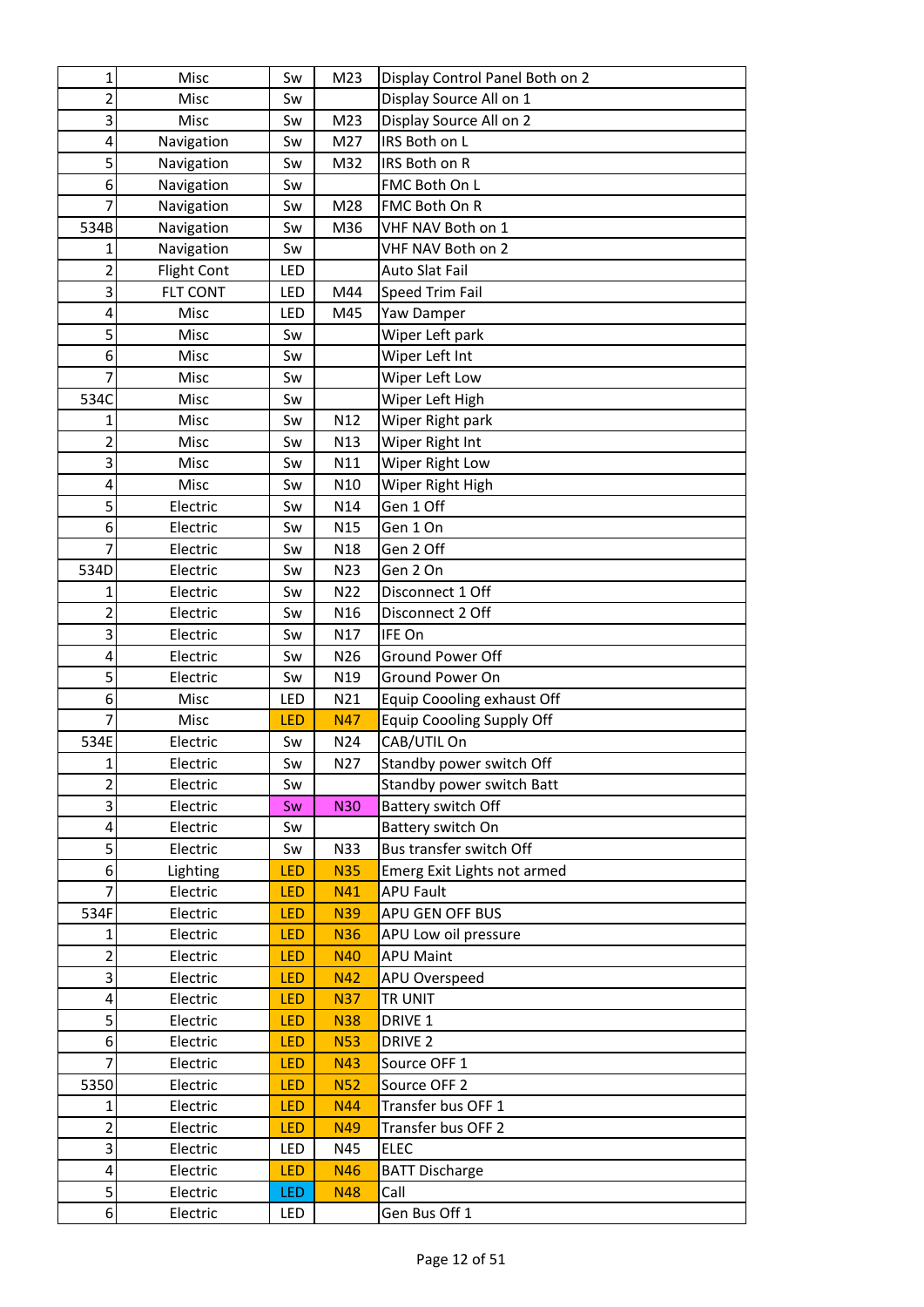| | | | | |
|---|---|---|---|---|
| 1 | Misc | Sw | M23 | Display Control Panel Both on 2 |
| 2 | Misc | Sw | | Display Source All on 1 |
| 3 | Misc | Sw | M23 | Display Source All on 2 |
| 4 | Navigation | Sw | M27 | IRS Both on L |
| 5 | Navigation | Sw | M32 | IRS Both on R |
| 6 | Navigation | Sw | | FMC Both On L |
| 7 | Navigation | Sw | M28 | FMC Both On R |
| 534B | Navigation | Sw | M36 | VHF NAV Both on 1 |
| 1 | Navigation | Sw | | VHF NAV Both on 2 |
| 2 | Flight Cont | LED | | Auto Slat Fail |
| 3 | FLT CONT | LED | M44 | Speed Trim Fail |
| 4 | Misc | LED | M45 | Yaw Damper |
| 5 | Misc | Sw | | Wiper Left park |
| 6 | Misc | Sw | | Wiper Left Int |
| 7 | Misc | Sw | | Wiper Left Low |
| 534C | Misc | Sw | | Wiper Left High |
| 1 | Misc | Sw | N12 | Wiper Right park |
| 2 | Misc | Sw | N13 | Wiper Right Int |
| 3 | Misc | Sw | N11 | Wiper Right Low |
| 4 | Misc | Sw | N10 | Wiper Right High |
| 5 | Electric | Sw | N14 | Gen 1 Off |
| 6 | Electric | Sw | N15 | Gen 1 On |
| 7 | Electric | Sw | N18 | Gen 2 Off |
| 534D | Electric | Sw | N23 | Gen 2 On |
| 1 | Electric | Sw | N22 | Disconnect 1 Off |
| 2 | Electric | Sw | N16 | Disconnect 2 Off |
| 3 | Electric | Sw | N17 | IFE On |
| 4 | Electric | Sw | N26 | Ground Power Off |
| 5 | Electric | Sw | N19 | Ground Power On |
| 6 | Misc | LED | N21 | Equip Coooling exhaust Off |
| 7 | Misc | LED | N47 | Equip Coooling Supply Off |
| 534E | Electric | Sw | N24 | CAB/UTIL On |
| 1 | Electric | Sw | N27 | Standby power switch Off |
| 2 | Electric | Sw | | Standby power switch Batt |
| 3 | Electric | Sw | N30 | Battery switch Off |
| 4 | Electric | Sw | | Battery switch On |
| 5 | Electric | Sw | N33 | Bus transfer switch Off |
| 6 | Lighting | LED | N35 | Emerg Exit Lights not armed |
| 7 | Electric | LED | N41 | APU Fault |
| 534F | Electric | LED | N39 | APU GEN OFF BUS |
| 1 | Electric | LED | N36 | APU Low oil pressure |
| 2 | Electric | LED | N40 | APU Maint |
| 3 | Electric | LED | N42 | APU Overspeed |
| 4 | Electric | LED | N37 | TR UNIT |
| 5 | Electric | LED | N38 | DRIVE 1 |
| 6 | Electric | LED | N53 | DRIVE 2 |
| 7 | Electric | LED | N43 | Source OFF 1 |
| 5350 | Electric | LED | N52 | Source OFF 2 |
| 1 | Electric | LED | N44 | Transfer bus OFF 1 |
| 2 | Electric | LED | N49 | Transfer bus OFF 2 |
| 3 | Electric | LED | N45 | ELEC |
| 4 | Electric | LED | N46 | BATT Discharge |
| 5 | Electric | LED | N48 | Call |
| 6 | Electric | LED | | Gen Bus Off 1 |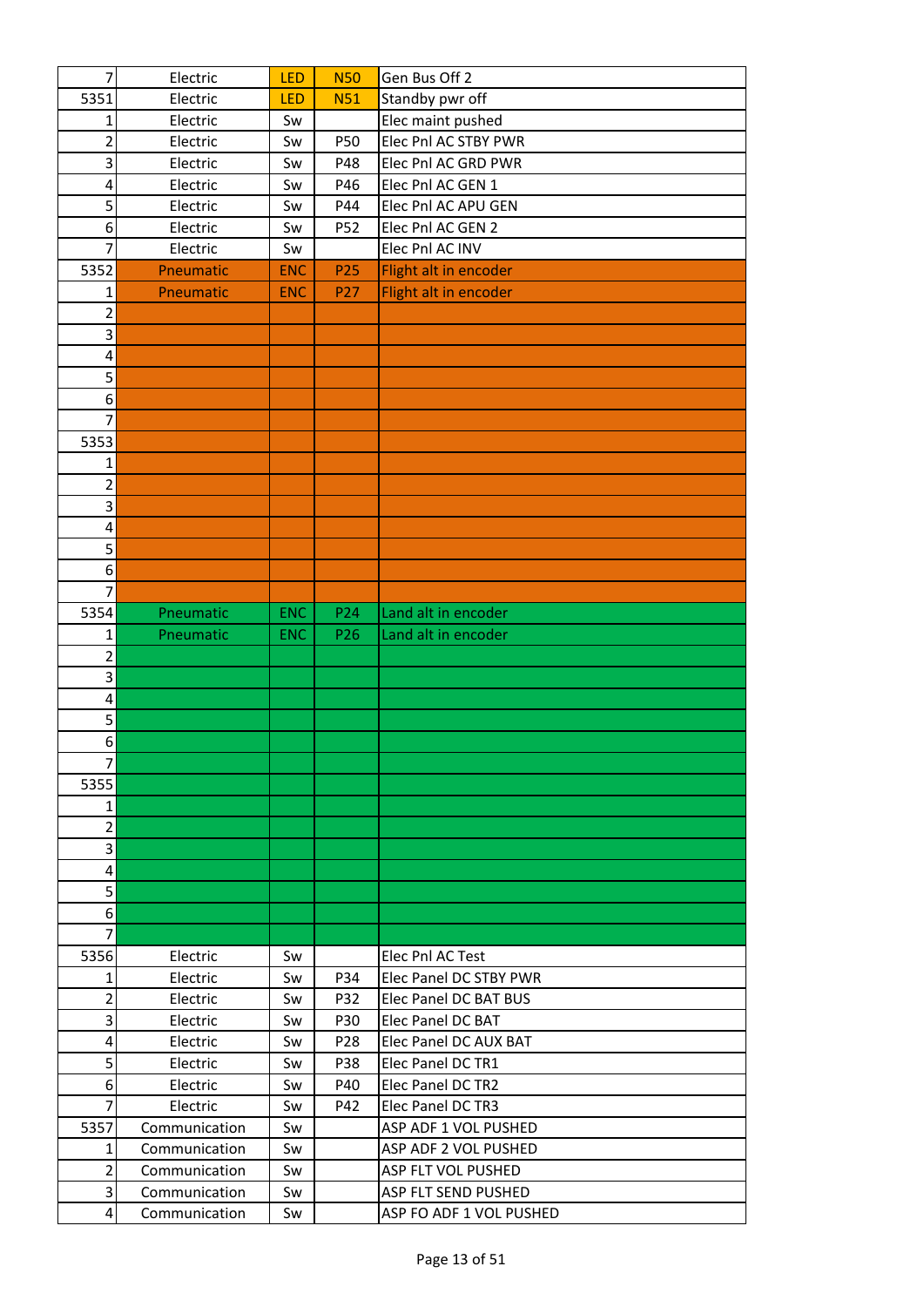| | | | | |
|---|---|---|---|---|
| 7 | Electric | LED | N50 | Gen Bus Off 2 |
| 5351 | Electric | LED | N51 | Standby pwr off |
| 1 | Electric | Sw | | Elec maint pushed |
| 2 | Electric | Sw | P50 | Elec Pnl AC STBY PWR |
| 3 | Electric | Sw | P48 | Elec Pnl AC GRD PWR |
| 4 | Electric | Sw | P46 | Elec Pnl AC GEN 1 |
| 5 | Electric | Sw | P44 | Elec Pnl AC APU GEN |
| 6 | Electric | Sw | P52 | Elec Pnl AC GEN 2 |
| 7 | Electric | Sw | | Elec Pnl AC INV |
| 5352 | Pneumatic | ENC | P25 | Flight alt in encoder |
| 1 | Pneumatic | ENC | P27 | Flight alt in encoder |
| 2 | | | | |
| 3 | | | | |
| 4 | | | | |
| 5 | | | | |
| 6 | | | | |
| 7 | | | | |
| 5353 | | | | |
| 1 | | | | |
| 2 | | | | |
| 3 | | | | |
| 4 | | | | |
| 5 | | | | |
| 6 | | | | |
| 7 | | | | |
| 5354 | Pneumatic | ENC | P24 | Land alt in encoder |
| 1 | Pneumatic | ENC | P26 | Land alt in encoder |
| 2 | | | | |
| 3 | | | | |
| 4 | | | | |
| 5 | | | | |
| 6 | | | | |
| 7 | | | | |
| 5355 | | | | |
| 1 | | | | |
| 2 | | | | |
| 3 | | | | |
| 4 | | | | |
| 5 | | | | |
| 6 | | | | |
| 7 | | | | |
| 5356 | Electric | Sw | | Elec Pnl AC Test |
| 1 | Electric | Sw | P34 | Elec Panel DC STBY PWR |
| 2 | Electric | Sw | P32 | Elec Panel DC BAT BUS |
| 3 | Electric | Sw | P30 | Elec Panel DC BAT |
| 4 | Electric | Sw | P28 | Elec Panel DC AUX BAT |
| 5 | Electric | Sw | P38 | Elec Panel DC TR1 |
| 6 | Electric | Sw | P40 | Elec Panel DC TR2 |
| 7 | Electric | Sw | P42 | Elec Panel DC TR3 |
| 5357 | Communication | Sw | | ASP ADF 1 VOL PUSHED |
| 1 | Communication | Sw | | ASP ADF 2 VOL PUSHED |
| 2 | Communication | Sw | | ASP FLT VOL PUSHED |
| 3 | Communication | Sw | | ASP FLT SEND PUSHED |
| 4 | Communication | Sw | | ASP FO ADF 1 VOL PUSHED |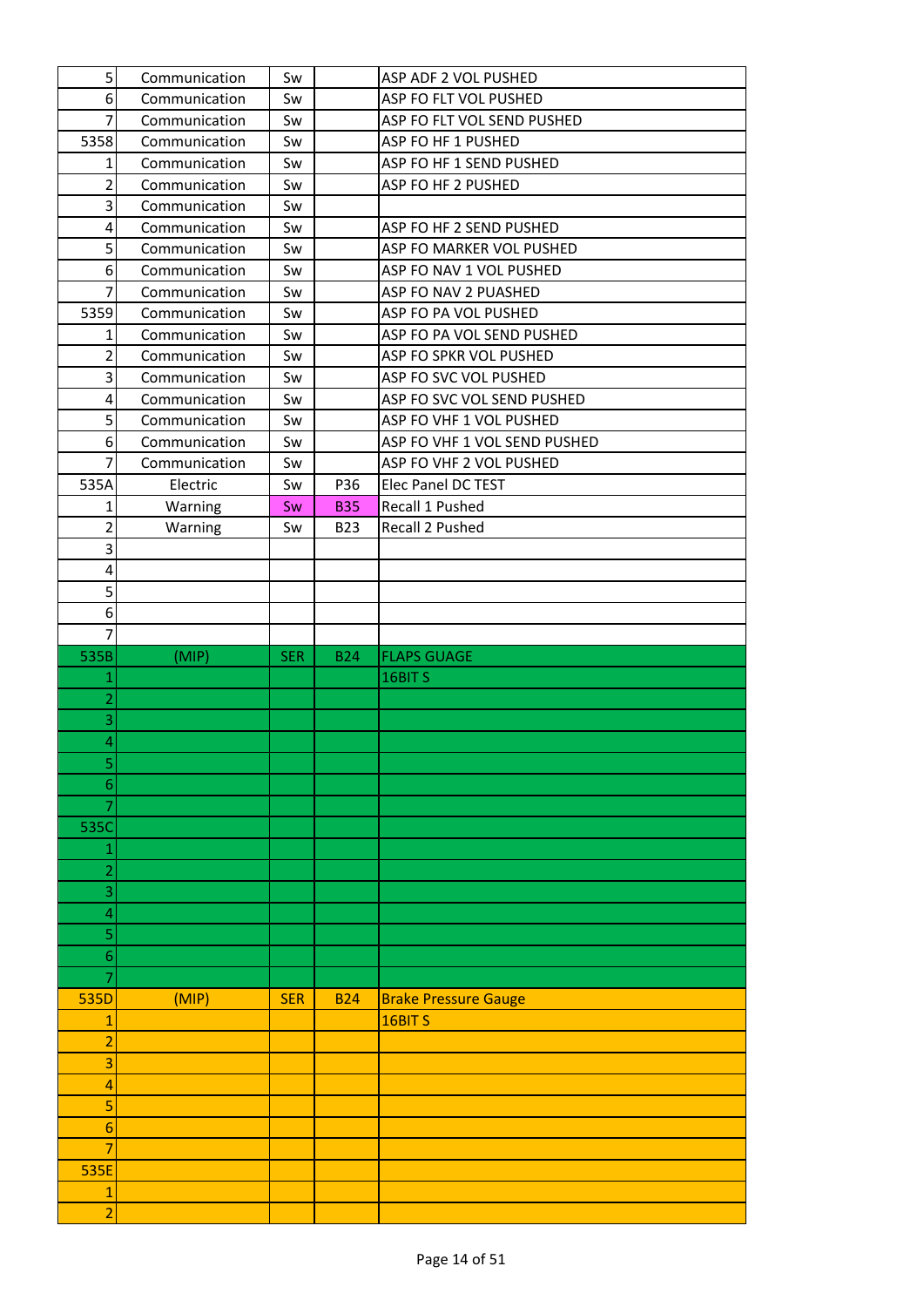| 5 | Communication | Sw | | ASP ADF 2 VOL PUSHED |
|---|---|---|---|---|
| 6 | Communication | Sw | | ASP FO FLT VOL PUSHED |
| 7 | Communication | Sw | | ASP FO FLT VOL SEND PUSHED |
| 5358 | Communication | Sw | | ASP FO HF 1 PUSHED |
| 1 | Communication | Sw | | ASP FO HF 1 SEND PUSHED |
| 2 | Communication | Sw | | ASP FO HF 2 PUSHED |
| 3 | Communication | Sw | | |
| 4 | Communication | Sw | | ASP FO HF 2 SEND PUSHED |
| 5 | Communication | Sw | | ASP FO MARKER VOL PUSHED |
| 6 | Communication | Sw | | ASP FO NAV 1 VOL PUSHED |
| 7 | Communication | Sw | | ASP FO NAV 2 PUASHED |
| 5359 | Communication | Sw | | ASP FO PA VOL PUSHED |
| 1 | Communication | Sw | | ASP FO PA VOL SEND PUSHED |
| 2 | Communication | Sw | | ASP FO SPKR VOL PUSHED |
| 3 | Communication | Sw | | ASP FO SVC VOL PUSHED |
| 4 | Communication | Sw | | ASP FO SVC VOL SEND PUSHED |
| 5 | Communication | Sw | | ASP FO VHF 1 VOL PUSHED |
| 6 | Communication | Sw | | ASP FO VHF 1 VOL SEND PUSHED |
| 7 | Communication | Sw | | ASP FO VHF 2 VOL PUSHED |
| 535A | Electric | Sw | P36 | Elec Panel DC TEST |
| 1 | Warning | Sw | B35 | Recall 1 Pushed |
| 2 | Warning | Sw | B23 | Recall 2 Pushed |
| 3 | | | | |
| 4 | | | | |
| 5 | | | | |
| 6 | | | | |
| 7 | | | | |
| 535B | (MIP) | SER | B24 | FLAPS GUAGE |
| 1 | | | | 16BIT S |
| 2 | | | | |
| 3 | | | | |
| 4 | | | | |
| 5 | | | | |
| 6 | | | | |
| 7 | | | | |
| 535C | | | | |
| 1 | | | | |
| 2 | | | | |
| 3 | | | | |
| 4 | | | | |
| 5 | | | | |
| 6 | | | | |
| 7 | | | | |
| 535D | (MIP) | SER | B24 | Brake Pressure Gauge |
| 1 | | | | 16BIT S |
| 2 | | | | |
| 3 | | | | |
| 4 | | | | |
| 5 | | | | |
| 6 | | | | |
| 7 | | | | |
| 535E | | | | |
| 1 | | | | |
| 2 | | | | |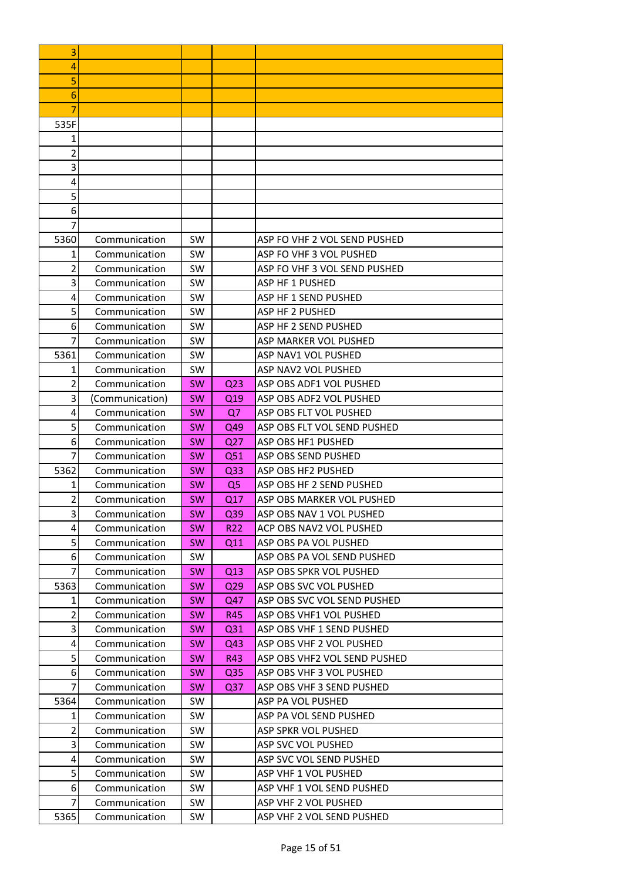| 3 | | | | |
|---|---|---|---|---|
| 4 | | | | |
| 5 | | | | |
| 6 | | | | |
| 7 | | | | |
| 535F | | | | |
| 1 | | | | |
| 2 | | | | |
| 3 | | | | |
| 4 | | | | |
| 5 | | | | |
| 6 | | | | |
| 7 | | | | |
| 5360 | Communication | SW | | ASP FO VHF 2 VOL SEND PUSHED |
| 1 | Communication | SW | | ASP FO VHF 3 VOL PUSHED |
| 2 | Communication | SW | | ASP FO VHF 3 VOL SEND PUSHED |
| 3 | Communication | SW | | ASP HF 1 PUSHED |
| 4 | Communication | SW | | ASP HF 1 SEND PUSHED |
| 5 | Communication | SW | | ASP HF 2 PUSHED |
| 6 | Communication | SW | | ASP HF 2 SEND PUSHED |
| 7 | Communication | SW | | ASP MARKER VOL PUSHED |
| 5361 | Communication | SW | | ASP NAV1 VOL PUSHED |
| 1 | Communication | SW | | ASP NAV2 VOL PUSHED |
| 2 | Communication | SW | Q23 | ASP OBS ADF1 VOL PUSHED |
| 3 | (Communication) | SW | Q19 | ASP OBS ADF2 VOL PUSHED |
| 4 | Communication | SW | Q7 | ASP OBS FLT VOL PUSHED |
| 5 | Communication | SW | Q49 | ASP OBS FLT VOL SEND PUSHED |
| 6 | Communication | SW | Q27 | ASP OBS HF1 PUSHED |
| 7 | Communication | SW | Q51 | ASP OBS SEND PUSHED |
| 5362 | Communication | SW | Q33 | ASP OBS HF2 PUSHED |
| 1 | Communication | SW | Q5 | ASP OBS HF 2 SEND PUSHED |
| 2 | Communication | SW | Q17 | ASP OBS MARKER VOL PUSHED |
| 3 | Communication | SW | Q39 | ASP OBS NAV 1 VOL PUSHED |
| 4 | Communication | SW | R22 | ACP OBS NAV2 VOL PUSHED |
| 5 | Communication | SW | Q11 | ASP OBS PA VOL PUSHED |
| 6 | Communication | SW | | ASP OBS PA VOL SEND PUSHED |
| 7 | Communication | SW | Q13 | ASP OBS SPKR VOL PUSHED |
| 5363 | Communication | SW | Q29 | ASP OBS SVC VOL PUSHED |
| 1 | Communication | SW | Q47 | ASP OBS SVC VOL SEND PUSHED |
| 2 | Communication | SW | R45 | ASP OBS VHF1 VOL PUSHED |
| 3 | Communication | SW | Q31 | ASP OBS VHF 1 SEND PUSHED |
| 4 | Communication | SW | Q43 | ASP OBS VHF 2 VOL PUSHED |
| 5 | Communication | SW | R43 | ASP OBS VHF2 VOL SEND PUSHED |
| 6 | Communication | SW | Q35 | ASP OBS VHF 3 VOL PUSHED |
| 7 | Communication | SW | Q37 | ASP OBS VHF 3 SEND PUSHED |
| 5364 | Communication | SW | | ASP PA VOL PUSHED |
| 1 | Communication | SW | | ASP PA VOL SEND PUSHED |
| 2 | Communication | SW | | ASP SPKR VOL PUSHED |
| 3 | Communication | SW | | ASP SVC VOL PUSHED |
| 4 | Communication | SW | | ASP SVC VOL SEND PUSHED |
| 5 | Communication | SW | | ASP VHF 1 VOL PUSHED |
| 6 | Communication | SW | | ASP VHF 1 VOL SEND PUSHED |
| 7 | Communication | SW | | ASP VHF 2 VOL PUSHED |
| 5365 | Communication | SW | | ASP VHF 2 VOL SEND PUSHED |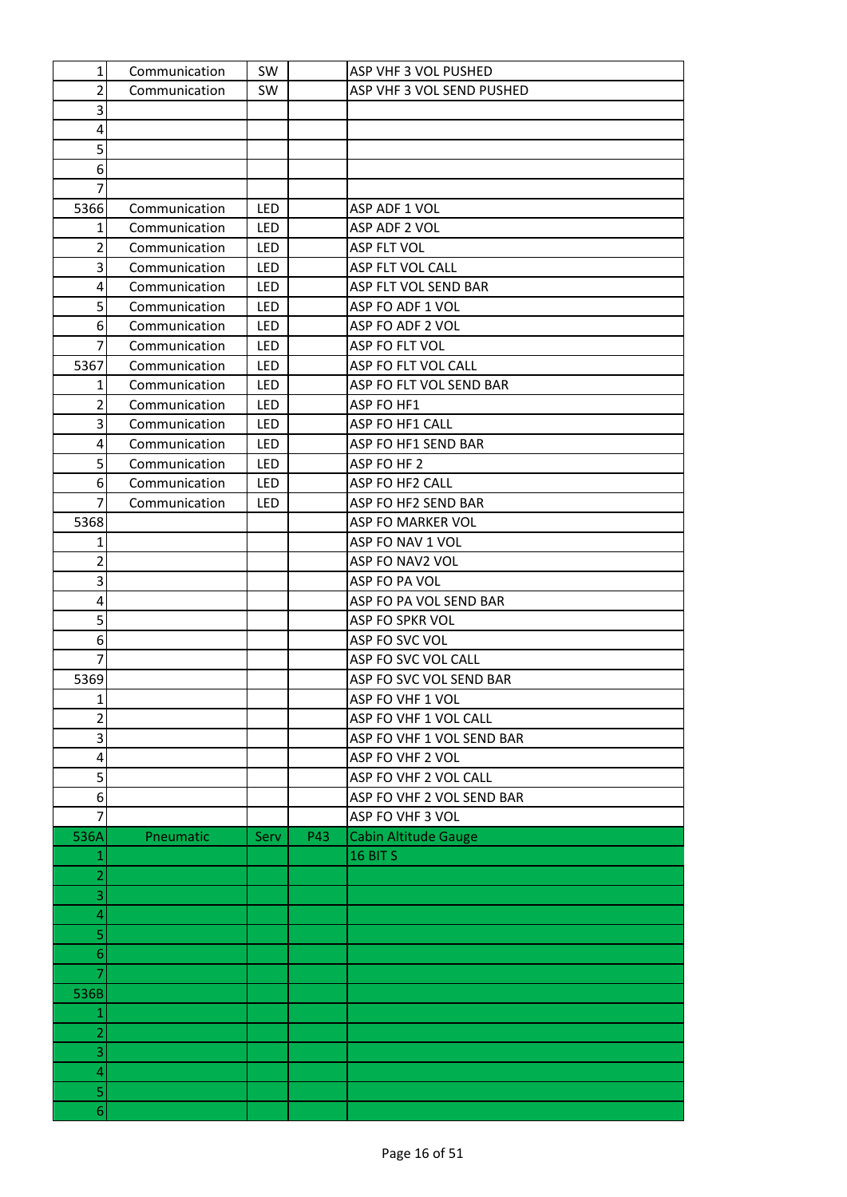| | | | | |
|---|---|---|---|---|
| 1 | Communication | SW | | ASP VHF 3 VOL PUSHED |
| 2 | Communication | SW | | ASP VHF 3 VOL SEND PUSHED |
| 3 | | | | |
| 4 | | | | |
| 5 | | | | |
| 6 | | | | |
| 7 | | | | |
| 5366 | Communication | LED | | ASP ADF 1 VOL |
| 1 | Communication | LED | | ASP ADF 2 VOL |
| 2 | Communication | LED | | ASP FLT VOL |
| 3 | Communication | LED | | ASP FLT VOL CALL |
| 4 | Communication | LED | | ASP FLT VOL SEND BAR |
| 5 | Communication | LED | | ASP FO ADF 1 VOL |
| 6 | Communication | LED | | ASP FO ADF 2 VOL |
| 7 | Communication | LED | | ASP FO FLT VOL |
| 5367 | Communication | LED | | ASP FO FLT VOL CALL |
| 1 | Communication | LED | | ASP FO FLT VOL SEND BAR |
| 2 | Communication | LED | | ASP FO HF1 |
| 3 | Communication | LED | | ASP FO HF1 CALL |
| 4 | Communication | LED | | ASP FO HF1 SEND BAR |
| 5 | Communication | LED | | ASP FO HF 2 |
| 6 | Communication | LED | | ASP FO HF2 CALL |
| 7 | Communication | LED | | ASP FO HF2 SEND BAR |
| 5368 | | | | ASP FO MARKER VOL |
| 1 | | | | ASP FO NAV 1 VOL |
| 2 | | | | ASP FO NAV2 VOL |
| 3 | | | | ASP FO PA VOL |
| 4 | | | | ASP FO PA VOL SEND BAR |
| 5 | | | | ASP FO SPKR VOL |
| 6 | | | | ASP FO SVC VOL |
| 7 | | | | ASP FO SVC VOL CALL |
| 5369 | | | | ASP FO SVC VOL SEND BAR |
| 1 | | | | ASP FO VHF 1 VOL |
| 2 | | | | ASP FO VHF 1 VOL CALL |
| 3 | | | | ASP FO VHF 1 VOL SEND BAR |
| 4 | | | | ASP FO VHF 2 VOL |
| 5 | | | | ASP FO VHF 2 VOL CALL |
| 6 | | | | ASP FO VHF 2 VOL SEND BAR |
| 7 | | | | ASP FO VHF 3 VOL |
| 536A | Pneumatic | Serv | P43 | Cabin Altitude Gauge |
| 1 | | | | 16 BIT S |
| 2 | | | | |
| 3 | | | | |
| 4 | | | | |
| 5 | | | | |
| 6 | | | | |
| 7 | | | | |
| 536B | | | | |
| 1 | | | | |
| 2 | | | | |
| 3 | | | | |
| 4 | | | | |
| 5 | | | | |
| 6 | | | | |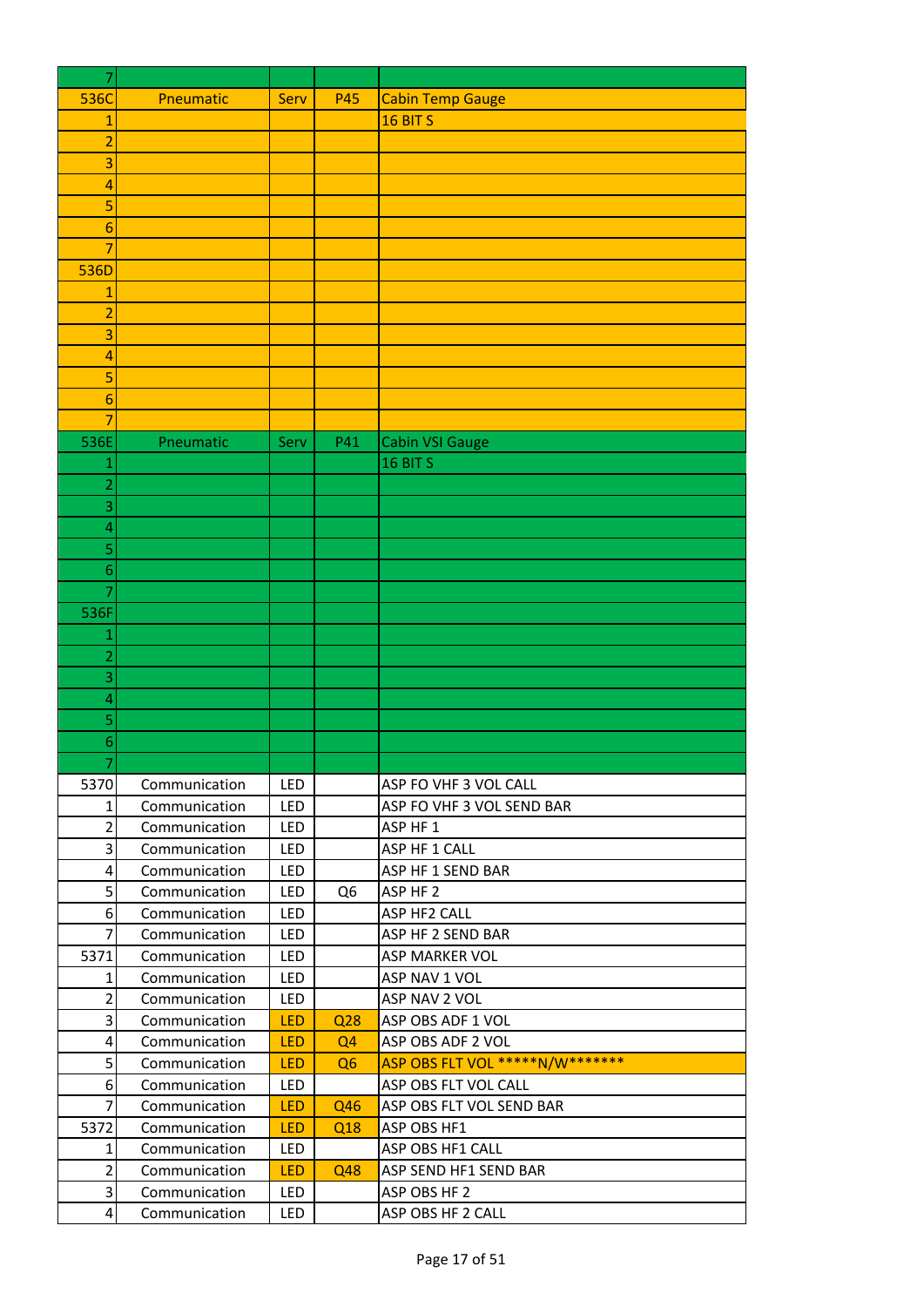| 7 | | | | |
|---|---|---|---|---|
| 536C | Pneumatic | Serv | P45 | Cabin Temp Gauge |
| 1 | | | | 16 BIT S |
| 2 | | | | |
| 3 | | | | |
| 4 | | | | |
| 5 | | | | |
| 6 | | | | |
| 7 | | | | |
| 536D | | | | |
| 1 | | | | |
| 2 | | | | |
| 3 | | | | |
| 4 | | | | |
| 5 | | | | |
| 6 | | | | |
| 7 | | | | |
| 536E | Pneumatic | Serv | P41 | Cabin VSI Gauge |
| 1 | | | | 16 BIT S |
| 2 | | | | |
| 3 | | | | |
| 4 | | | | |
| 5 | | | | |
| 6 | | | | |
| 7 | | | | |
| 536F | | | | |
| 1 | | | | |
| 2 | | | | |
| 3 | | | | |
| 4 | | | | |
| 5 | | | | |
| 6 | | | | |
| 7 | | | | |
| 5370 | Communication | LED | | ASP FO VHF 3 VOL CALL |
| 1 | Communication | LED | | ASP FO VHF 3 VOL SEND BAR |
| 2 | Communication | LED | | ASP HF 1 |
| 3 | Communication | LED | | ASP HF 1 CALL |
| 4 | Communication | LED | | ASP HF 1 SEND BAR |
| 5 | Communication | LED | Q6 | ASP HF 2 |
| 6 | Communication | LED | | ASP HF2 CALL |
| 7 | Communication | LED | | ASP HF 2 SEND BAR |
| 5371 | Communication | LED | | ASP MARKER VOL |
| 1 | Communication | LED | | ASP NAV 1 VOL |
| 2 | Communication | LED | | ASP NAV 2 VOL |
| 3 | Communication | LED | Q28 | ASP OBS ADF 1 VOL |
| 4 | Communication | LED | Q4 | ASP OBS ADF 2 VOL |
| 5 | Communication | LED | Q6 | ASP OBS FLT VOL *****N/W******* |
| 6 | Communication | LED | | ASP OBS FLT VOL CALL |
| 7 | Communication | LED | Q46 | ASP OBS FLT VOL SEND BAR |
| 5372 | Communication | LED | Q18 | ASP OBS HF1 |
| 1 | Communication | LED | | ASP OBS HF1 CALL |
| 2 | Communication | LED | Q48 | ASP SEND HF1 SEND BAR |
| 3 | Communication | LED | | ASP OBS HF 2 |
| 4 | Communication | LED | | ASP OBS HF 2 CALL |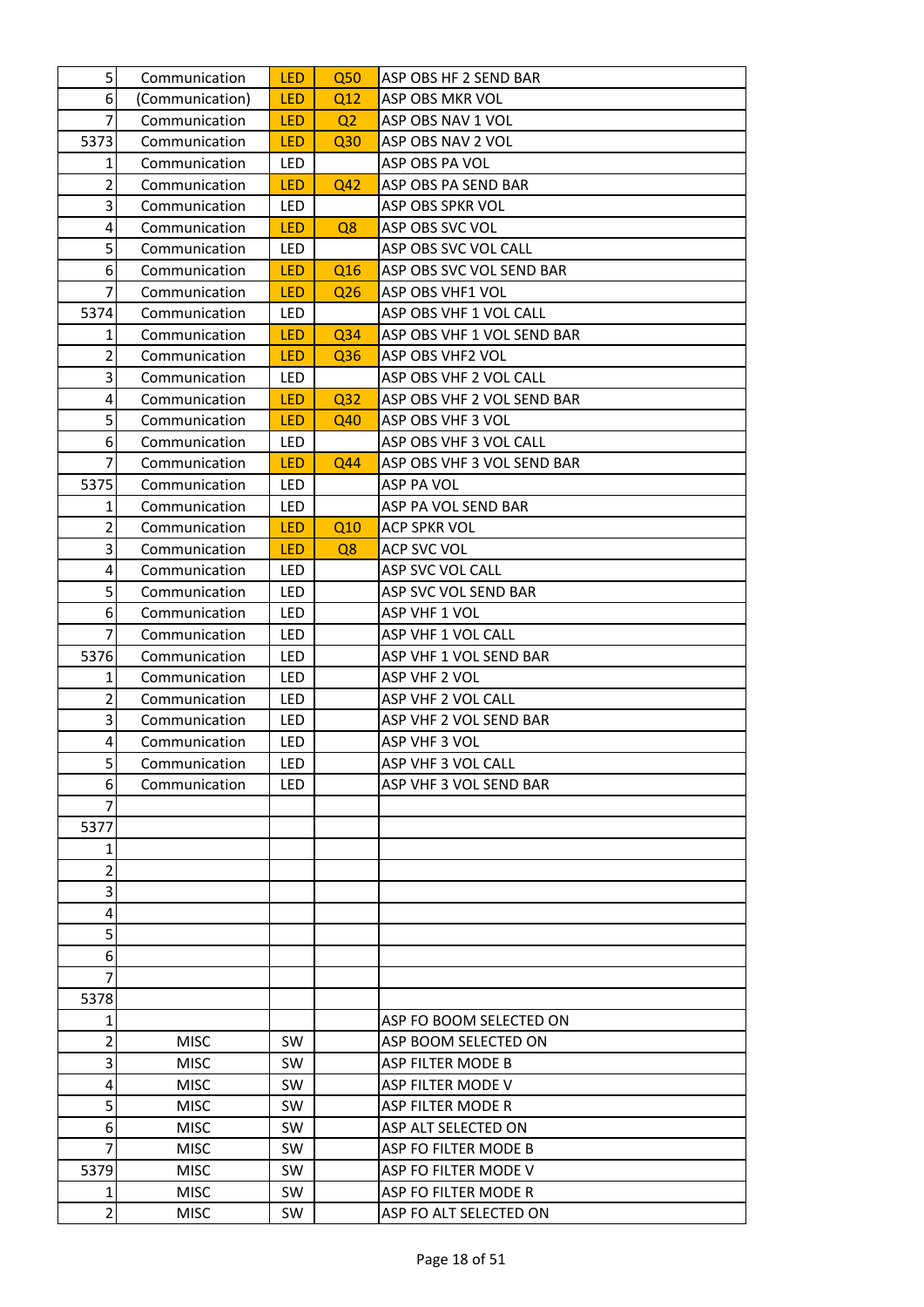| | | | | |
|---|---|---|---|---|
| 5 | Communication | LED | Q50 | ASP OBS HF 2 SEND BAR |
| 6 | (Communication) | LED | Q12 | ASP OBS MKR VOL |
| 7 | Communication | LED | Q2 | ASP OBS NAV 1 VOL |
| 5373 | Communication | LED | Q30 | ASP OBS NAV 2 VOL |
| 1 | Communication | LED | | ASP OBS PA VOL |
| 2 | Communication | LED | Q42 | ASP OBS PA SEND BAR |
| 3 | Communication | LED | | ASP OBS SPKR VOL |
| 4 | Communication | LED | Q8 | ASP OBS SVC VOL |
| 5 | Communication | LED | | ASP OBS SVC VOL CALL |
| 6 | Communication | LED | Q16 | ASP OBS SVC VOL SEND BAR |
| 7 | Communication | LED | Q26 | ASP OBS VHF1 VOL |
| 5374 | Communication | LED | | ASP OBS VHF 1 VOL CALL |
| 1 | Communication | LED | Q34 | ASP OBS VHF 1 VOL SEND BAR |
| 2 | Communication | LED | Q36 | ASP OBS VHF2 VOL |
| 3 | Communication | LED | | ASP OBS VHF 2 VOL CALL |
| 4 | Communication | LED | Q32 | ASP OBS VHF 2 VOL SEND BAR |
| 5 | Communication | LED | Q40 | ASP OBS VHF 3 VOL |
| 6 | Communication | LED | | ASP OBS VHF 3 VOL CALL |
| 7 | Communication | LED | Q44 | ASP OBS VHF 3 VOL SEND BAR |
| 5375 | Communication | LED | | ASP PA VOL |
| 1 | Communication | LED | | ASP PA VOL SEND BAR |
| 2 | Communication | LED | Q10 | ACP SPKR VOL |
| 3 | Communication | LED | Q8 | ACP SVC VOL |
| 4 | Communication | LED | | ASP SVC VOL CALL |
| 5 | Communication | LED | | ASP SVC VOL SEND BAR |
| 6 | Communication | LED | | ASP VHF 1 VOL |
| 7 | Communication | LED | | ASP VHF 1 VOL CALL |
| 5376 | Communication | LED | | ASP VHF 1 VOL SEND BAR |
| 1 | Communication | LED | | ASP VHF 2 VOL |
| 2 | Communication | LED | | ASP VHF 2 VOL CALL |
| 3 | Communication | LED | | ASP VHF 2 VOL SEND BAR |
| 4 | Communication | LED | | ASP VHF 3 VOL |
| 5 | Communication | LED | | ASP VHF 3 VOL CALL |
| 6 | Communication | LED | | ASP VHF 3 VOL SEND BAR |
| 7 | | | | |
| 5377 | | | | |
| 1 | | | | |
| 2 | | | | |
| 3 | | | | |
| 4 | | | | |
| 5 | | | | |
| 6 | | | | |
| 7 | | | | |
| 5378 | | | | |
| 1 | | | | ASP FO BOOM SELECTED ON |
| 2 | MISC | SW | | ASP BOOM SELECTED ON |
| 3 | MISC | SW | | ASP FILTER MODE B |
| 4 | MISC | SW | | ASP FILTER MODE V |
| 5 | MISC | SW | | ASP FILTER MODE R |
| 6 | MISC | SW | | ASP ALT SELECTED ON |
| 7 | MISC | SW | | ASP FO FILTER MODE B |
| 5379 | MISC | SW | | ASP FO FILTER MODE V |
| 1 | MISC | SW | | ASP FO FILTER MODE R |
| 2 | MISC | SW | | ASP FO ALT SELECTED ON |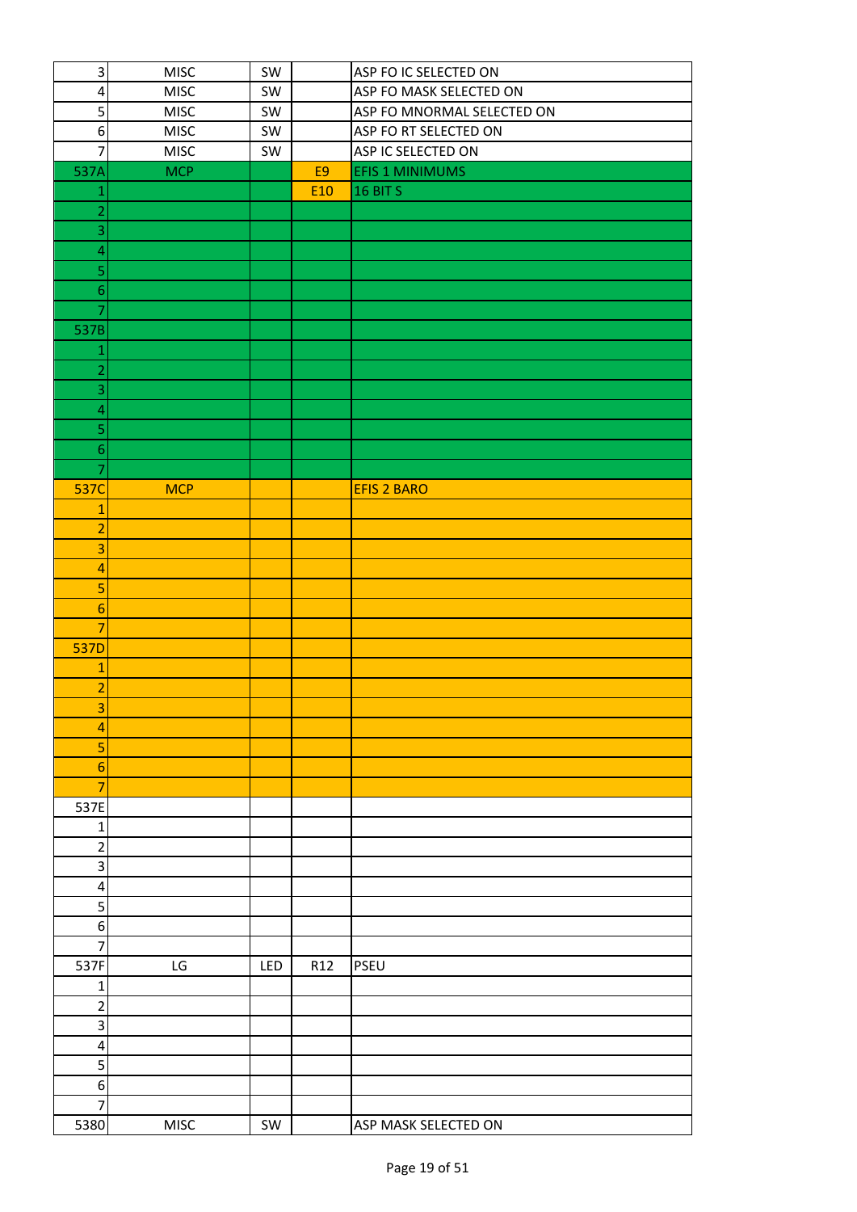| 3 | MISC | SW | | ASP FO IC SELECTED ON |
|---|---|---|---|---|
| 4 | MISC | SW | | ASP FO MASK SELECTED ON |
| 5 | MISC | SW | | ASP FO MNORMAL SELECTED ON |
| 6 | MISC | SW | | ASP FO RT SELECTED ON |
| 7 | MISC | SW | | ASP IC SELECTED ON |
| 537A | MCP | | E9 | EFIS 1 MINIMUMS |
| 1 | | | E10 | 16 BIT S |
| 2 | | | | |
| 3 | | | | |
| 4 | | | | |
| 5 | | | | |
| 6 | | | | |
| 7 | | | | |
| 537B | | | | |
| 1 | | | | |
| 2 | | | | |
| 3 | | | | |
| 4 | | | | |
| 5 | | | | |
| 6 | | | | |
| 7 | | | | |
| 537C | MCP | | | EFIS 2 BARO |
| 1 | | | | |
| 2 | | | | |
| 3 | | | | |
| 4 | | | | |
| 5 | | | | |
| 6 | | | | |
| 7 | | | | |
| 537D | | | | |
| 1 | | | | |
| 2 | | | | |
| 3 | | | | |
| 4 | | | | |
| 5 | | | | |
| 6 | | | | |
| 7 | | | | |
| 537E | | | | |
| 1 | | | | |
| 2 | | | | |
| 3 | | | | |
| 4 | | | | |
| 5 | | | | |
| 6 | | | | |
| 7 | | | | |
| 537F | LG | LED | R12 | PSEU |
| 1 | | | | |
| 2 | | | | |
| 3 | | | | |
| 4 | | | | |
| 5 | | | | |
| 6 | | | | |
| 7 | | | | |
| 5380 | MISC | SW | | ASP MASK SELECTED ON |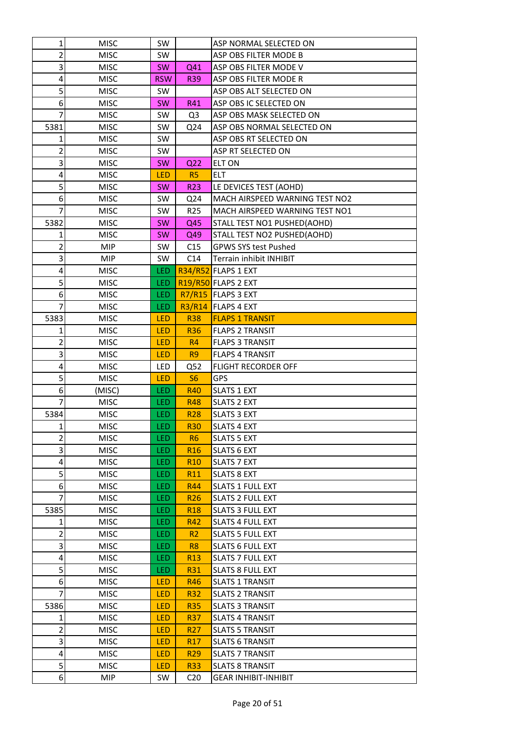| | | | | |
|---|---|---|---|---|
| 1 | MISC | SW | | ASP NORMAL SELECTED ON |
| 2 | MISC | SW | | ASP OBS FILTER MODE B |
| 3 | MISC | SW | Q41 | ASP OBS FILTER MODE V |
| 4 | MISC | RSW | R39 | ASP OBS FILTER MODE R |
| 5 | MISC | SW | | ASP OBS ALT SELECTED ON |
| 6 | MISC | SW | R41 | ASP OBS IC SELECTED ON |
| 7 | MISC | SW | Q3 | ASP OBS MASK SELECTED ON |
| 5381 | MISC | SW | Q24 | ASP OBS NORMAL SELECTED ON |
| 1 | MISC | SW | | ASP OBS RT SELECTED ON |
| 2 | MISC | SW | | ASP RT SELECTED ON |
| 3 | MISC | SW | Q22 | ELT ON |
| 4 | MISC | LED | R5 | ELT |
| 5 | MISC | SW | R23 | LE DEVICES TEST (AOHD) |
| 6 | MISC | SW | Q24 | MACH AIRSPEED WARNING TEST NO2 |
| 7 | MISC | SW | R25 | MACH AIRSPEED WARNING TEST NO1 |
| 5382 | MISC | SW | Q45 | STALL TEST NO1 PUSHED(AOHD) |
| 1 | MISC | SW | Q49 | STALL TEST NO2 PUSHED(AOHD) |
| 2 | MIP | SW | C15 | GPWS SYS test Pushed |
| 3 | MIP | SW | C14 | Terrain inhibit INHIBIT |
| 4 | MISC | LED | R34/R52 | FLAPS 1 EXT |
| 5 | MISC | LED | R19/R50 | FLAPS 2 EXT |
| 6 | MISC | LED | R7/R15 | FLAPS 3 EXT |
| 7 | MISC | LED | R3/R14 | FLAPS 4 EXT |
| 5383 | MISC | LED | R38 | FLAPS 1 TRANSIT |
| 1 | MISC | LED | R36 | FLAPS 2 TRANSIT |
| 2 | MISC | LED | R4 | FLAPS 3 TRANSIT |
| 3 | MISC | LED | R9 | FLAPS 4 TRANSIT |
| 4 | MISC | LED | Q52 | FLIGHT RECORDER OFF |
| 5 | MISC | LED | S6 | GPS |
| 6 | (MISC) | LED | R40 | SLATS 1 EXT |
| 7 | MISC | LED | R48 | SLATS 2 EXT |
| 5384 | MISC | LED | R28 | SLATS 3 EXT |
| 1 | MISC | LED | R30 | SLATS 4 EXT |
| 2 | MISC | LED | R6 | SLATS 5 EXT |
| 3 | MISC | LED | R16 | SLATS 6 EXT |
| 4 | MISC | LED | R10 | SLATS 7 EXT |
| 5 | MISC | LED | R11 | SLATS 8 EXT |
| 6 | MISC | LED | R44 | SLATS 1 FULL EXT |
| 7 | MISC | LED | R26 | SLATS 2 FULL EXT |
| 5385 | MISC | LED | R18 | SLATS 3 FULL EXT |
| 1 | MISC | LED | R42 | SLATS 4 FULL EXT |
| 2 | MISC | LED | R2 | SLATS 5 FULL EXT |
| 3 | MISC | LED | R8 | SLATS 6 FULL EXT |
| 4 | MISC | LED | R13 | SLATS 7 FULL EXT |
| 5 | MISC | LED | R31 | SLATS 8 FULL EXT |
| 6 | MISC | LED | R46 | SLATS 1 TRANSIT |
| 7 | MISC | LED | R32 | SLATS 2 TRANSIT |
| 5386 | MISC | LED | R35 | SLATS 3 TRANSIT |
| 1 | MISC | LED | R37 | SLATS 4 TRANSIT |
| 2 | MISC | LED | R27 | SLATS 5 TRANSIT |
| 3 | MISC | LED | R17 | SLATS 6 TRANSIT |
| 4 | MISC | LED | R29 | SLATS 7 TRANSIT |
| 5 | MISC | LED | R33 | SLATS 8 TRANSIT |
| 6 | MIP | SW | C20 | GEAR INHIBIT-INHIBIT |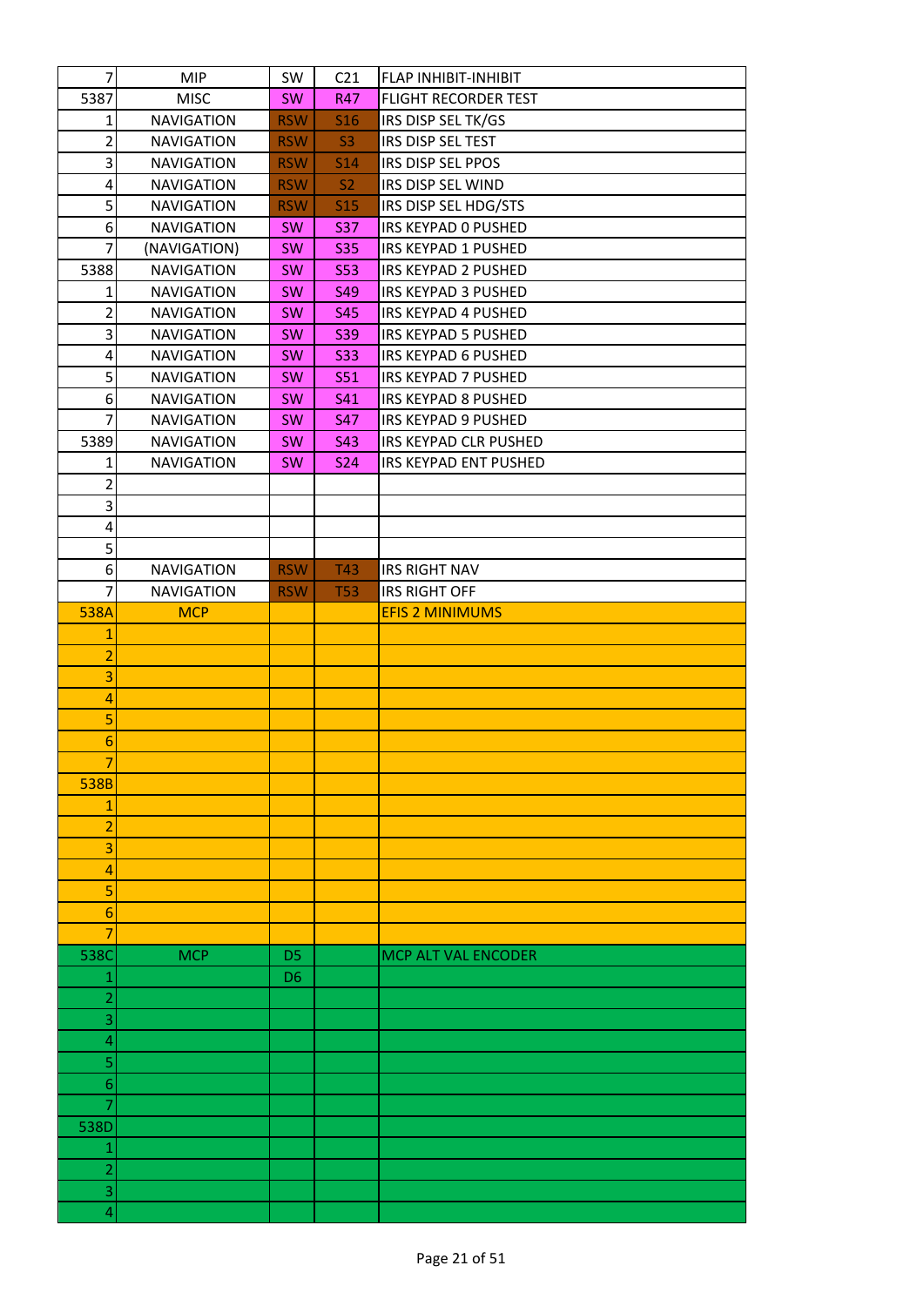| 7 | MIP | SW | C21 | FLAP INHIBIT-INHIBIT |
|---|---|---|---|---|
| 5387 | MISC | SW | R47 | FLIGHT RECORDER TEST |
| 1 | NAVIGATION | RSW | S16 | IRS DISP SEL TK/GS |
| 2 | NAVIGATION | RSW | S3 | IRS DISP SEL TEST |
| 3 | NAVIGATION | RSW | S14 | IRS DISP SEL PPOS |
| 4 | NAVIGATION | RSW | S2 | IRS DISP SEL WIND |
| 5 | NAVIGATION | RSW | S15 | IRS DISP SEL HDG/STS |
| 6 | NAVIGATION | SW | S37 | IRS KEYPAD 0 PUSHED |
| 7 | (NAVIGATION) | SW | S35 | IRS KEYPAD 1 PUSHED |
| 5388 | NAVIGATION | SW | S53 | IRS KEYPAD 2 PUSHED |
| 1 | NAVIGATION | SW | S49 | IRS KEYPAD 3 PUSHED |
| 2 | NAVIGATION | SW | S45 | IRS KEYPAD 4 PUSHED |
| 3 | NAVIGATION | SW | S39 | IRS KEYPAD 5 PUSHED |
| 4 | NAVIGATION | SW | S33 | IRS KEYPAD 6 PUSHED |
| 5 | NAVIGATION | SW | S51 | IRS KEYPAD 7 PUSHED |
| 6 | NAVIGATION | SW | S41 | IRS KEYPAD 8 PUSHED |
| 7 | NAVIGATION | SW | S47 | IRS KEYPAD 9 PUSHED |
| 5389 | NAVIGATION | SW | S43 | IRS KEYPAD CLR PUSHED |
| 1 | NAVIGATION | SW | S24 | IRS KEYPAD ENT PUSHED |
| 2 | | | | |
| 3 | | | | |
| 4 | | | | |
| 5 | | | | |
| 6 | NAVIGATION | RSW | T43 | IRS RIGHT NAV |
| 7 | NAVIGATION | RSW | T53 | IRS RIGHT OFF |
| 538A | MCP | | | EFIS 2 MINIMUMS |
| 1 | | | | |
| 2 | | | | |
| 3 | | | | |
| 4 | | | | |
| 5 | | | | |
| 6 | | | | |
| 7 | | | | |
| 538B | | | | |
| 1 | | | | |
| 2 | | | | |
| 3 | | | | |
| 4 | | | | |
| 5 | | | | |
| 6 | | | | |
| 7 | | | | |
| 538C | MCP | D5 | | MCP ALT VAL ENCODER |
| 1 | | D6 | | |
| 2 | | | | |
| 3 | | | | |
| 4 | | | | |
| 5 | | | | |
| 6 | | | | |
| 7 | | | | |
| 538D | | | | |
| 1 | | | | |
| 2 | | | | |
| 3 | | | | |
| 4 | | | | |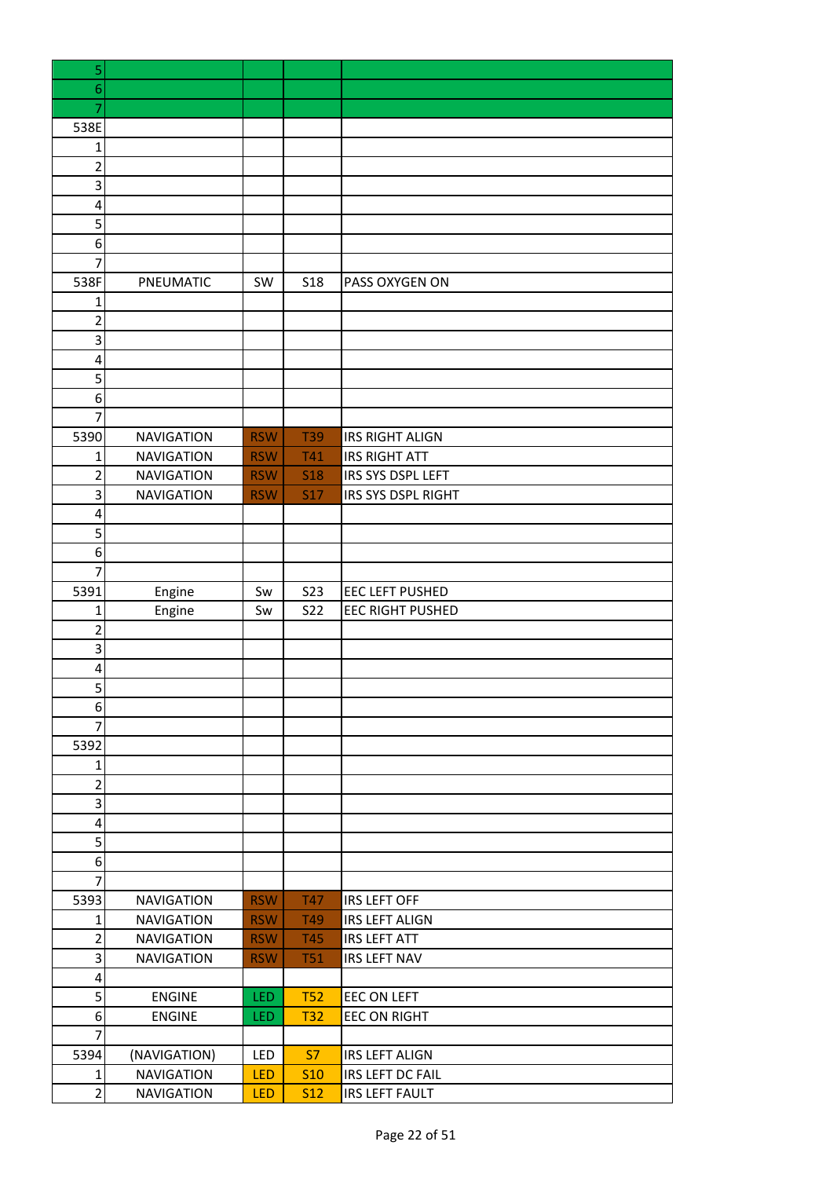| | | | | |
|---|---|---|---|---|
| 5 | | | | |
| 6 | | | | |
| 7 | | | | |
| 538E | | | | |
| 1 | | | | |
| 2 | | | | |
| 3 | | | | |
| 4 | | | | |
| 5 | | | | |
| 6 | | | | |
| 7 | | | | |
| 538F | PNEUMATIC | SW | S18 | PASS OXYGEN ON |
| 1 | | | | |
| 2 | | | | |
| 3 | | | | |
| 4 | | | | |
| 5 | | | | |
| 6 | | | | |
| 7 | | | | |
| 5390 | NAVIGATION | RSW | T39 | IRS RIGHT ALIGN |
| 1 | NAVIGATION | RSW | T41 | IRS RIGHT ATT |
| 2 | NAVIGATION | RSW | S18 | IRS SYS DSPL LEFT |
| 3 | NAVIGATION | RSW | S17 | IRS SYS DSPL RIGHT |
| 4 | | | | |
| 5 | | | | |
| 6 | | | | |
| 7 | | | | |
| 5391 | Engine | Sw | S23 | EEC LEFT PUSHED |
| 1 | Engine | Sw | S22 | EEC RIGHT PUSHED |
| 2 | | | | |
| 3 | | | | |
| 4 | | | | |
| 5 | | | | |
| 6 | | | | |
| 7 | | | | |
| 5392 | | | | |
| 1 | | | | |
| 2 | | | | |
| 3 | | | | |
| 4 | | | | |
| 5 | | | | |
| 6 | | | | |
| 7 | | | | |
| 5393 | NAVIGATION | RSW | T47 | IRS LEFT OFF |
| 1 | NAVIGATION | RSW | T49 | IRS LEFT ALIGN |
| 2 | NAVIGATION | RSW | T45 | IRS LEFT ATT |
| 3 | NAVIGATION | RSW | T51 | IRS LEFT NAV |
| 4 | | | | |
| 5 | ENGINE | LED | T52 | EEC ON LEFT |
| 6 | ENGINE | LED | T32 | EEC ON RIGHT |
| 7 | | | | |
| 5394 | (NAVIGATION) | LED | S7 | IRS LEFT ALIGN |
| 1 | NAVIGATION | LED | S10 | IRS LEFT DC FAIL |
| 2 | NAVIGATION | LED | S12 | IRS LEFT FAULT |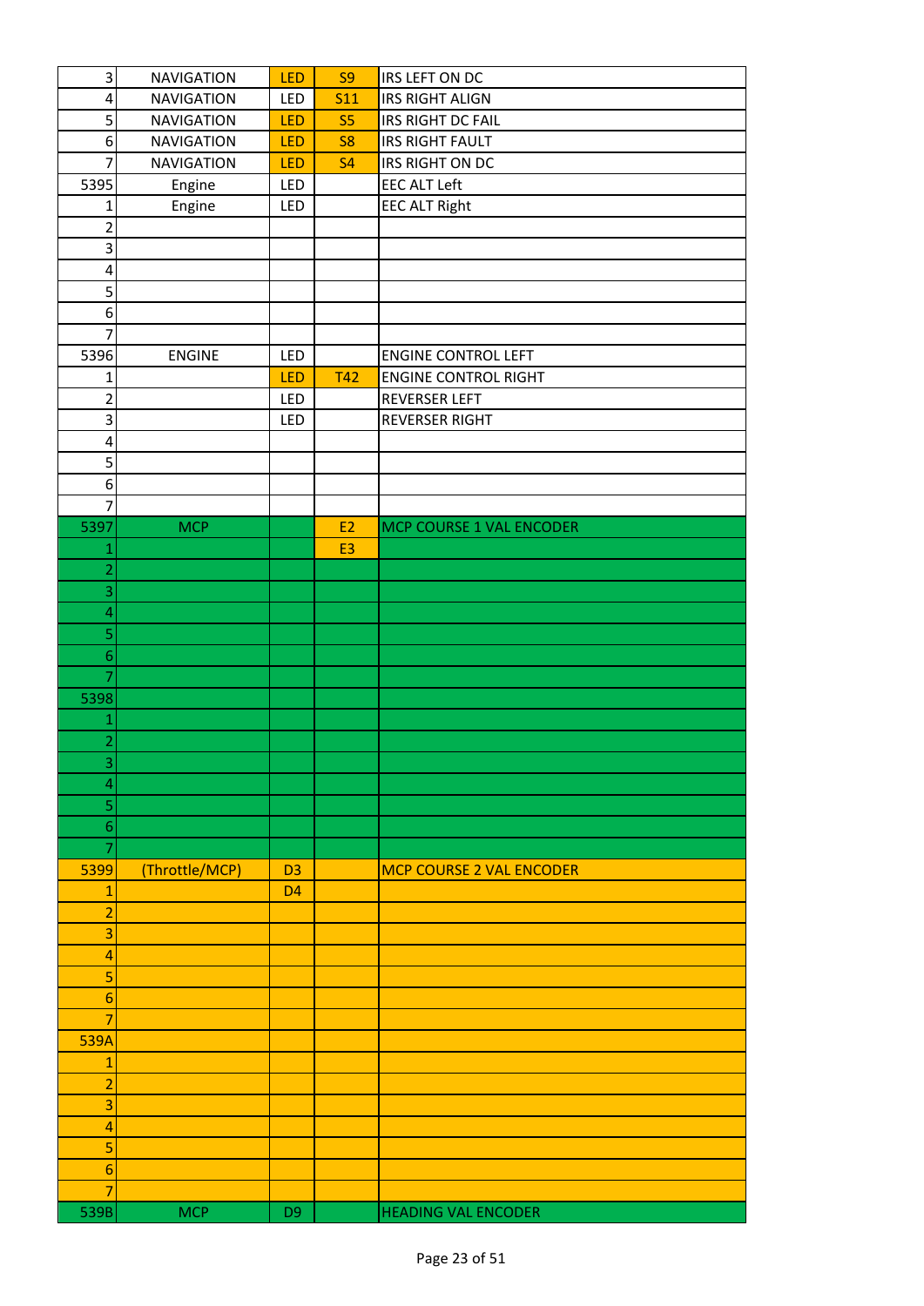| | | | | |
|---|---|---|---|---|
| 3 | NAVIGATION | LED | S9 | IRS LEFT ON DC |
| 4 | NAVIGATION | LED | S11 | IRS RIGHT ALIGN |
| 5 | NAVIGATION | LED | S5 | IRS RIGHT DC FAIL |
| 6 | NAVIGATION | LED | S8 | IRS RIGHT FAULT |
| 7 | NAVIGATION | LED | S4 | IRS RIGHT ON DC |
| 5395 | Engine | LED | | EEC ALT Left |
| 1 | Engine | LED | | EEC ALT Right |
| 2 | | | | |
| 3 | | | | |
| 4 | | | | |
| 5 | | | | |
| 6 | | | | |
| 7 | | | | |
| 5396 | ENGINE | LED | | ENGINE CONTROL LEFT |
| 1 | | LED | T42 | ENGINE CONTROL RIGHT |
| 2 | | LED | | REVERSER LEFT |
| 3 | | LED | | REVERSER RIGHT |
| 4 | | | | |
| 5 | | | | |
| 6 | | | | |
| 7 | | | | |
| 5397 | MCP | | E2 | MCP COURSE 1 VAL ENCODER |
| 1 | | | E3 | |
| 2 | | | | |
| 3 | | | | |
| 4 | | | | |
| 5 | | | | |
| 6 | | | | |
| 7 | | | | |
| 5398 | | | | |
| 1 | | | | |
| 2 | | | | |
| 3 | | | | |
| 4 | | | | |
| 5 | | | | |
| 6 | | | | |
| 7 | | | | |
| 5399 | (Throttle/MCP) | D3 | | MCP COURSE 2 VAL ENCODER |
| 1 | | D4 | | |
| 2 | | | | |
| 3 | | | | |
| 4 | | | | |
| 5 | | | | |
| 6 | | | | |
| 7 | | | | |
| 539A | | | | |
| 1 | | | | |
| 2 | | | | |
| 3 | | | | |
| 4 | | | | |
| 5 | | | | |
| 6 | | | | |
| 7 | | | | |
| 539B | MCP | D9 | | HEADING VAL ENCODER |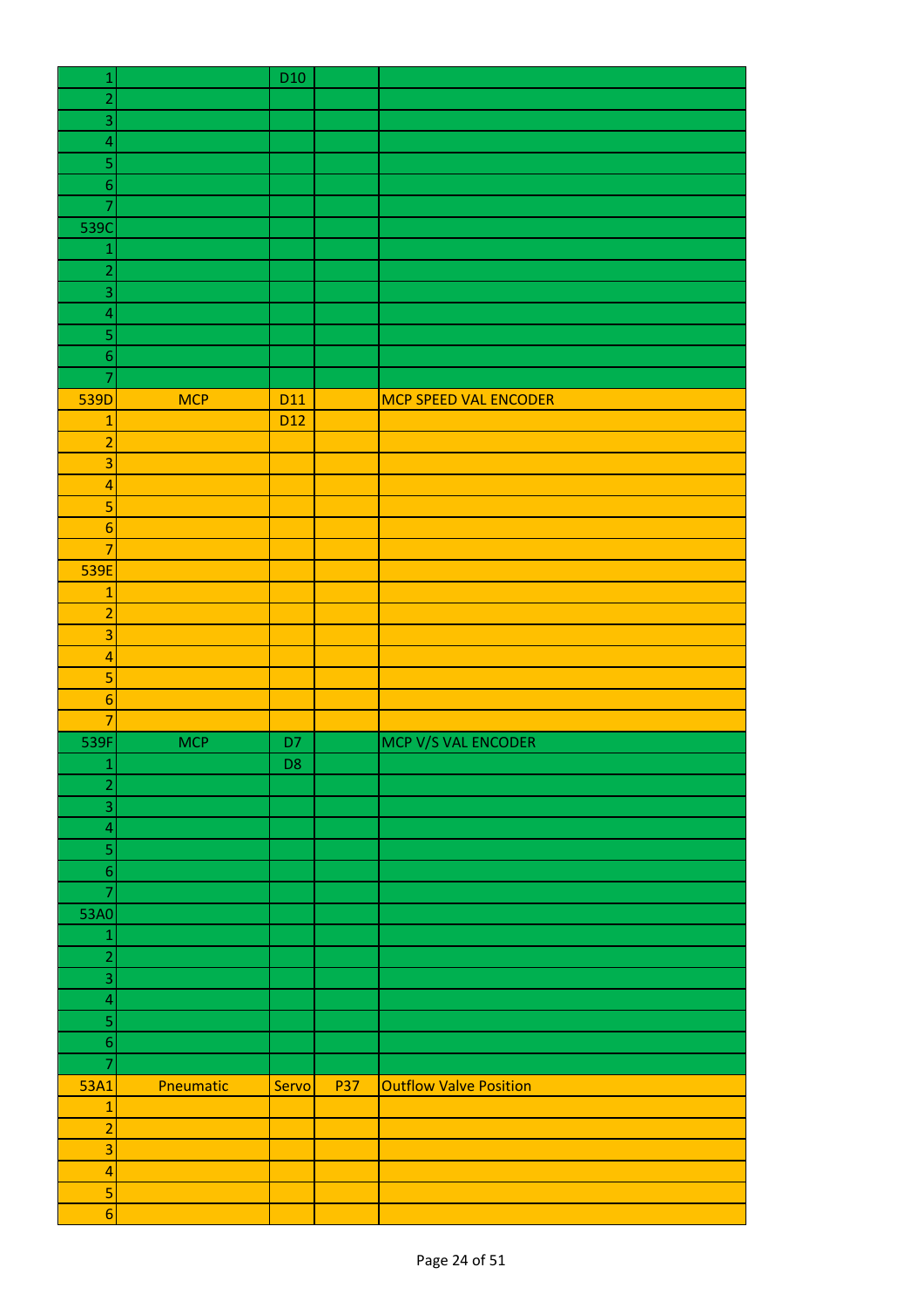| | | | | |
|---|---|---|---|---|
| 1 | | D10 | | |
| 2 | | | | |
| 3 | | | | |
| 4 | | | | |
| 5 | | | | |
| 6 | | | | |
| 7 | | | | |
| 539C | | | | |
| 1 | | | | |
| 2 | | | | |
| 3 | | | | |
| 4 | | | | |
| 5 | | | | |
| 6 | | | | |
| 7 | | | | |
| 539D | MCP | D11 | | MCP SPEED VAL ENCODER |
| 1 | | D12 | | |
| 2 | | | | |
| 3 | | | | |
| 4 | | | | |
| 5 | | | | |
| 6 | | | | |
| 7 | | | | |
| 539E | | | | |
| 1 | | | | |
| 2 | | | | |
| 3 | | | | |
| 4 | | | | |
| 5 | | | | |
| 6 | | | | |
| 7 | | | | |
| 539F | MCP | D7 | | MCP V/S VAL ENCODER |
| 1 | | D8 | | |
| 2 | | | | |
| 3 | | | | |
| 4 | | | | |
| 5 | | | | |
| 6 | | | | |
| 7 | | | | |
| 53A0 | | | | |
| 1 | | | | |
| 2 | | | | |
| 3 | | | | |
| 4 | | | | |
| 5 | | | | |
| 6 | | | | |
| 7 | | | | |
| 53A1 | Pneumatic | Servo | P37 | Outflow Valve Position |
| 1 | | | | |
| 2 | | | | |
| 3 | | | | |
| 4 | | | | |
| 5 | | | | |
| 6 | | | | |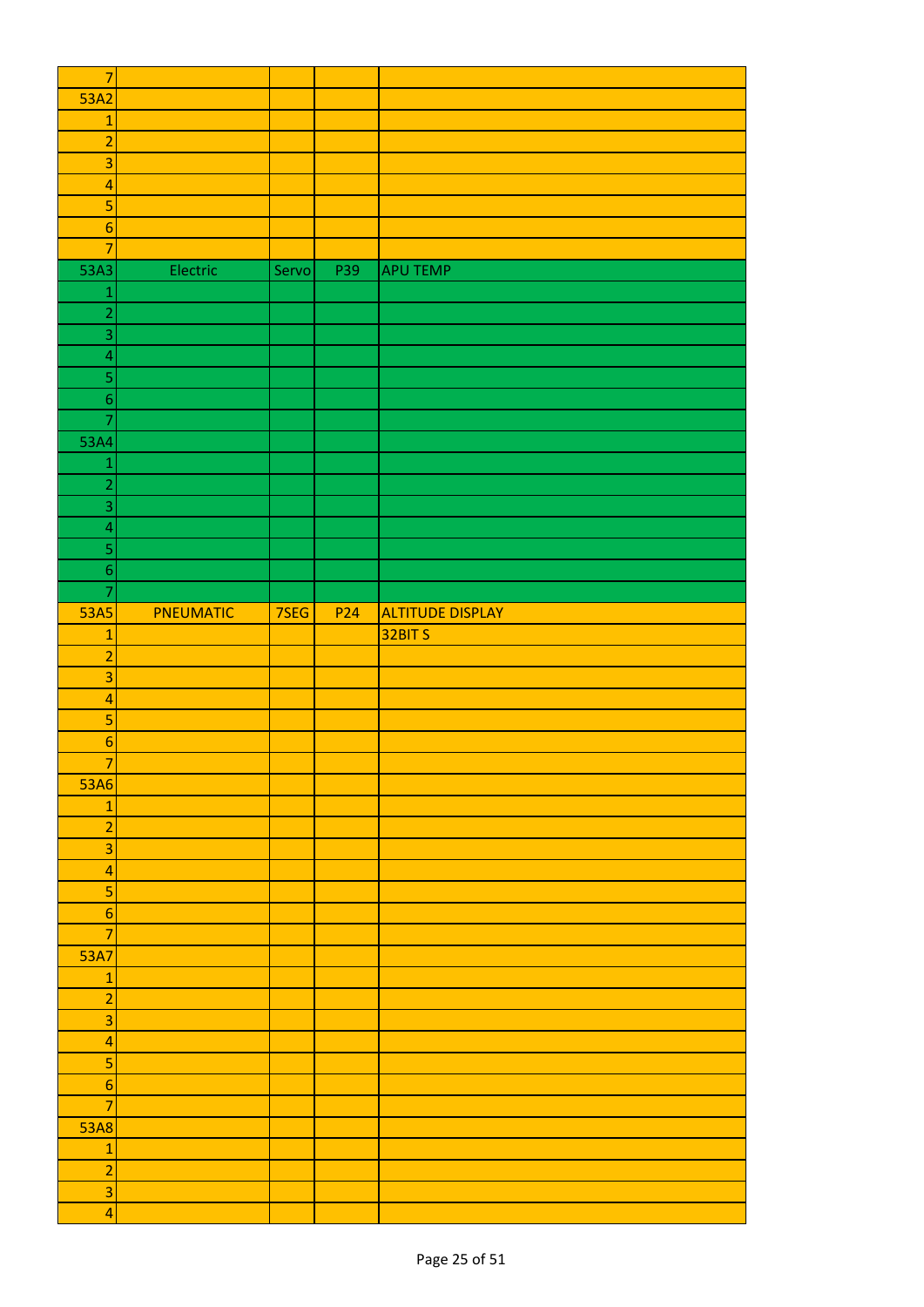| 7 | | | | |
|---|---|---|---|---|
| 53A2 | | | | |
| 1 | | | | |
| 2 | | | | |
| 3 | | | | |
| 4 | | | | |
| 5 | | | | |
| 6 | | | | |
| 7 | | | | |
| 53A3 | Electric | Servo | P39 | APU TEMP |
| 1 | | | | |
| 2 | | | | |
| 3 | | | | |
| 4 | | | | |
| 5 | | | | |
| 6 | | | | |
| 7 | | | | |
| 53A4 | | | | |
| 1 | | | | |
| 2 | | | | |
| 3 | | | | |
| 4 | | | | |
| 5 | | | | |
| 6 | | | | |
| 7 | | | | |
| 53A5 | PNEUMATIC | 7SEG | P24 | ALTITUDE DISPLAY |
| 1 | | | | 32BIT S |
| 2 | | | | |
| 3 | | | | |
| 4 | | | | |
| 5 | | | | |
| 6 | | | | |
| 7 | | | | |
| 53A6 | | | | |
| 1 | | | | |
| 2 | | | | |
| 3 | | | | |
| 4 | | | | |
| 5 | | | | |
| 6 | | | | |
| 7 | | | | |
| 53A7 | | | | |
| 1 | | | | |
| 2 | | | | |
| 3 | | | | |
| 4 | | | | |
| 5 | | | | |
| 6 | | | | |
| 7 | | | | |
| 53A8 | | | | |
| 1 | | | | |
| 2 | | | | |
| 3 | | | | |
| 4 | | | | |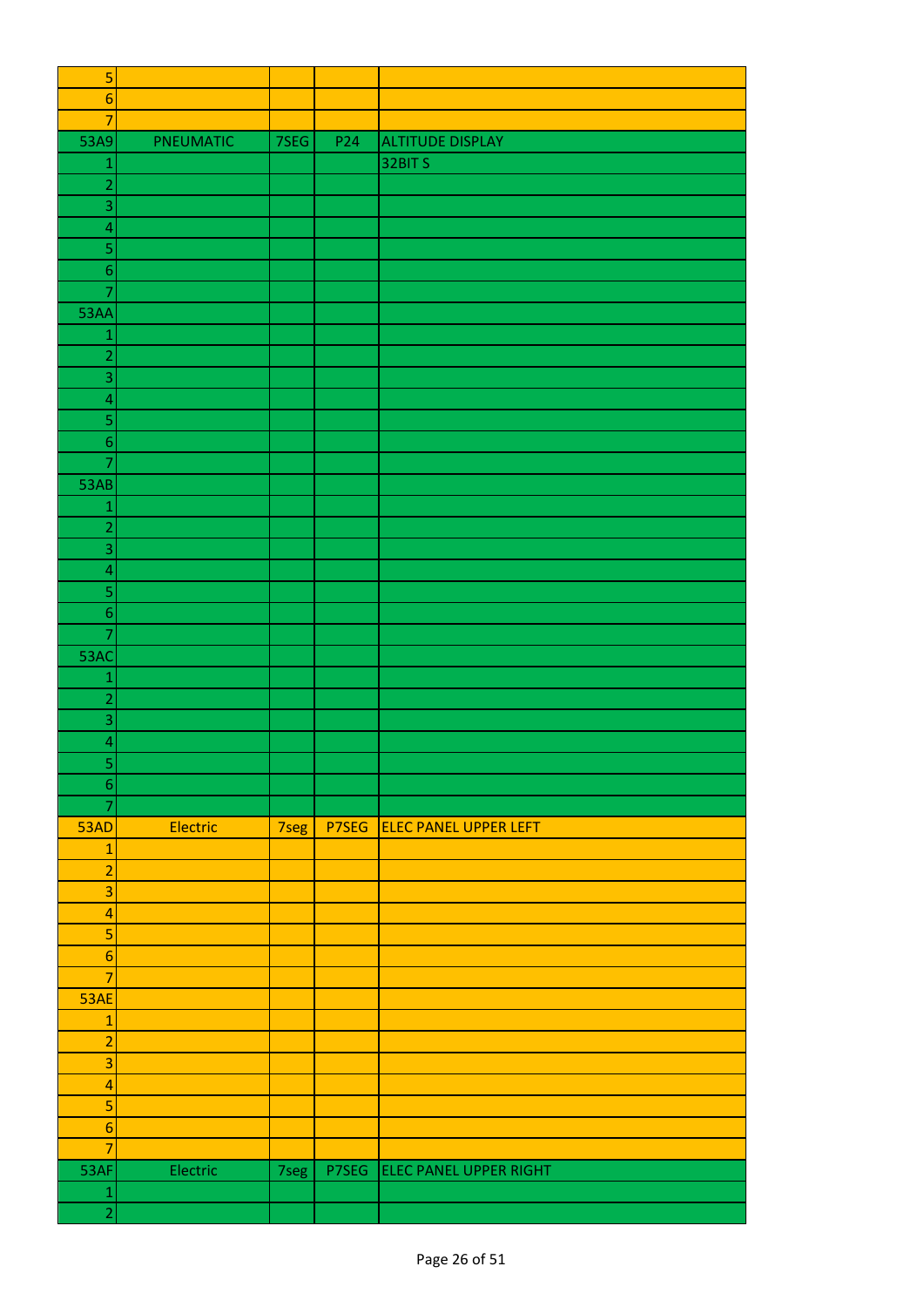| | | | | |
|---|---|---|---|---|
| 5 | | | | |
| 6 | | | | |
| 7 | | | | |
| 53A9 | PNEUMATIC | 7SEG | P24 | ALTITUDE DISPLAY |
| 1 | | | | 32BIT S |
| 2 | | | | |
| 3 | | | | |
| 4 | | | | |
| 5 | | | | |
| 6 | | | | |
| 7 | | | | |
| 53AA | | | | |
| 1 | | | | |
| 2 | | | | |
| 3 | | | | |
| 4 | | | | |
| 5 | | | | |
| 6 | | | | |
| 7 | | | | |
| 53AB | | | | |
| 1 | | | | |
| 2 | | | | |
| 3 | | | | |
| 4 | | | | |
| 5 | | | | |
| 6 | | | | |
| 7 | | | | |
| 53AC | | | | |
| 1 | | | | |
| 2 | | | | |
| 3 | | | | |
| 4 | | | | |
| 5 | | | | |
| 6 | | | | |
| 7 | | | | |
| 53AD | Electric | 7seg | P7SEG | ELEC PANEL UPPER LEFT |
| 1 | | | | |
| 2 | | | | |
| 3 | | | | |
| 4 | | | | |
| 5 | | | | |
| 6 | | | | |
| 7 | | | | |
| 53AE | | | | |
| 1 | | | | |
| 2 | | | | |
| 3 | | | | |
| 4 | | | | |
| 5 | | | | |
| 6 | | | | |
| 7 | | | | |
| 53AF | Electric | 7seg | P7SEG | ELEC PANEL UPPER RIGHT |
| 1 | | | | |
| 2 | | | | |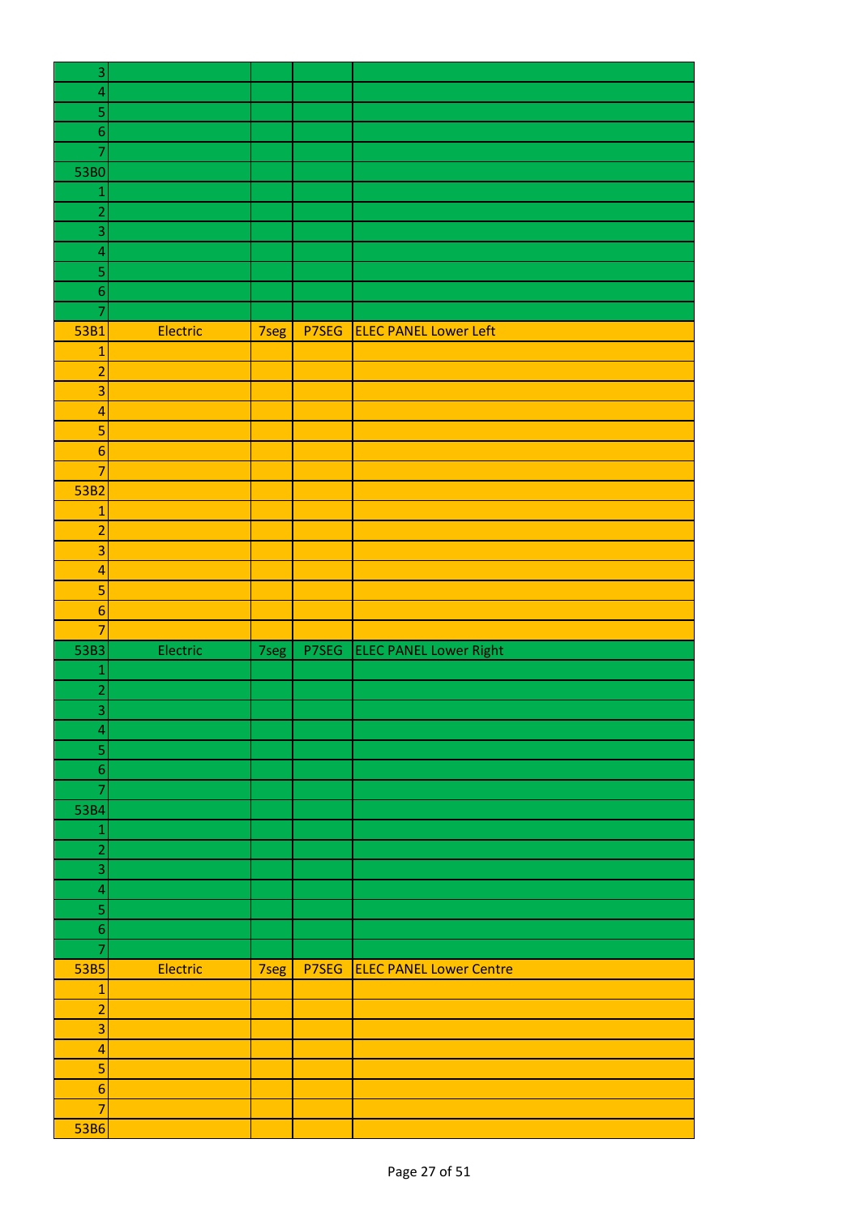| 3 | | | | |
|---|---|---|---|---|
| 4 | | | | |
| 5 | | | | |
| 6 | | | | |
| 7 | | | | |
| 53B0 | | | | |
| 1 | | | | |
| 2 | | | | |
| 3 | | | | |
| 4 | | | | |
| 5 | | | | |
| 6 | | | | |
| 7 | | | | |
| 53B1 | Electric | 7seg | P7SEG | ELEC PANEL Lower Left |
| 1 | | | | |
| 2 | | | | |
| 3 | | | | |
| 4 | | | | |
| 5 | | | | |
| 6 | | | | |
| 7 | | | | |
| 53B2 | | | | |
| 1 | | | | |
| 2 | | | | |
| 3 | | | | |
| 4 | | | | |
| 5 | | | | |
| 6 | | | | |
| 7 | | | | |
| 53B3 | Electric | 7seg | P7SEG | ELEC PANEL Lower Right |
| 1 | | | | |
| 2 | | | | |
| 3 | | | | |
| 4 | | | | |
| 5 | | | | |
| 6 | | | | |
| 7 | | | | |
| 53B4 | | | | |
| 1 | | | | |
| 2 | | | | |
| 3 | | | | |
| 4 | | | | |
| 5 | | | | |
| 6 | | | | |
| 7 | | | | |
| 53B5 | Electric | 7seg | P7SEG | ELEC PANEL Lower Centre |
| 1 | | | | |
| 2 | | | | |
| 3 | | | | |
| 4 | | | | |
| 5 | | | | |
| 6 | | | | |
| 7 | | | | |
| 53B6 | | | | |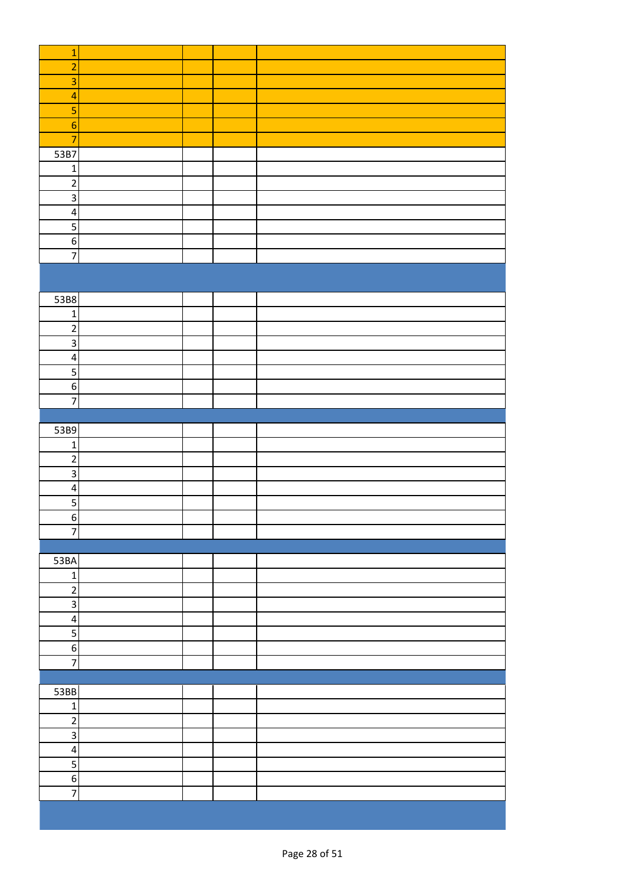| | | | | |
|---|---|---|---|---|
| 1 | | | | |
| 2 | | | | |
| 3 | | | | |
| 4 | | | | |
| 5 | | | | |
| 6 | | | | |
| 7 | | | | |
| 53B7 | | | | |
| 1 | | | | |
| 2 | | | | |
| 3 | | | | |
| 4 | | | | |
| 5 | | | | |
| 6 | | | | |
| 7 | | | | |
| | | | | |
| 53B8 | | | | |
| 1 | | | | |
| 2 | | | | |
| 3 | | | | |
| 4 | | | | |
| 5 | | | | |
| 6 | | | | |
| 7 | | | | |
| | | | | |
| 53B9 | | | | |
| 1 | | | | |
| 2 | | | | |
| 3 | | | | |
| 4 | | | | |
| 5 | | | | |
| 6 | | | | |
| 7 | | | | |
| | | | | |
| 53BA | | | | |
| 1 | | | | |
| 2 | | | | |
| 3 | | | | |
| 4 | | | | |
| 5 | | | | |
| 6 | | | | |
| 7 | | | | |
| | | | | |
| 53BB | | | | |
| 1 | | | | |
| 2 | | | | |
| 3 | | | | |
| 4 | | | | |
| 5 | | | | |
| 6 | | | | |
| 7 | | | | |
| | | | | |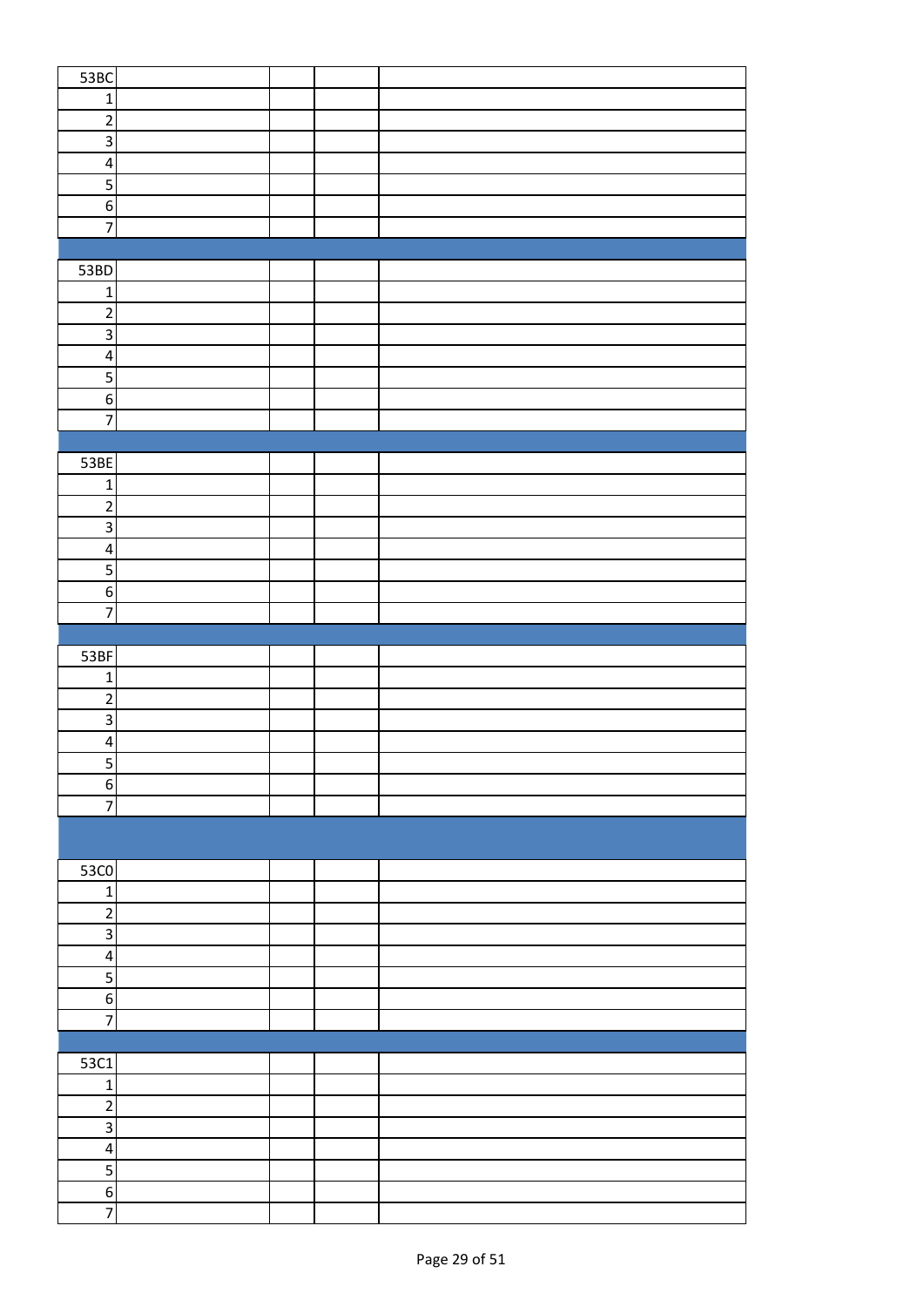| 53BC | | | |
|---|---|---|---|
| 1 | | | |
| 2 | | | |
| 3 | | | |
| 4 | | | |
| 5 | | | |
| 6 | | | |
| 7 | | | |

| 53BD | | | |
|---|---|---|---|
| 1 | | | |
| 2 | | | |
| 3 | | | |
| 4 | | | |
| 5 | | | |
| 6 | | | |
| 7 | | | |

| 53BE | | | |
|---|---|---|---|
| 1 | | | |
| 2 | | | |
| 3 | | | |
| 4 | | | |
| 5 | | | |
| 6 | | | |
| 7 | | | |

| 53BF | | | |
|---|---|---|---|
| 1 | | | |
| 2 | | | |
| 3 | | | |
| 4 | | | |
| 5 | | | |
| 6 | | | |
| 7 | | | |

| 53C0 | | | |
|---|---|---|---|
| 1 | | | |
| 2 | | | |
| 3 | | | |
| 4 | | | |
| 5 | | | |
| 6 | | | |
| 7 | | | |

| 53C1 | | | |
|---|---|---|---|
| 1 | | | |
| 2 | | | |
| 3 | | | |
| 4 | | | |
| 5 | | | |
| 6 | | | |
| 7 | | | |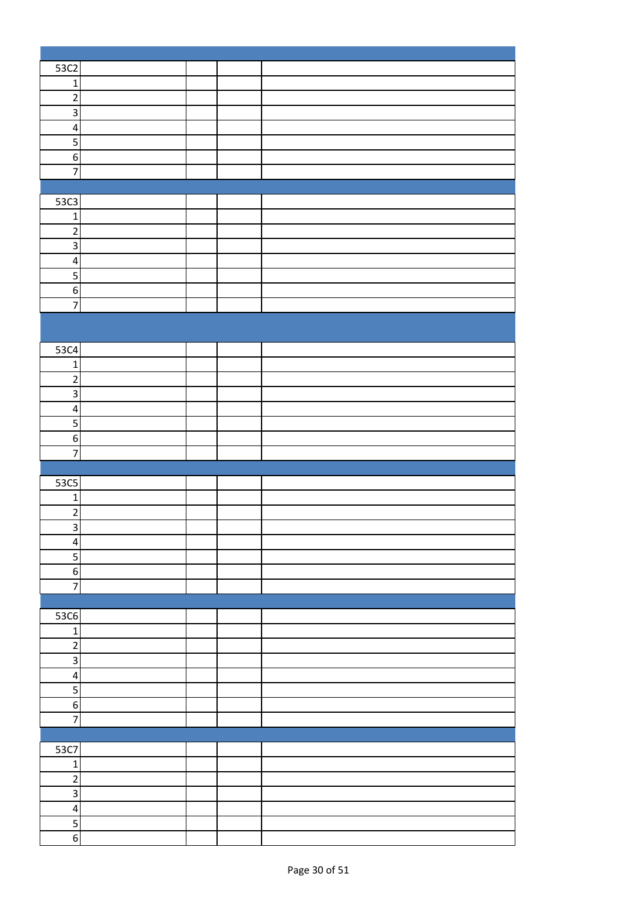| | | | | |
|---|---|---|---|---|
| 53C2 | | | | |
| 1 | | | | |
| 2 | | | | |
| 3 | | | | |
| 4 | | | | |
| 5 | | | | |
| 6 | | | | |
| 7 | | | | |

| | | | | |
|---|---|---|---|---|
| 53C3 | | | | |
| 1 | | | | |
| 2 | | | | |
| 3 | | | | |
| 4 | | | | |
| 5 | | | | |
| 6 | | | | |
| 7 | | | | |

| | | | | |
|---|---|---|---|---|
| 53C4 | | | | |
| 1 | | | | |
| 2 | | | | |
| 3 | | | | |
| 4 | | | | |
| 5 | | | | |
| 6 | | | | |
| 7 | | | | |

| | | | | |
|---|---|---|---|---|
| 53C5 | | | | |
| 1 | | | | |
| 2 | | | | |
| 3 | | | | |
| 4 | | | | |
| 5 | | | | |
| 6 | | | | |
| 7 | | | | |

| | | | | |
|---|---|---|---|---|
| 53C6 | | | | |
| 1 | | | | |
| 2 | | | | |
| 3 | | | | |
| 4 | | | | |
| 5 | | | | |
| 6 | | | | |
| 7 | | | | |

| | | | | |
|---|---|---|---|---|
| 53C7 | | | | |
| 1 | | | | |
| 2 | | | | |
| 3 | | | | |
| 4 | | | | |
| 5 | | | | |
| 6 | | | | |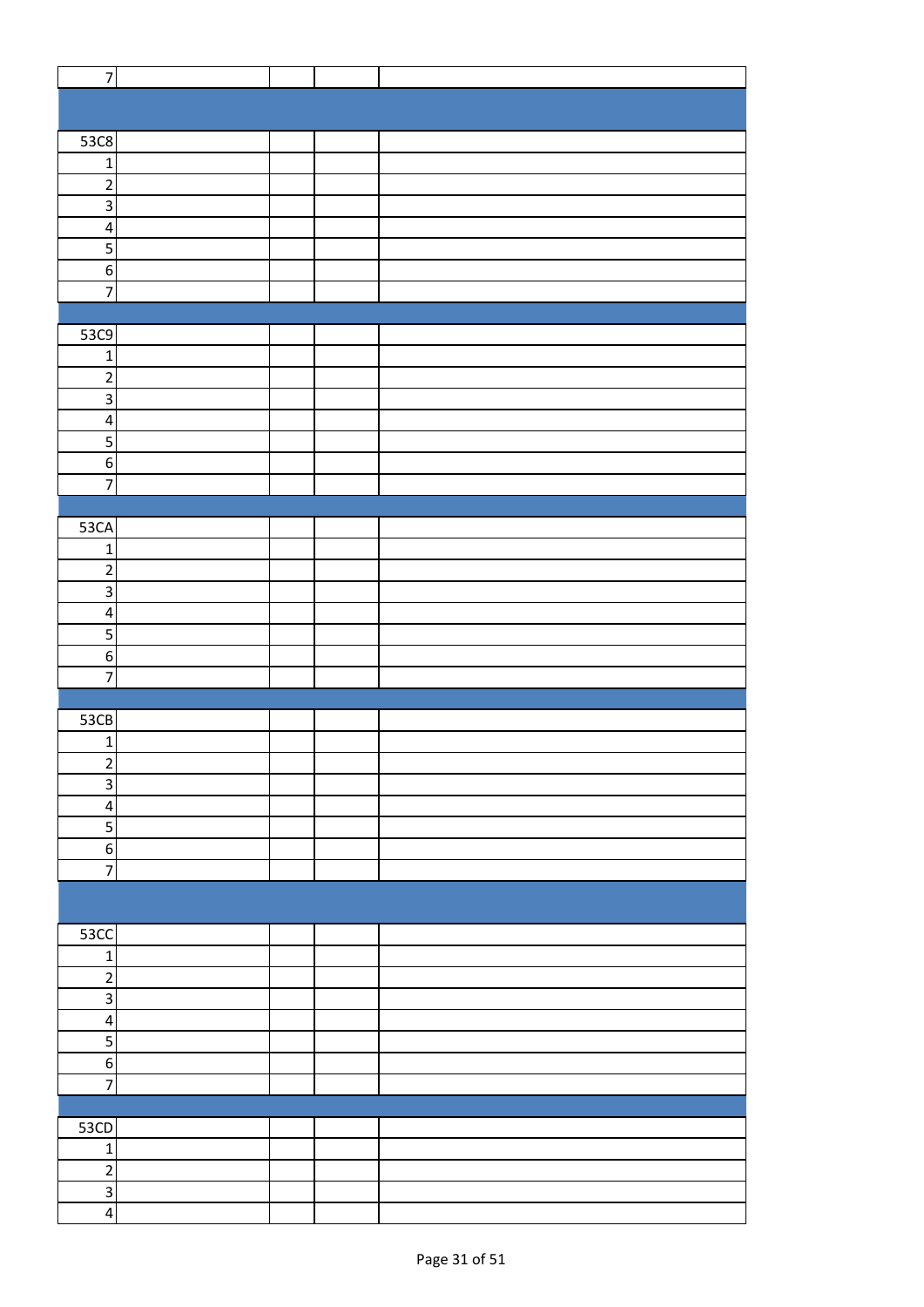| | | | |
|---|---|---|---|
| 7 | | | |
| | | | |
| 53C8 | | | |
| 1 | | | |
| 2 | | | |
| 3 | | | |
| 4 | | | |
| 5 | | | |
| 6 | | | |
| 7 | | | |
| | | | |
| 53C9 | | | |
| 1 | | | |
| 2 | | | |
| 3 | | | |
| 4 | | | |
| 5 | | | |
| 6 | | | |
| 7 | | | |
| | | | |
| 53CA | | | |
| 1 | | | |
| 2 | | | |
| 3 | | | |
| 4 | | | |
| 5 | | | |
| 6 | | | |
| 7 | | | |
| | | | |
| 53CB | | | |
| 1 | | | |
| 2 | | | |
| 3 | | | |
| 4 | | | |
| 5 | | | |
| 6 | | | |
| 7 | | | |
| | | | |
| 53CC | | | |
| 1 | | | |
| 2 | | | |
| 3 | | | |
| 4 | | | |
| 5 | | | |
| 6 | | | |
| 7 | | | |
| | | | |
| 53CD | | | |
| 1 | | | |
| 2 | | | |
| 3 | | | |
| 4 | | | |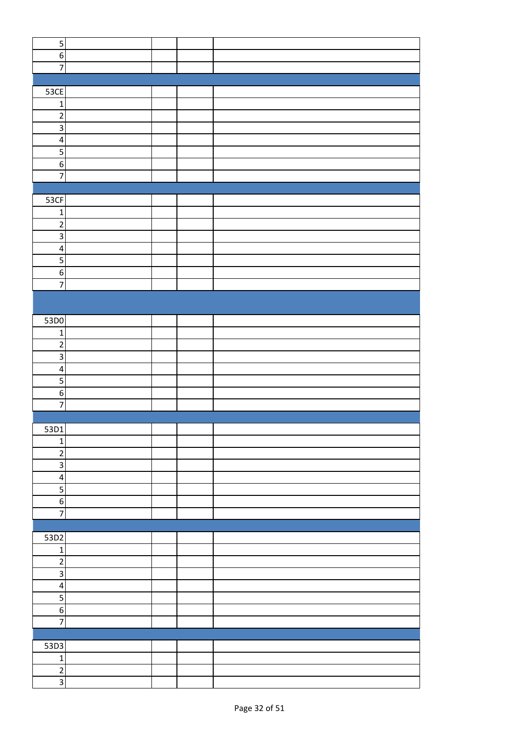| | | | | |
|---|---|---|---|---|
| 5 | | | | |
| 6 | | | | |
| 7 | | | | |
| | | | | |
| 53CE | | | | |
| 1 | | | | |
| 2 | | | | |
| 3 | | | | |
| 4 | | | | |
| 5 | | | | |
| 6 | | | | |
| 7 | | | | |
| | | | | |
| 53CF | | | | |
| 1 | | | | |
| 2 | | | | |
| 3 | | | | |
| 4 | | | | |
| 5 | | | | |
| 6 | | | | |
| 7 | | | | |
| | | | | |
| 53D0 | | | | |
| 1 | | | | |
| 2 | | | | |
| 3 | | | | |
| 4 | | | | |
| 5 | | | | |
| 6 | | | | |
| 7 | | | | |
| | | | | |
| 53D1 | | | | |
| 1 | | | | |
| 2 | | | | |
| 3 | | | | |
| 4 | | | | |
| 5 | | | | |
| 6 | | | | |
| 7 | | | | |
| | | | | |
| 53D2 | | | | |
| 1 | | | | |
| 2 | | | | |
| 3 | | | | |
| 4 | | | | |
| 5 | | | | |
| 6 | | | | |
| 7 | | | | |
| | | | | |
| 53D3 | | | | |
| 1 | | | | |
| 2 | | | | |
| 3 | | | | |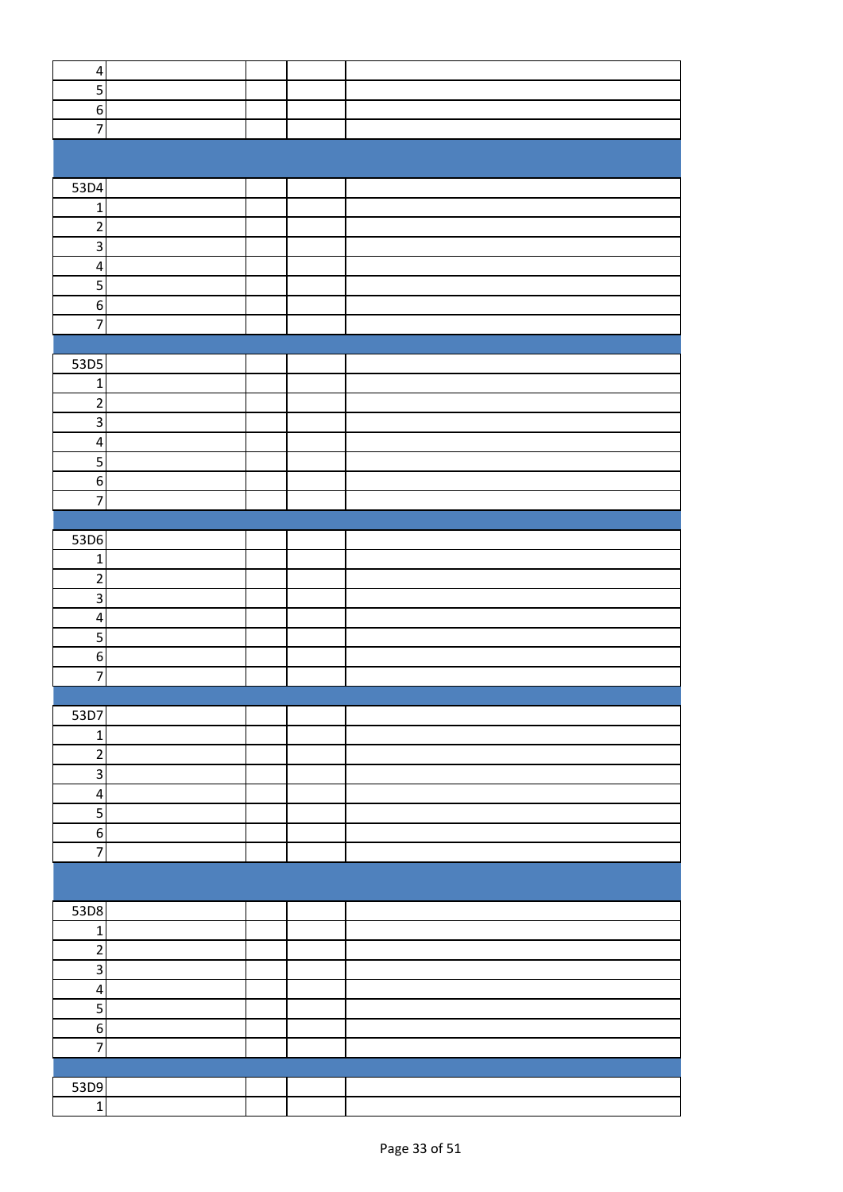| | | | | |
|---|---|---|---|---|
| 4 | | | | |
| 5 | | | | |
| 6 | | | | |
| 7 | | | | |
| | | | | |
| 53D4 | | | | |
| 1 | | | | |
| 2 | | | | |
| 3 | | | | |
| 4 | | | | |
| 5 | | | | |
| 6 | | | | |
| 7 | | | | |
| | | | | |
| 53D5 | | | | |
| 1 | | | | |
| 2 | | | | |
| 3 | | | | |
| 4 | | | | |
| 5 | | | | |
| 6 | | | | |
| 7 | | | | |
| | | | | |
| 53D6 | | | | |
| 1 | | | | |
| 2 | | | | |
| 3 | | | | |
| 4 | | | | |
| 5 | | | | |
| 6 | | | | |
| 7 | | | | |
| | | | | |
| 53D7 | | | | |
| 1 | | | | |
| 2 | | | | |
| 3 | | | | |
| 4 | | | | |
| 5 | | | | |
| 6 | | | | |
| 7 | | | | |
| | | | | |
| 53D8 | | | | |
| 1 | | | | |
| 2 | | | | |
| 3 | | | | |
| 4 | | | | |
| 5 | | | | |
| 6 | | | | |
| 7 | | | | |
| | | | | |
| 53D9 | | | | |
| 1 | | | | |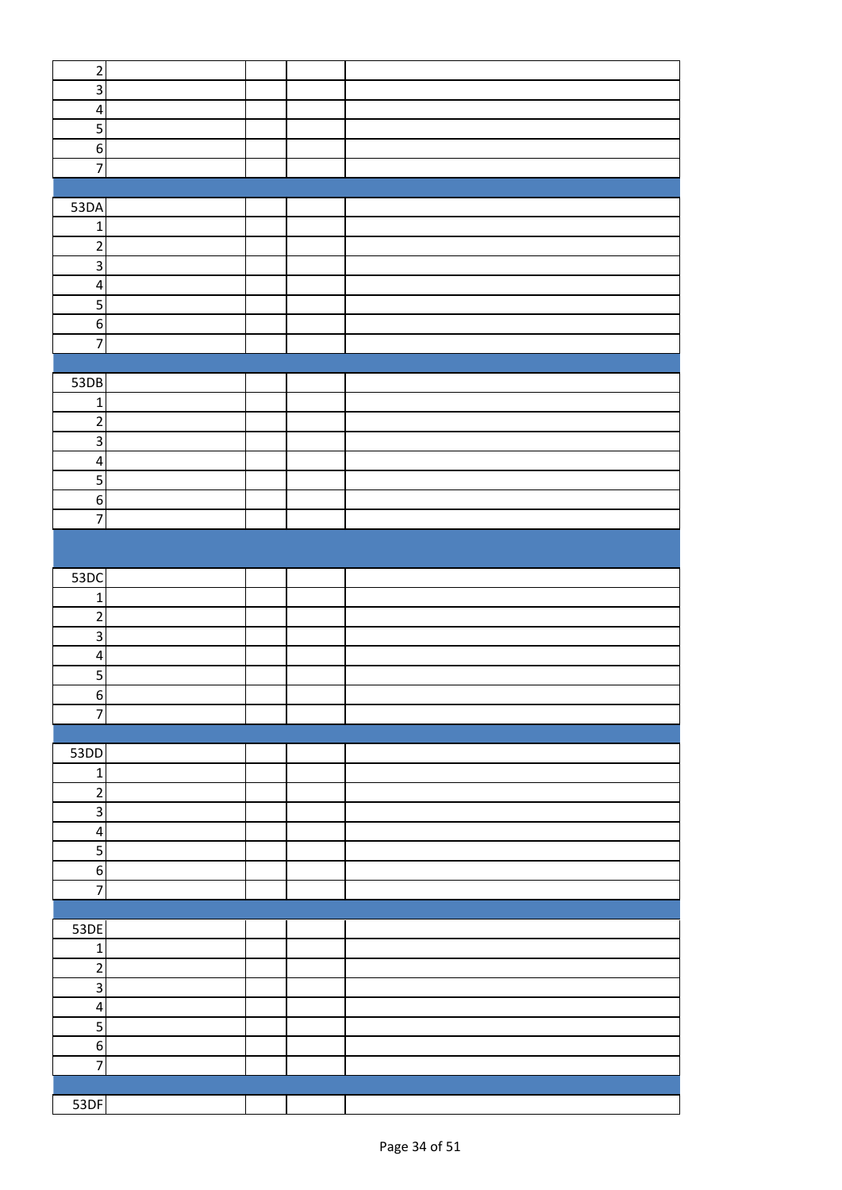| | | | | |
|---|---|---|---|---|
| 2 | | | | |
| 3 | | | | |
| 4 | | | | |
| 5 | | | | |
| 6 | | | | |
| 7 | | | | |
| | | | | |
| 53DA | | | | |
| 1 | | | | |
| 2 | | | | |
| 3 | | | | |
| 4 | | | | |
| 5 | | | | |
| 6 | | | | |
| 7 | | | | |
| | | | | |
| 53DB | | | | |
| 1 | | | | |
| 2 | | | | |
| 3 | | | | |
| 4 | | | | |
| 5 | | | | |
| 6 | | | | |
| 7 | | | | |
| | | | | |
| 53DC | | | | |
| 1 | | | | |
| 2 | | | | |
| 3 | | | | |
| 4 | | | | |
| 5 | | | | |
| 6 | | | | |
| 7 | | | | |
| | | | | |
| 53DD | | | | |
| 1 | | | | |
| 2 | | | | |
| 3 | | | | |
| 4 | | | | |
| 5 | | | | |
| 6 | | | | |
| 7 | | | | |
| | | | | |
| 53DE | | | | |
| 1 | | | | |
| 2 | | | | |
| 3 | | | | |
| 4 | | | | |
| 5 | | | | |
| 6 | | | | |
| 7 | | | | |
| | | | | |
| 53DF | | | | |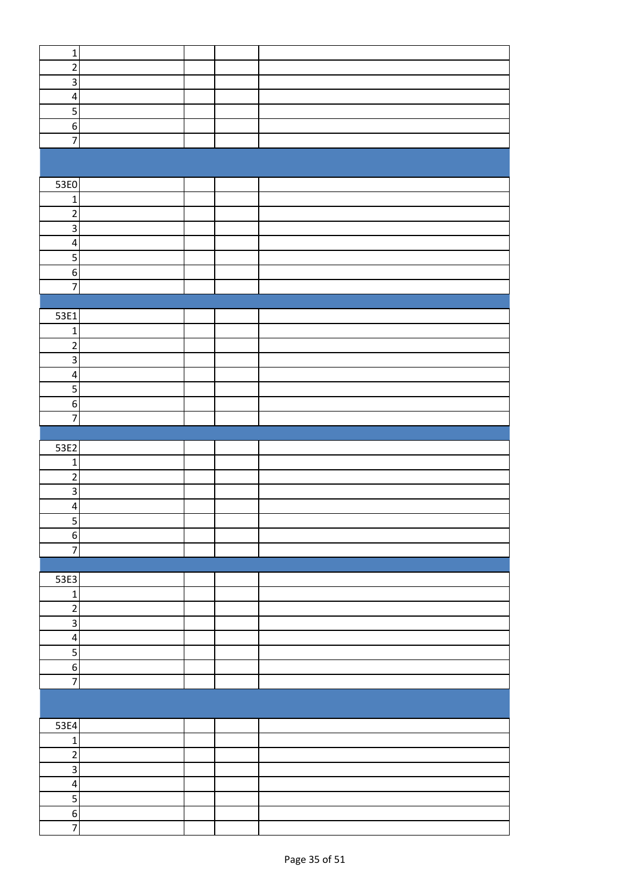| | | | | |
|---|---|---|---|---|
| 1 | | | | |
| 2 | | | | |
| 3 | | | | |
| 4 | | | | |
| 5 | | | | |
| 6 | | | | |
| 7 | | | | |
| | | | | |
| 53E0 | | | | |
| 1 | | | | |
| 2 | | | | |
| 3 | | | | |
| 4 | | | | |
| 5 | | | | |
| 6 | | | | |
| 7 | | | | |
| | | | | |
| 53E1 | | | | |
| 1 | | | | |
| 2 | | | | |
| 3 | | | | |
| 4 | | | | |
| 5 | | | | |
| 6 | | | | |
| 7 | | | | |
| | | | | |
| 53E2 | | | | |
| 1 | | | | |
| 2 | | | | |
| 3 | | | | |
| 4 | | | | |
| 5 | | | | |
| 6 | | | | |
| 7 | | | | |
| | | | | |
| 53E3 | | | | |
| 1 | | | | |
| 2 | | | | |
| 3 | | | | |
| 4 | | | | |
| 5 | | | | |
| 6 | | | | |
| 7 | | | | |
| | | | | |
| 53E4 | | | | |
| 1 | | | | |
| 2 | | | | |
| 3 | | | | |
| 4 | | | | |
| 5 | | | | |
| 6 | | | | |
| 7 | | | | |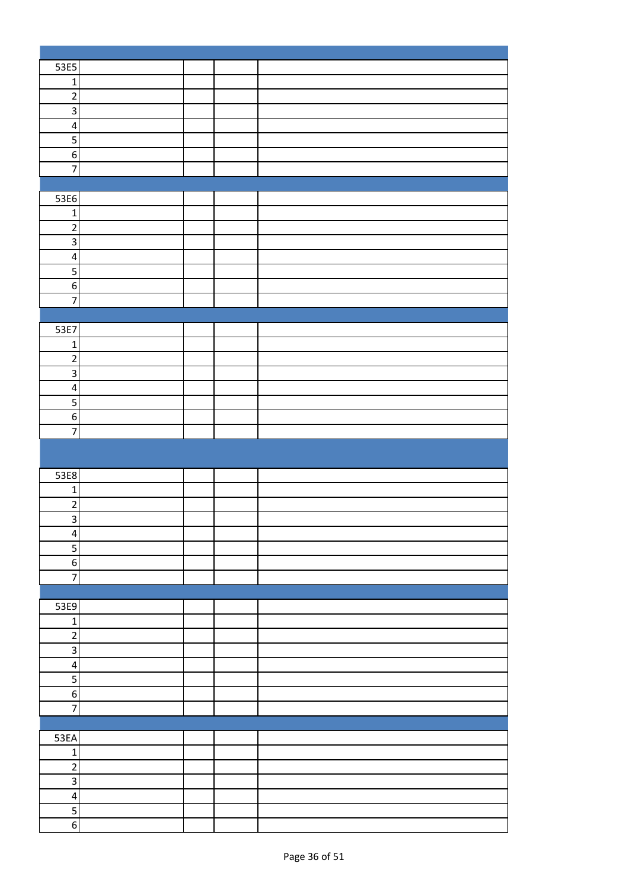| | | | | |
|---|---|---|---|---|
| 53E5 | | | | |
| 1 | | | | |
| 2 | | | | |
| 3 | | | | |
| 4 | | | | |
| 5 | | | | |
| 6 | | | | |
| 7 | | | | |
| | | | | |
| 53E6 | | | | |
| 1 | | | | |
| 2 | | | | |
| 3 | | | | |
| 4 | | | | |
| 5 | | | | |
| 6 | | | | |
| 7 | | | | |
| | | | | |
| 53E7 | | | | |
| 1 | | | | |
| 2 | | | | |
| 3 | | | | |
| 4 | | | | |
| 5 | | | | |
| 6 | | | | |
| 7 | | | | |
| | | | | |
| 53E8 | | | | |
| 1 | | | | |
| 2 | | | | |
| 3 | | | | |
| 4 | | | | |
| 5 | | | | |
| 6 | | | | |
| 7 | | | | |
| | | | | |
| 53E9 | | | | |
| 1 | | | | |
| 2 | | | | |
| 3 | | | | |
| 4 | | | | |
| 5 | | | | |
| 6 | | | | |
| 7 | | | | |
| | | | | |
| 53EA | | | | |
| 1 | | | | |
| 2 | | | | |
| 3 | | | | |
| 4 | | | | |
| 5 | | | | |
| 6 | | | | |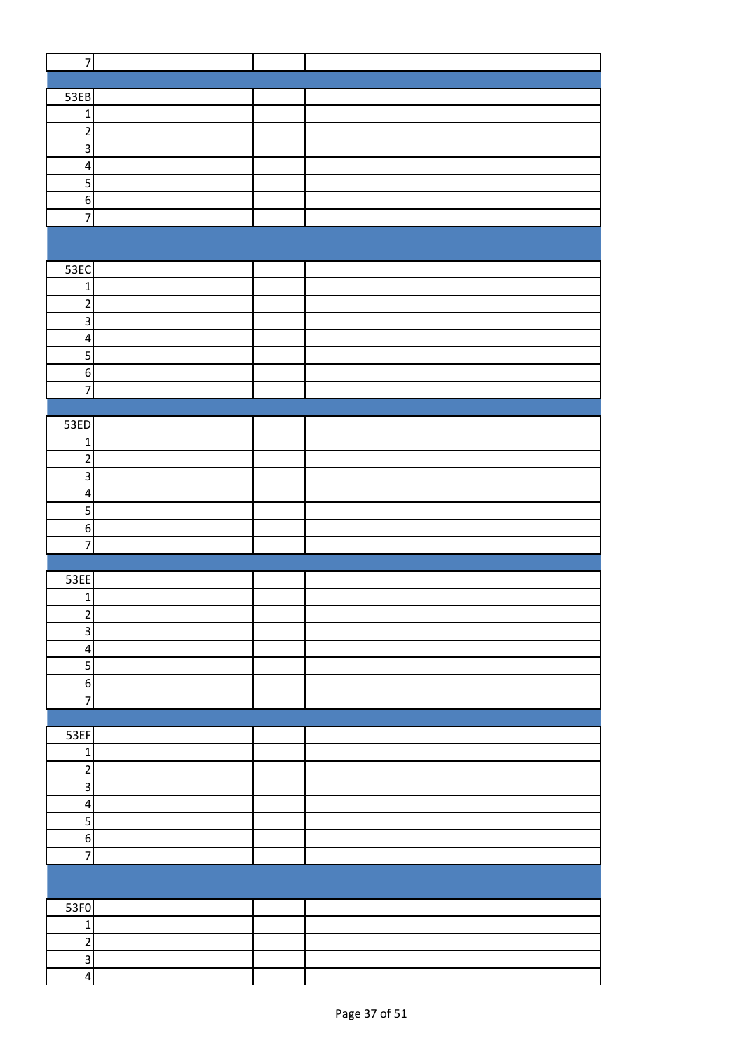| | | | | |
|---|---|---|---|---|
| 7 | | | | |
| | | | | |
| 53EB | | | | |
| 1 | | | | |
| 2 | | | | |
| 3 | | | | |
| 4 | | | | |
| 5 | | | | |
| 6 | | | | |
| 7 | | | | |
| | | | | |
| 53EC | | | | |
| 1 | | | | |
| 2 | | | | |
| 3 | | | | |
| 4 | | | | |
| 5 | | | | |
| 6 | | | | |
| 7 | | | | |
| | | | | |
| 53ED | | | | |
| 1 | | | | |
| 2 | | | | |
| 3 | | | | |
| 4 | | | | |
| 5 | | | | |
| 6 | | | | |
| 7 | | | | |
| | | | | |
| 53EE | | | | |
| 1 | | | | |
| 2 | | | | |
| 3 | | | | |
| 4 | | | | |
| 5 | | | | |
| 6 | | | | |
| 7 | | | | |
| | | | | |
| 53EF | | | | |
| 1 | | | | |
| 2 | | | | |
| 3 | | | | |
| 4 | | | | |
| 5 | | | | |
| 6 | | | | |
| 7 | | | | |
| | | | | |
| 53F0 | | | | |
| 1 | | | | |
| 2 | | | | |
| 3 | | | | |
| 4 | | | | |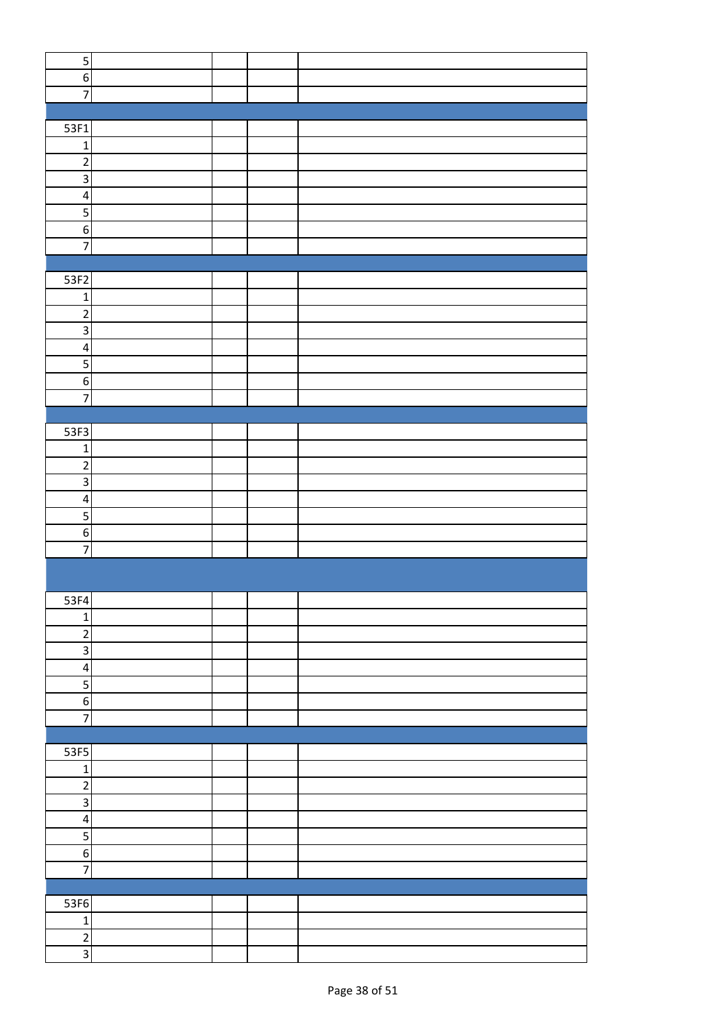| | | | | |
|---|---|---|---|---|
| 5 | | | | |
| 6 | | | | |
| 7 | | | | |
| | | | | |
| 53F1 | | | | |
| 1 | | | | |
| 2 | | | | |
| 3 | | | | |
| 4 | | | | |
| 5 | | | | |
| 6 | | | | |
| 7 | | | | |
| | | | | |
| 53F2 | | | | |
| 1 | | | | |
| 2 | | | | |
| 3 | | | | |
| 4 | | | | |
| 5 | | | | |
| 6 | | | | |
| 7 | | | | |
| | | | | |
| 53F3 | | | | |
| 1 | | | | |
| 2 | | | | |
| 3 | | | | |
| 4 | | | | |
| 5 | | | | |
| 6 | | | | |
| 7 | | | | |
| | | | | |
| 53F4 | | | | |
| 1 | | | | |
| 2 | | | | |
| 3 | | | | |
| 4 | | | | |
| 5 | | | | |
| 6 | | | | |
| 7 | | | | |
| | | | | |
| 53F5 | | | | |
| 1 | | | | |
| 2 | | | | |
| 3 | | | | |
| 4 | | | | |
| 5 | | | | |
| 6 | | | | |
| 7 | | | | |
| | | | | |
| 53F6 | | | | |
| 1 | | | | |
| 2 | | | | |
| 3 | | | | |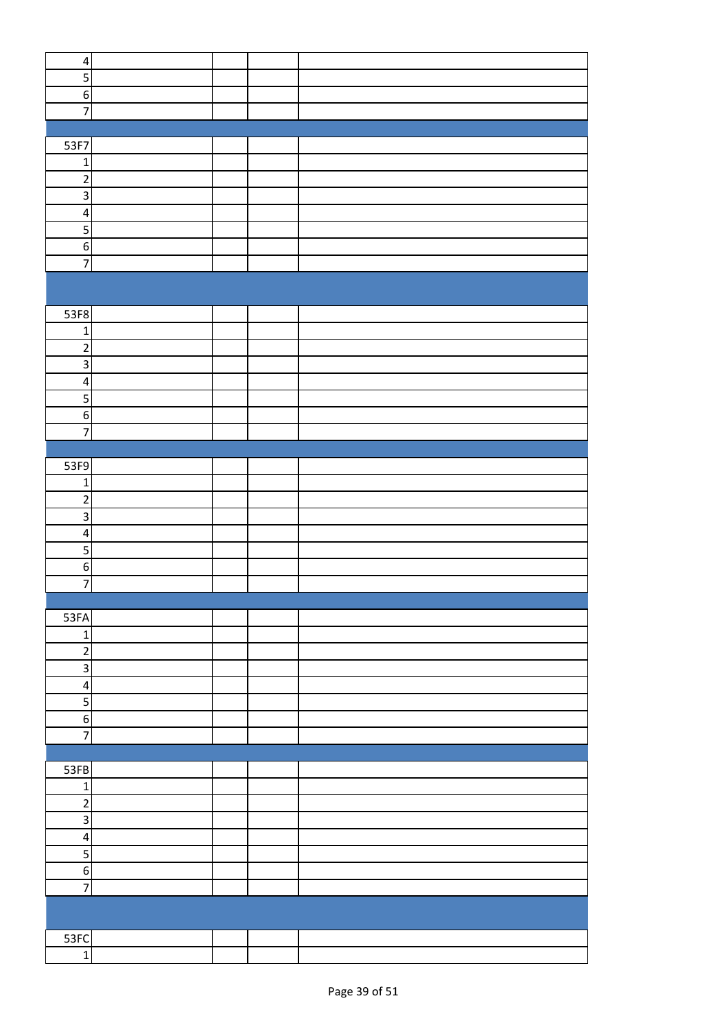| | | | | |
|---|---|---|---|---|
| 4 | | | | |
| 5 | | | | |
| 6 | | | | |
| 7 | | | | |
| | | | | |
| 53F7 | | | | |
| 1 | | | | |
| 2 | | | | |
| 3 | | | | |
| 4 | | | | |
| 5 | | | | |
| 6 | | | | |
| 7 | | | | |
| | | | | |
| 53F8 | | | | |
| 1 | | | | |
| 2 | | | | |
| 3 | | | | |
| 4 | | | | |
| 5 | | | | |
| 6 | | | | |
| 7 | | | | |
| | | | | |
| 53F9 | | | | |
| 1 | | | | |
| 2 | | | | |
| 3 | | | | |
| 4 | | | | |
| 5 | | | | |
| 6 | | | | |
| 7 | | | | |
| | | | | |
| 53FA | | | | |
| 1 | | | | |
| 2 | | | | |
| 3 | | | | |
| 4 | | | | |
| 5 | | | | |
| 6 | | | | |
| 7 | | | | |
| | | | | |
| 53FB | | | | |
| 1 | | | | |
| 2 | | | | |
| 3 | | | | |
| 4 | | | | |
| 5 | | | | |
| 6 | | | | |
| 7 | | | | |
| | | | | |
| 53FC | | | | |
| 1 | | | | |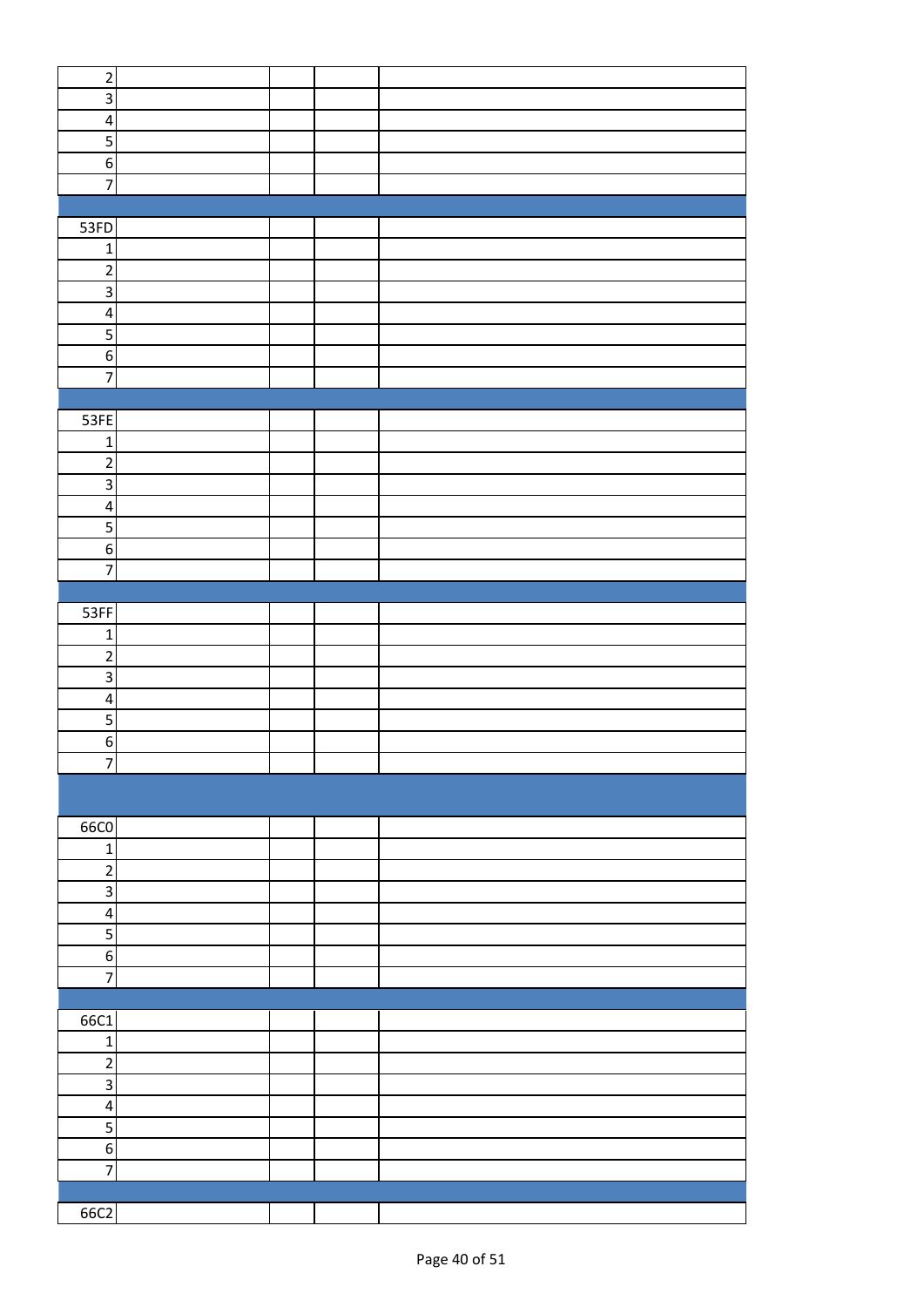| | | | | |
|---|---|---|---|---|
| 2 | | | | |
| 3 | | | | |
| 4 | | | | |
| 5 | | | | |
| 6 | | | | |
| 7 | | | | |
| | | | | |
| 53FD | | | | |
| 1 | | | | |
| 2 | | | | |
| 3 | | | | |
| 4 | | | | |
| 5 | | | | |
| 6 | | | | |
| 7 | | | | |
| | | | | |
| 53FE | | | | |
| 1 | | | | |
| 2 | | | | |
| 3 | | | | |
| 4 | | | | |
| 5 | | | | |
| 6 | | | | |
| 7 | | | | |
| | | | | |
| 53FF | | | | |
| 1 | | | | |
| 2 | | | | |
| 3 | | | | |
| 4 | | | | |
| 5 | | | | |
| 6 | | | | |
| 7 | | | | |
| | | | | |
| 66C0 | | | | |
| 1 | | | | |
| 2 | | | | |
| 3 | | | | |
| 4 | | | | |
| 5 | | | | |
| 6 | | | | |
| 7 | | | | |
| | | | | |
| 66C1 | | | | |
| 1 | | | | |
| 2 | | | | |
| 3 | | | | |
| 4 | | | | |
| 5 | | | | |
| 6 | | | | |
| 7 | | | | |
| | | | | |
| 66C2 | | | | |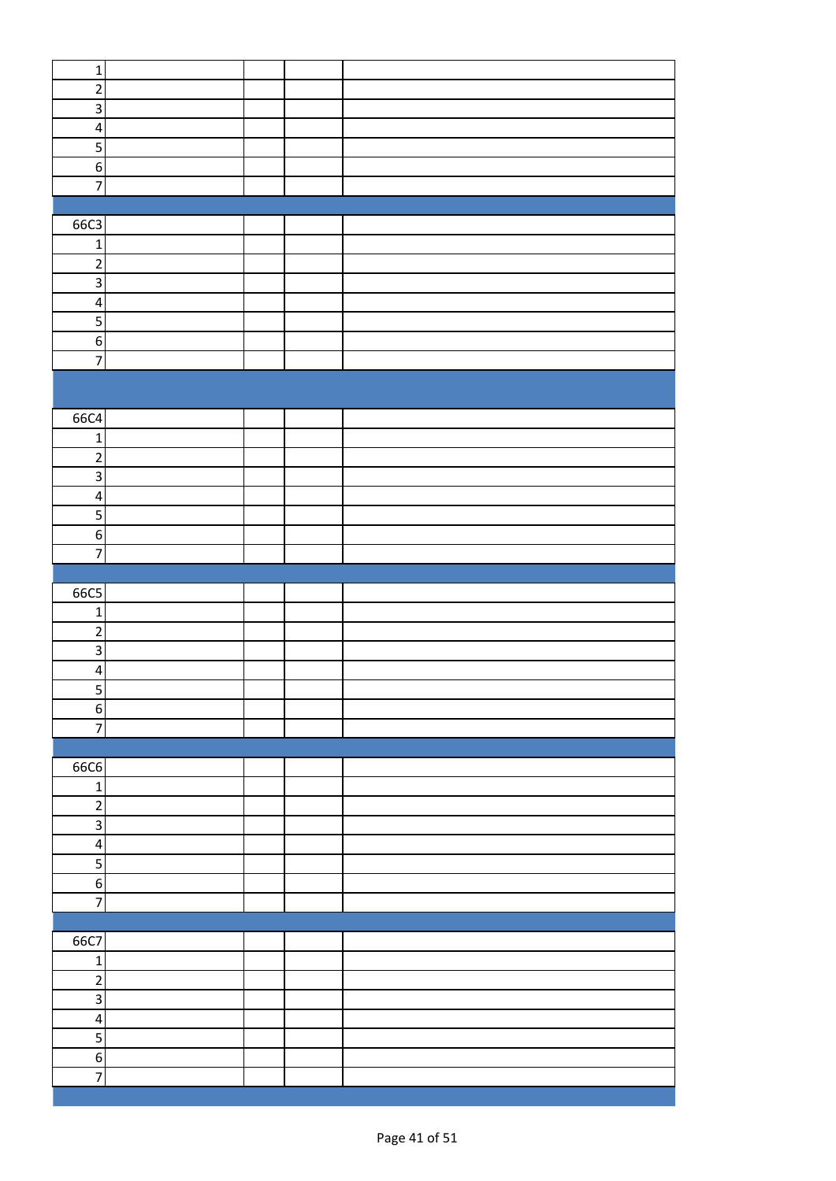| | | | | |
|---|---|---|---|---|
| 1 | | | | |
| 2 | | | | |
| 3 | | | | |
| 4 | | | | |
| 5 | | | | |
| 6 | | | | |
| 7 | | | | |
| | | | | |
| 66C3 | | | | |
| 1 | | | | |
| 2 | | | | |
| 3 | | | | |
| 4 | | | | |
| 5 | | | | |
| 6 | | | | |
| 7 | | | | |
| | | | | |
| 66C4 | | | | |
| 1 | | | | |
| 2 | | | | |
| 3 | | | | |
| 4 | | | | |
| 5 | | | | |
| 6 | | | | |
| 7 | | | | |
| | | | | |
| 66C5 | | | | |
| 1 | | | | |
| 2 | | | | |
| 3 | | | | |
| 4 | | | | |
| 5 | | | | |
| 6 | | | | |
| 7 | | | | |
| | | | | |
| 66C6 | | | | |
| 1 | | | | |
| 2 | | | | |
| 3 | | | | |
| 4 | | | | |
| 5 | | | | |
| 6 | | | | |
| 7 | | | | |
| | | | | |
| 66C7 | | | | |
| 1 | | | | |
| 2 | | | | |
| 3 | | | | |
| 4 | | | | |
| 5 | | | | |
| 6 | | | | |
| 7 | | | | |
| | | | | |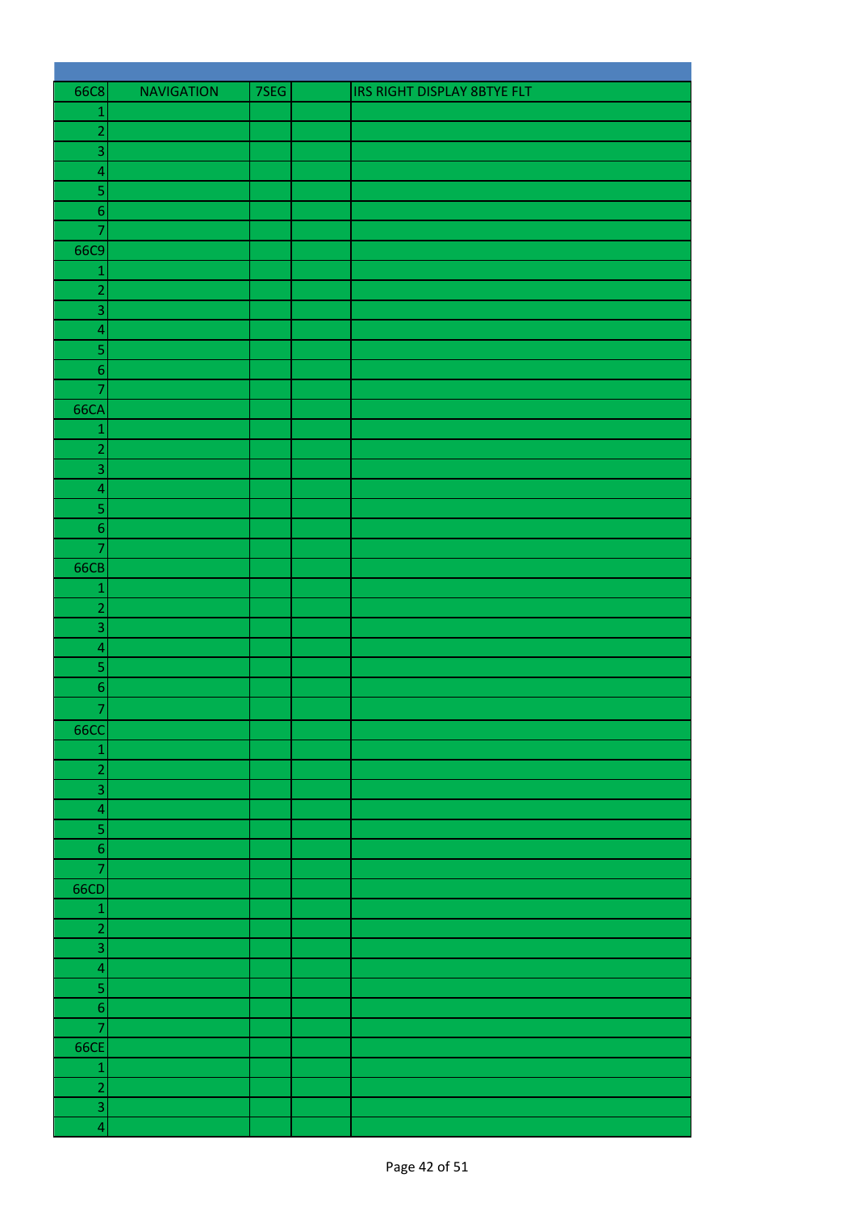| 66C8 | NAVIGATION | 7SEG | | IRS RIGHT DISPLAY 8BTYE FLT |
|---|---|---|---|---|
| 1 | | | | |
| 2 | | | | |
| 3 | | | | |
| 4 | | | | |
| 5 | | | | |
| 6 | | | | |
| 7 | | | | |
| 66C9 | | | | |
| 1 | | | | |
| 2 | | | | |
| 3 | | | | |
| 4 | | | | |
| 5 | | | | |
| 6 | | | | |
| 7 | | | | |
| 66CA | | | | |
| 1 | | | | |
| 2 | | | | |
| 3 | | | | |
| 4 | | | | |
| 5 | | | | |
| 6 | | | | |
| 7 | | | | |
| 66CB | | | | |
| 1 | | | | |
| 2 | | | | |
| 3 | | | | |
| 4 | | | | |
| 5 | | | | |
| 6 | | | | |
| 7 | | | | |
| 66CC | | | | |
| 1 | | | | |
| 2 | | | | |
| 3 | | | | |
| 4 | | | | |
| 5 | | | | |
| 6 | | | | |
| 7 | | | | |
| 66CD | | | | |
| 1 | | | | |
| 2 | | | | |
| 3 | | | | |
| 4 | | | | |
| 5 | | | | |
| 6 | | | | |
| 7 | | | | |
| 66CE | | | | |
| 1 | | | | |
| 2 | | | | |
| 3 | | | | |
| 4 | | | | |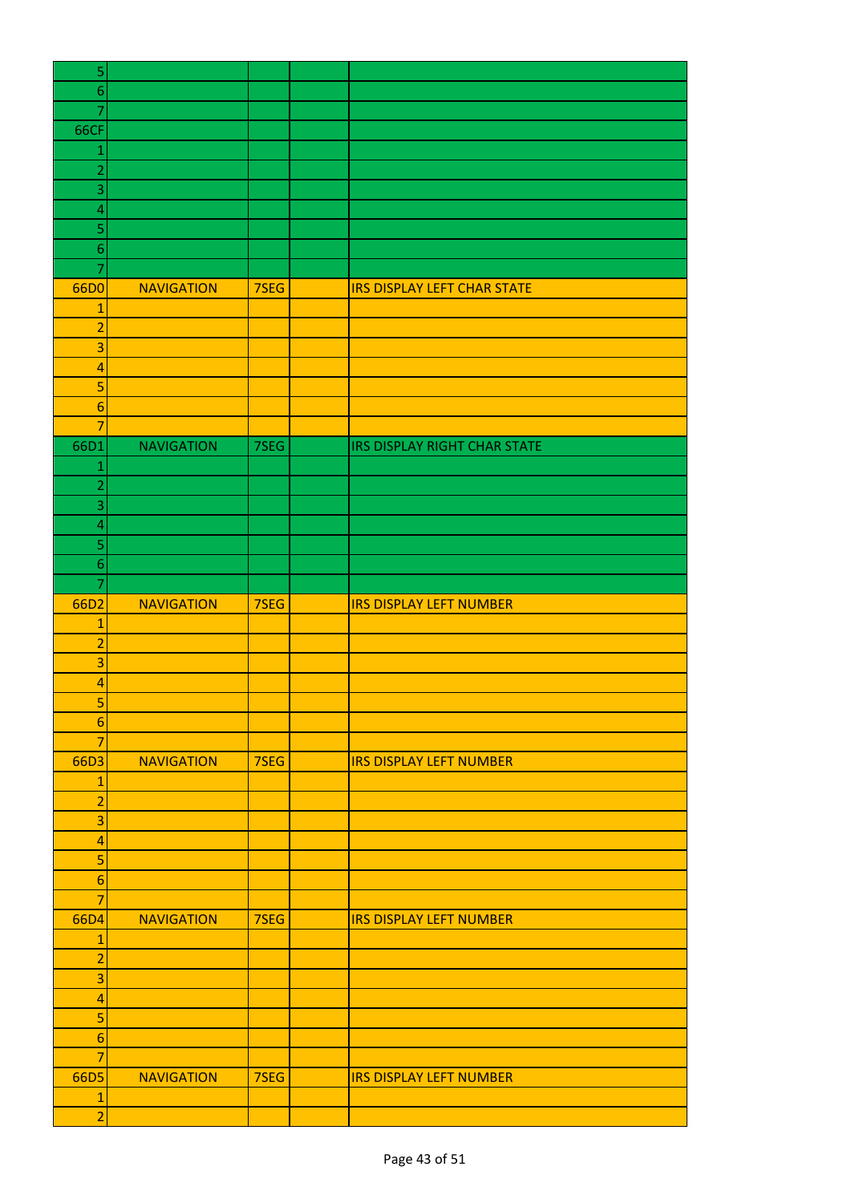| | | | | |
|---|---|---|---|---|
| 5 | | | | |
| 6 | | | | |
| 7 | | | | |
| 66CF | | | | |
| 1 | | | | |
| 2 | | | | |
| 3 | | | | |
| 4 | | | | |
| 5 | | | | |
| 6 | | | | |
| 7 | | | | |
| 66D0 | NAVIGATION | 7SEG | | IRS DISPLAY LEFT CHAR STATE |
| 1 | | | | |
| 2 | | | | |
| 3 | | | | |
| 4 | | | | |
| 5 | | | | |
| 6 | | | | |
| 7 | | | | |
| 66D1 | NAVIGATION | 7SEG | | IRS DISPLAY RIGHT CHAR STATE |
| 1 | | | | |
| 2 | | | | |
| 3 | | | | |
| 4 | | | | |
| 5 | | | | |
| 6 | | | | |
| 7 | | | | |
| 66D2 | NAVIGATION | 7SEG | | IRS DISPLAY LEFT NUMBER |
| 1 | | | | |
| 2 | | | | |
| 3 | | | | |
| 4 | | | | |
| 5 | | | | |
| 6 | | | | |
| 7 | | | | |
| 66D3 | NAVIGATION | 7SEG | | IRS DISPLAY LEFT NUMBER |
| 1 | | | | |
| 2 | | | | |
| 3 | | | | |
| 4 | | | | |
| 5 | | | | |
| 6 | | | | |
| 7 | | | | |
| 66D4 | NAVIGATION | 7SEG | | IRS DISPLAY LEFT NUMBER |
| 1 | | | | |
| 2 | | | | |
| 3 | | | | |
| 4 | | | | |
| 5 | | | | |
| 6 | | | | |
| 7 | | | | |
| 66D5 | NAVIGATION | 7SEG | | IRS DISPLAY LEFT NUMBER |
| 1 | | | | |
| 2 | | | | |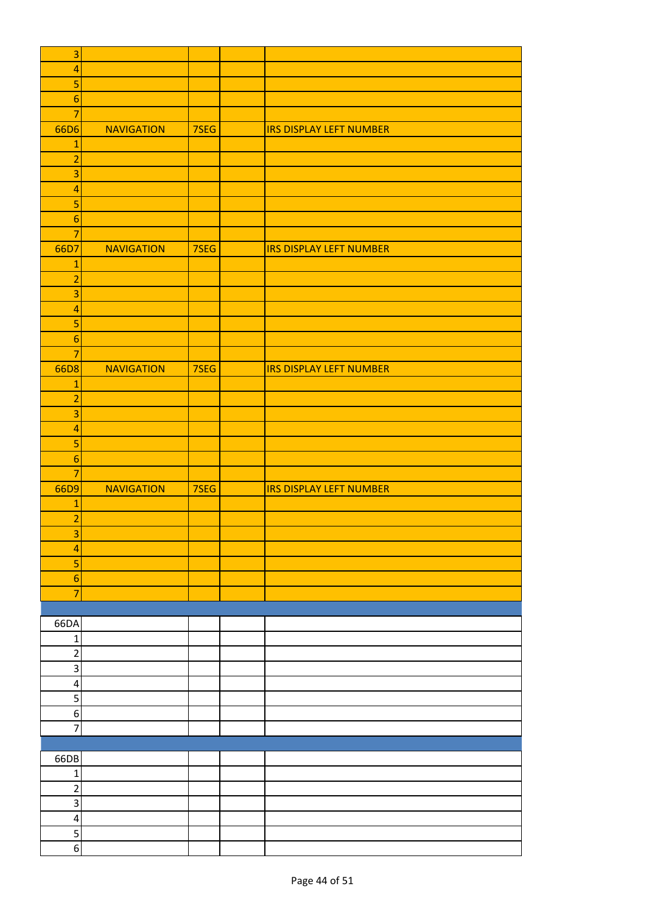| | | | | |
|---|---|---|---|---|
| 3 | | | | |
| 4 | | | | |
| 5 | | | | |
| 6 | | | | |
| 7 | | | | |
| 66D6 | NAVIGATION | 7SEG | | IRS DISPLAY LEFT NUMBER |
| 1 | | | | |
| 2 | | | | |
| 3 | | | | |
| 4 | | | | |
| 5 | | | | |
| 6 | | | | |
| 7 | | | | |
| 66D7 | NAVIGATION | 7SEG | | IRS DISPLAY LEFT NUMBER |
| 1 | | | | |
| 2 | | | | |
| 3 | | | | |
| 4 | | | | |
| 5 | | | | |
| 6 | | | | |
| 7 | | | | |
| 66D8 | NAVIGATION | 7SEG | | IRS DISPLAY LEFT NUMBER |
| 1 | | | | |
| 2 | | | | |
| 3 | | | | |
| 4 | | | | |
| 5 | | | | |
| 6 | | | | |
| 7 | | | | |
| 66D9 | NAVIGATION | 7SEG | | IRS DISPLAY LEFT NUMBER |
| 1 | | | | |
| 2 | | | | |
| 3 | | | | |
| 4 | | | | |
| 5 | | | | |
| 6 | | | | |
| 7 | | | | |
| | | | | |
| 66DA | | | | |
| 1 | | | | |
| 2 | | | | |
| 3 | | | | |
| 4 | | | | |
| 5 | | | | |
| 6 | | | | |
| 7 | | | | |
| | | | | |
| 66DB | | | | |
| 1 | | | | |
| 2 | | | | |
| 3 | | | | |
| 4 | | | | |
| 5 | | | | |
| 6 | | | | |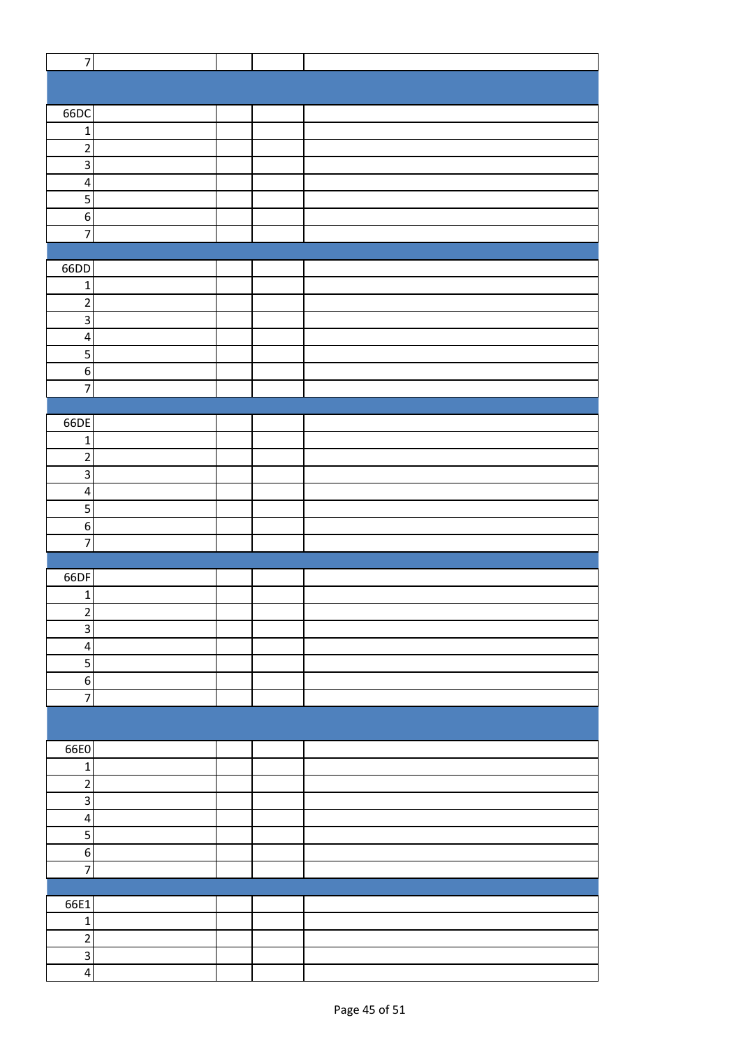| | | | | |
|---|---|---|---|---|
| 7 | | | | |
| | | | | |
| 66DC | | | | |
| 1 | | | | |
| 2 | | | | |
| 3 | | | | |
| 4 | | | | |
| 5 | | | | |
| 6 | | | | |
| 7 | | | | |
| | | | | |
| 66DD | | | | |
| 1 | | | | |
| 2 | | | | |
| 3 | | | | |
| 4 | | | | |
| 5 | | | | |
| 6 | | | | |
| 7 | | | | |
| | | | | |
| 66DE | | | | |
| 1 | | | | |
| 2 | | | | |
| 3 | | | | |
| 4 | | | | |
| 5 | | | | |
| 6 | | | | |
| 7 | | | | |
| | | | | |
| 66DF | | | | |
| 1 | | | | |
| 2 | | | | |
| 3 | | | | |
| 4 | | | | |
| 5 | | | | |
| 6 | | | | |
| 7 | | | | |
| | | | | |
| 66E0 | | | | |
| 1 | | | | |
| 2 | | | | |
| 3 | | | | |
| 4 | | | | |
| 5 | | | | |
| 6 | | | | |
| 7 | | | | |
| | | | | |
| 66E1 | | | | |
| 1 | | | | |
| 2 | | | | |
| 3 | | | | |
| 4 | | | | |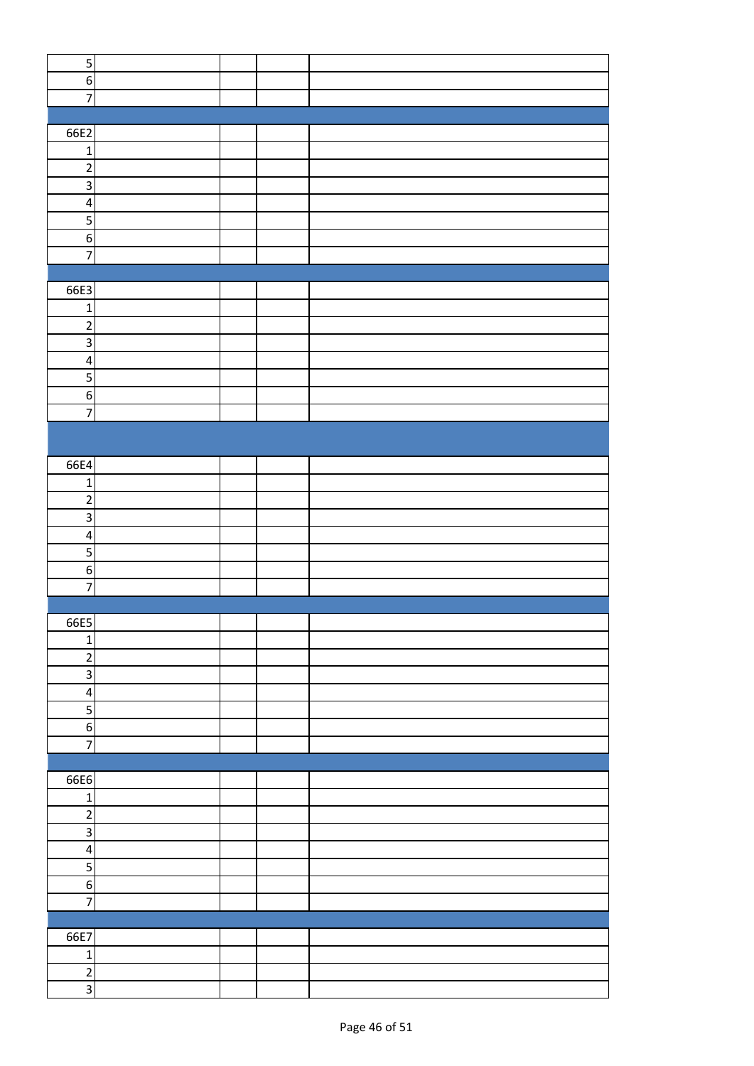| | | | | |
|---|---|---|---|---|
| 5 | | | | |
| 6 | | | | |
| 7 | | | | |
| | | | | |
| 66E2 | | | | |
| 1 | | | | |
| 2 | | | | |
| 3 | | | | |
| 4 | | | | |
| 5 | | | | |
| 6 | | | | |
| 7 | | | | |
| | | | | |
| 66E3 | | | | |
| 1 | | | | |
| 2 | | | | |
| 3 | | | | |
| 4 | | | | |
| 5 | | | | |
| 6 | | | | |
| 7 | | | | |
| | | | | |
| 66E4 | | | | |
| 1 | | | | |
| 2 | | | | |
| 3 | | | | |
| 4 | | | | |
| 5 | | | | |
| 6 | | | | |
| 7 | | | | |
| | | | | |
| 66E5 | | | | |
| 1 | | | | |
| 2 | | | | |
| 3 | | | | |
| 4 | | | | |
| 5 | | | | |
| 6 | | | | |
| 7 | | | | |
| | | | | |
| 66E6 | | | | |
| 1 | | | | |
| 2 | | | | |
| 3 | | | | |
| 4 | | | | |
| 5 | | | | |
| 6 | | | | |
| 7 | | | | |
| | | | | |
| 66E7 | | | | |
| 1 | | | | |
| 2 | | | | |
| 3 | | | | |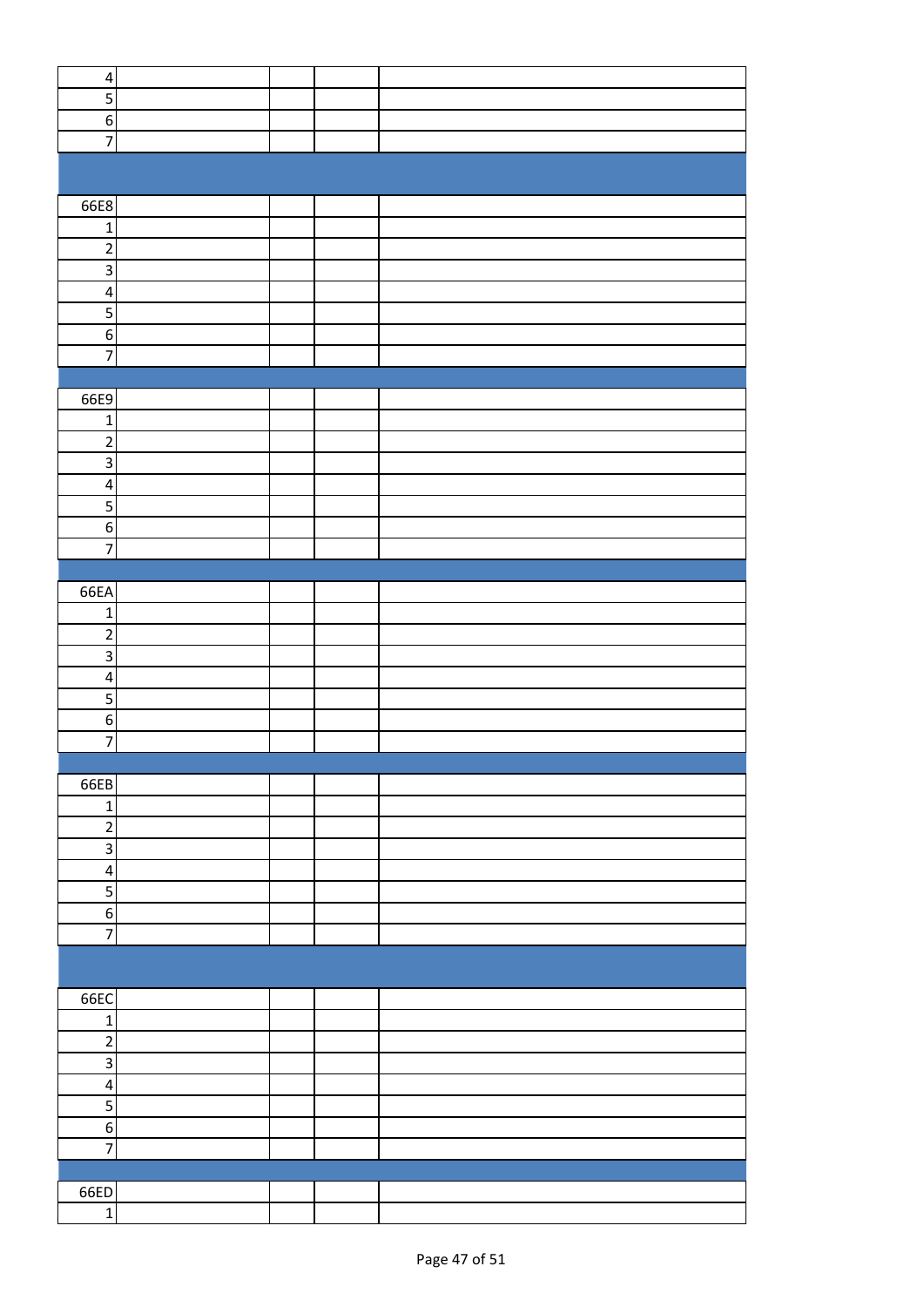| | | | | |
|---|---|---|---|---|
| 4 | | | | |
| 5 | | | | |
| 6 | | | | |
| 7 | | | | |
| | | | | |
| 66E8 | | | | |
| 1 | | | | |
| 2 | | | | |
| 3 | | | | |
| 4 | | | | |
| 5 | | | | |
| 6 | | | | |
| 7 | | | | |
| | | | | |
| 66E9 | | | | |
| 1 | | | | |
| 2 | | | | |
| 3 | | | | |
| 4 | | | | |
| 5 | | | | |
| 6 | | | | |
| 7 | | | | |
| | | | | |
| 66EA | | | | |
| 1 | | | | |
| 2 | | | | |
| 3 | | | | |
| 4 | | | | |
| 5 | | | | |
| 6 | | | | |
| 7 | | | | |
| | | | | |
| 66EB | | | | |
| 1 | | | | |
| 2 | | | | |
| 3 | | | | |
| 4 | | | | |
| 5 | | | | |
| 6 | | | | |
| 7 | | | | |
| | | | | |
| 66EC | | | | |
| 1 | | | | |
| 2 | | | | |
| 3 | | | | |
| 4 | | | | |
| 5 | | | | |
| 6 | | | | |
| 7 | | | | |
| | | | | |
| 66ED | | | | |
| 1 | | | | |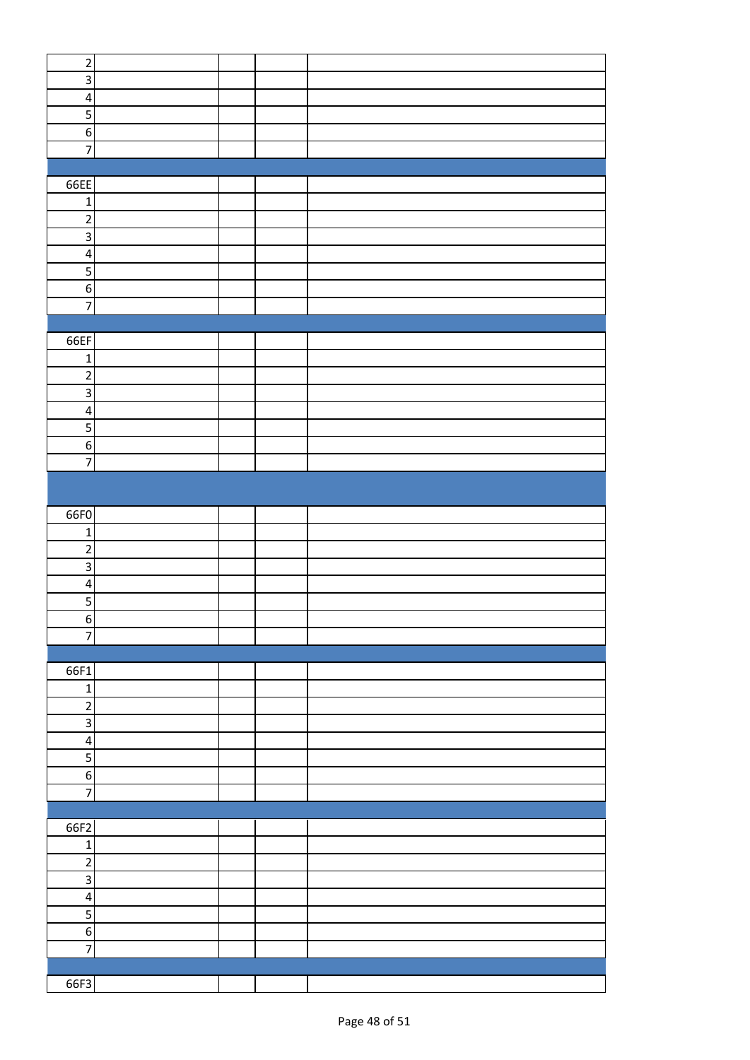| | | | | |
|---|---|---|---|---|
| 2 | | | | |
| 3 | | | | |
| 4 | | | | |
| 5 | | | | |
| 6 | | | | |
| 7 | | | | |
| | | | | |
| 66EE | | | | |
| 1 | | | | |
| 2 | | | | |
| 3 | | | | |
| 4 | | | | |
| 5 | | | | |
| 6 | | | | |
| 7 | | | | |
| | | | | |
| 66EF | | | | |
| 1 | | | | |
| 2 | | | | |
| 3 | | | | |
| 4 | | | | |
| 5 | | | | |
| 6 | | | | |
| 7 | | | | |
| | | | | |
| 66F0 | | | | |
| 1 | | | | |
| 2 | | | | |
| 3 | | | | |
| 4 | | | | |
| 5 | | | | |
| 6 | | | | |
| 7 | | | | |
| | | | | |
| 66F1 | | | | |
| 1 | | | | |
| 2 | | | | |
| 3 | | | | |
| 4 | | | | |
| 5 | | | | |
| 6 | | | | |
| 7 | | | | |
| | | | | |
| 66F2 | | | | |
| 1 | | | | |
| 2 | | | | |
| 3 | | | | |
| 4 | | | | |
| 5 | | | | |
| 6 | | | | |
| 7 | | | | |
| | | | | |
| 66F3 | | | | |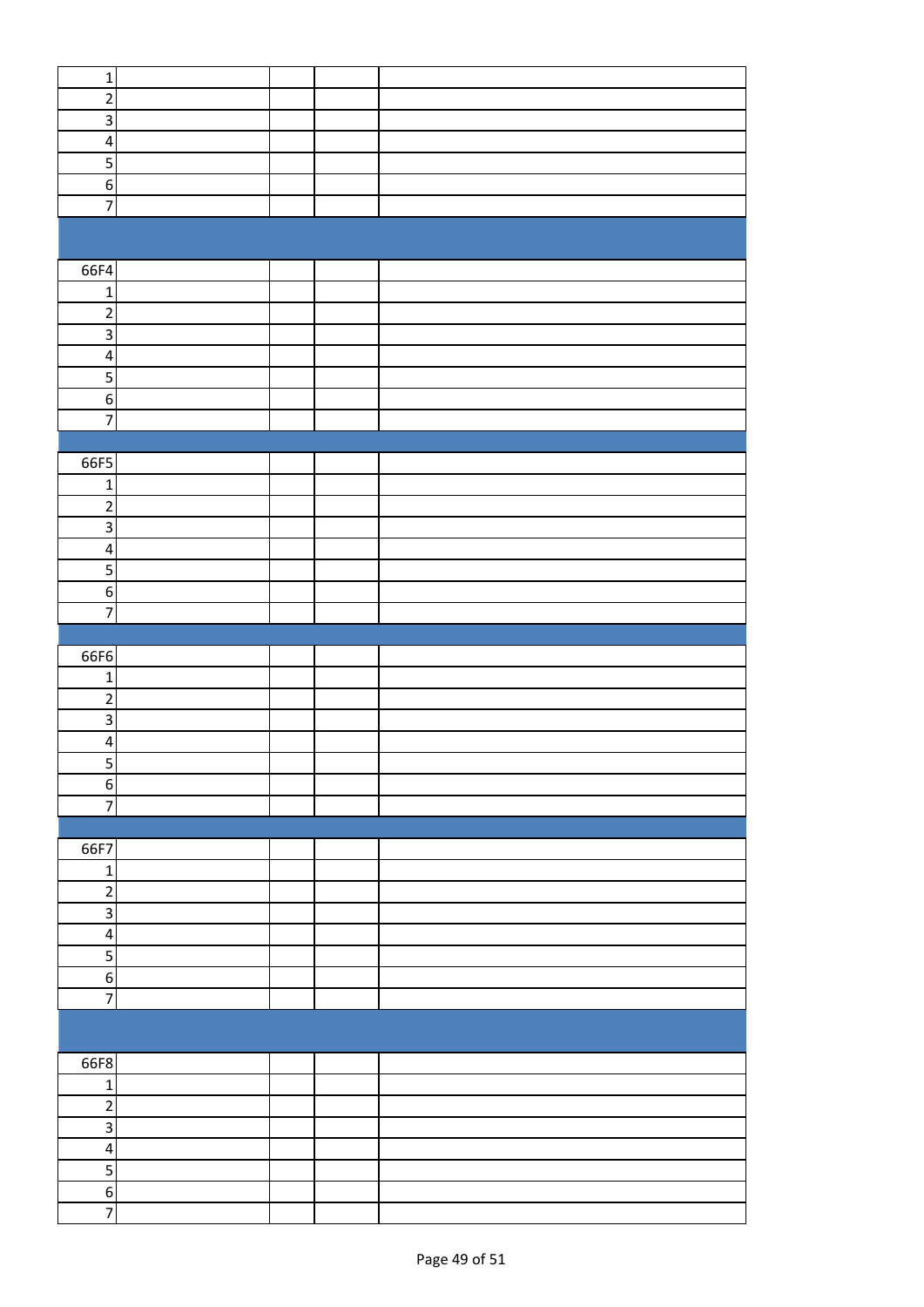| | | | | |
|---|---|---|---|---|
| 1 | | | | |
| 2 | | | | |
| 3 | | | | |
| 4 | | | | |
| 5 | | | | |
| 6 | | | | |
| 7 | | | | |
| | | | | |
| 66F4 | | | | |
| 1 | | | | |
| 2 | | | | |
| 3 | | | | |
| 4 | | | | |
| 5 | | | | |
| 6 | | | | |
| 7 | | | | |
| | | | | |
| 66F5 | | | | |
| 1 | | | | |
| 2 | | | | |
| 3 | | | | |
| 4 | | | | |
| 5 | | | | |
| 6 | | | | |
| 7 | | | | |
| | | | | |
| 66F6 | | | | |
| 1 | | | | |
| 2 | | | | |
| 3 | | | | |
| 4 | | | | |
| 5 | | | | |
| 6 | | | | |
| 7 | | | | |
| | | | | |
| 66F7 | | | | |
| 1 | | | | |
| 2 | | | | |
| 3 | | | | |
| 4 | | | | |
| 5 | | | | |
| 6 | | | | |
| 7 | | | | |
| | | | | |
| 66F8 | | | | |
| 1 | | | | |
| 2 | | | | |
| 3 | | | | |
| 4 | | | | |
| 5 | | | | |
| 6 | | | | |
| 7 | | | | |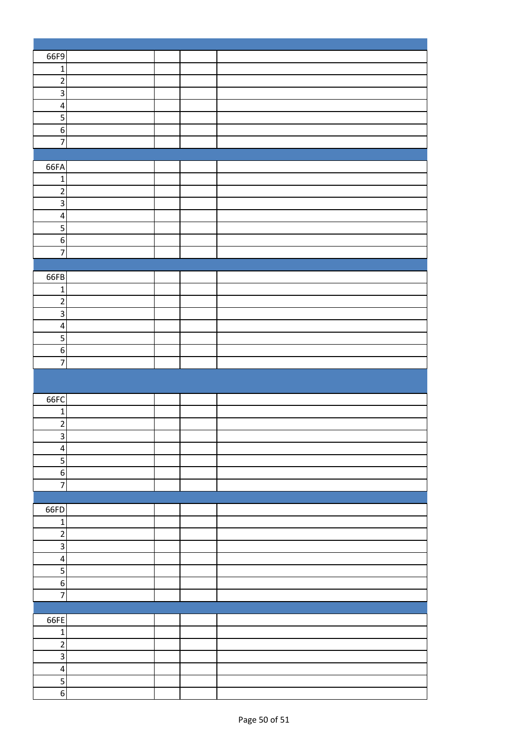| | | | | |
|---|---|---|---|---|
| 66F9 | | | | |
| 1 | | | | |
| 2 | | | | |
| 3 | | | | |
| 4 | | | | |
| 5 | | | | |
| 6 | | | | |
| 7 | | | | |

| | | | | |
|---|---|---|---|---|
| 66FA | | | | |
| 1 | | | | |
| 2 | | | | |
| 3 | | | | |
| 4 | | | | |
| 5 | | | | |
| 6 | | | | |
| 7 | | | | |

| | | | | |
|---|---|---|---|---|
| 66FB | | | | |
| 1 | | | | |
| 2 | | | | |
| 3 | | | | |
| 4 | | | | |
| 5 | | | | |
| 6 | | | | |
| 7 | | | | |

| | | | | |
|---|---|---|---|---|
| 66FC | | | | |
| 1 | | | | |
| 2 | | | | |
| 3 | | | | |
| 4 | | | | |
| 5 | | | | |
| 6 | | | | |
| 7 | | | | |

| | | | | |
|---|---|---|---|---|
| 66FD | | | | |
| 1 | | | | |
| 2 | | | | |
| 3 | | | | |
| 4 | | | | |
| 5 | | | | |
| 6 | | | | |
| 7 | | | | |

| | | | | |
|---|---|---|---|---|
| 66FE | | | | |
| 1 | | | | |
| 2 | | | | |
| 3 | | | | |
| 4 | | | | |
| 5 | | | | |
| 6 | | | | |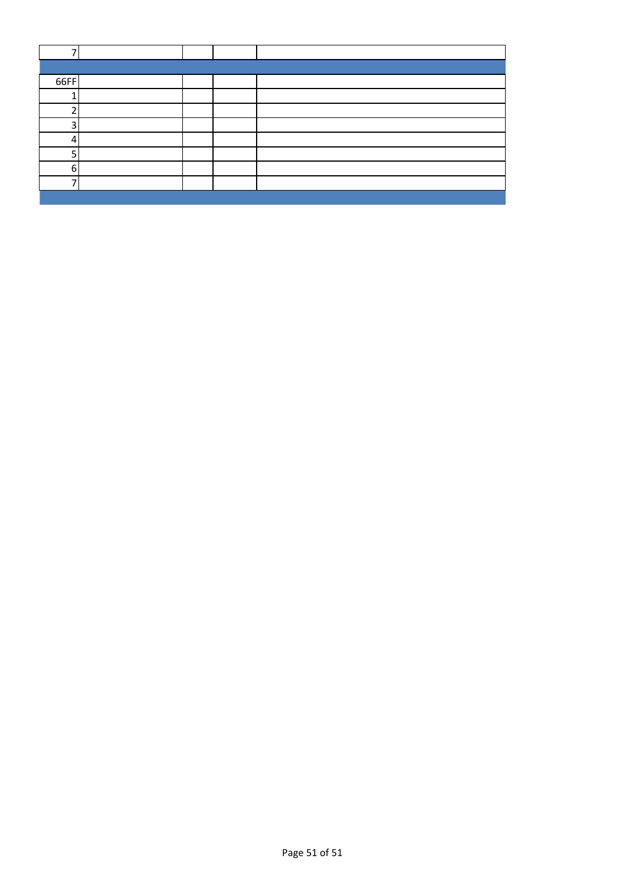| | | | | |
|---|---|---|---|---|
| 7 | | | | |
| | | | | |
| 66FF | | | | |
| 1 | | | | |
| 2 | | | | |
| 3 | | | | |
| 4 | | | | |
| 5 | | | | |
| 6 | | | | |
| 7 | | | | |
| | | | | |